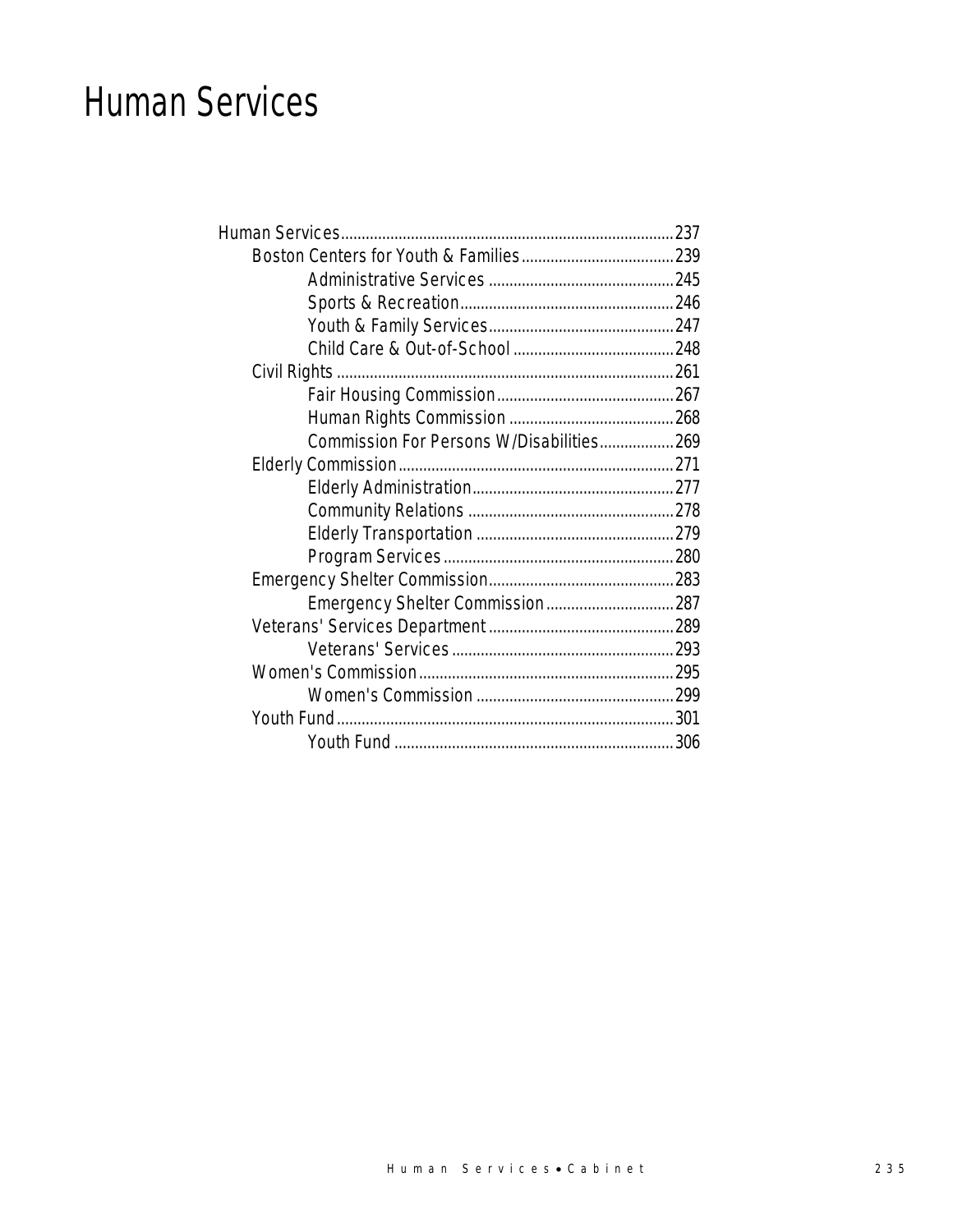# Human Services

- Human Services ........ 237
  - Boston Centers for Youth & Families ........ 239
    - Administrative Services ........ 245
    - Sports & Recreation ........ 246
    - Youth & Family Services ........ 247
    - Child Care & Out-of-School ........ 248
  - Civil Rights ........ 261
    - Fair Housing Commission ........ 267
    - Human Rights Commission ........ 268
    - Commission For Persons W/Disabilities ........ 269
  - Elderly Commission ........ 271
    - Elderly Administration ........ 277
    - Community Relations ........ 278
    - Elderly Transportation ........ 279
    - Program Services ........ 280
  - Emergency Shelter Commission ........ 283
    - Emergency Shelter Commission ........ 287
  - Veterans' Services Department ........ 289
    - Veterans' Services ........ 293
  - Women's Commission ........ 295
    - Women's Commission ........ 299
  - Youth Fund ........ 301
    - Youth Fund ........ 306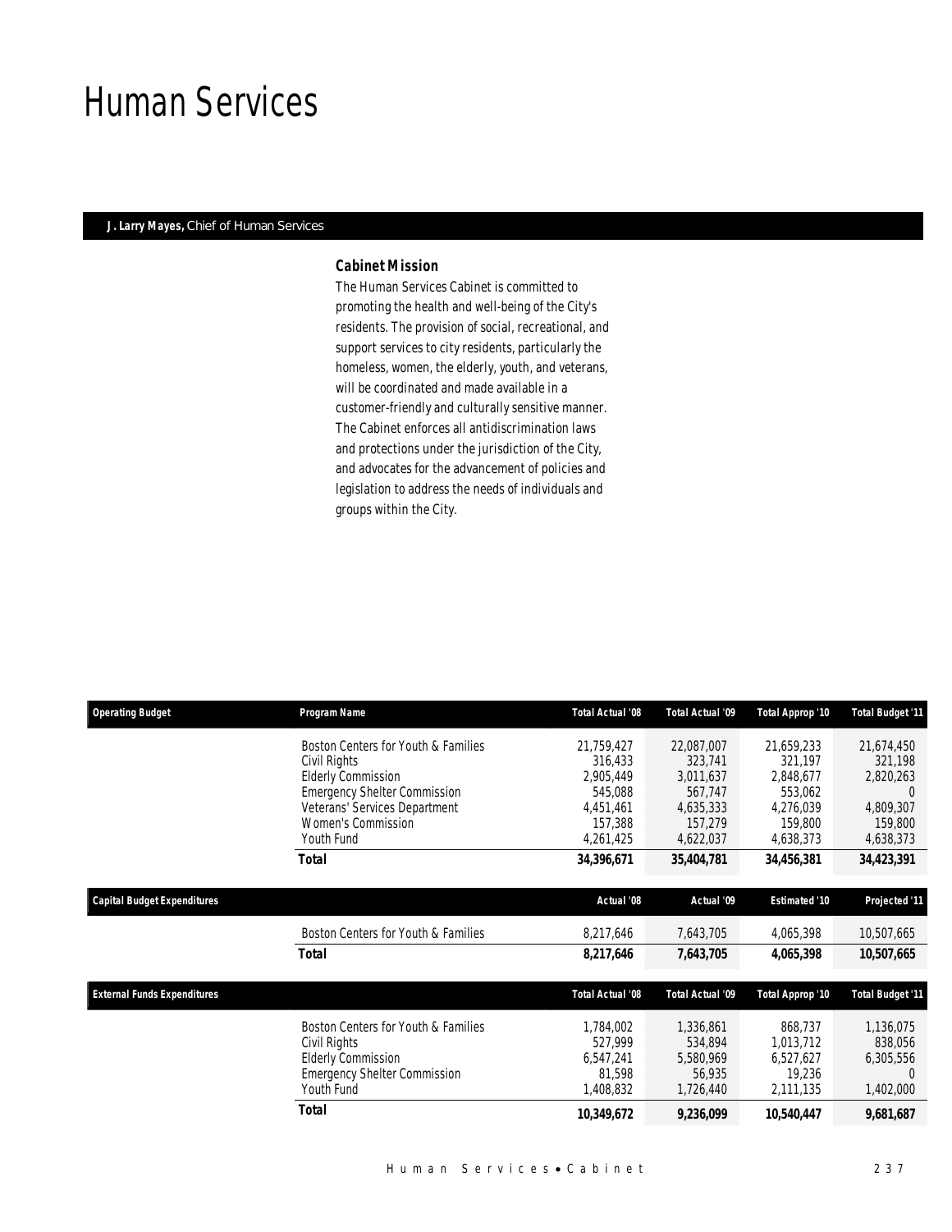# Human Services

**J. Larry Mayes,** Chief of Human Services

### *Cabinet Mission*

The Human Services Cabinet is committed to promoting the health and well-being of the City's residents. The provision of social, recreational, and support services to city residents, particularly the homeless, women, the elderly, youth, and veterans, will be coordinated and made available in a customer-friendly and culturally sensitive manner. The Cabinet enforces all antidiscrimination laws and protections under the jurisdiction of the City, and advocates for the advancement of policies and legislation to address the needs of individuals and groups within the City.

| Operating Budget | Program Name | Total Actual '08 | Total Actual '09 | Total Approp '10 | Total Budget '11 |
|---|---|---|---|---|---|
| | Boston Centers for Youth & Families | 21,759,427 | 22,087,007 | 21,659,233 | 21,674,450 |
| | Civil Rights | 316,433 | 323,741 | 321,197 | 321,198 |
| | Elderly Commission | 2,905,449 | 3,011,637 | 2,848,677 | 2,820,263 |
| | Emergency Shelter Commission | 545,088 | 567,747 | 553,062 | 0 |
| | Veterans' Services Department | 4,451,461 | 4,635,333 | 4,276,039 | 4,809,307 |
| | Women's Commission | 157,388 | 157,279 | 159,800 | 159,800 |
| | Youth Fund | 4,261,425 | 4,622,037 | 4,638,373 | 4,638,373 |
| | **Total** | **34,396,671** | **35,404,781** | **34,456,381** | **34,423,391** |

| Capital Budget Expenditures | | Actual '08 | Actual '09 | Estimated '10 | Projected '11 |
|---|---|---|---|---|---|
| | Boston Centers for Youth & Families | 8,217,646 | 7,643,705 | 4,065,398 | 10,507,665 |
| | **Total** | **8,217,646** | **7,643,705** | **4,065,398** | **10,507,665** |

| External Funds Expenditures | | Total Actual '08 | Total Actual '09 | Total Approp '10 | Total Budget '11 |
|---|---|---|---|---|---|
| | Boston Centers for Youth & Families | 1,784,002 | 1,336,861 | 868,737 | 1,136,075 |
| | Civil Rights | 527,999 | 534,894 | 1,013,712 | 838,056 |
| | Elderly Commission | 6,547,241 | 5,580,969 | 6,527,627 | 6,305,556 |
| | Emergency Shelter Commission | 81,598 | 56,935 | 19,236 | 0 |
| | Youth Fund | 1,408,832 | 1,726,440 | 2,111,135 | 1,402,000 |
| | **Total** | **10,349,672** | **9,236,099** | **10,540,447** | **9,681,687** |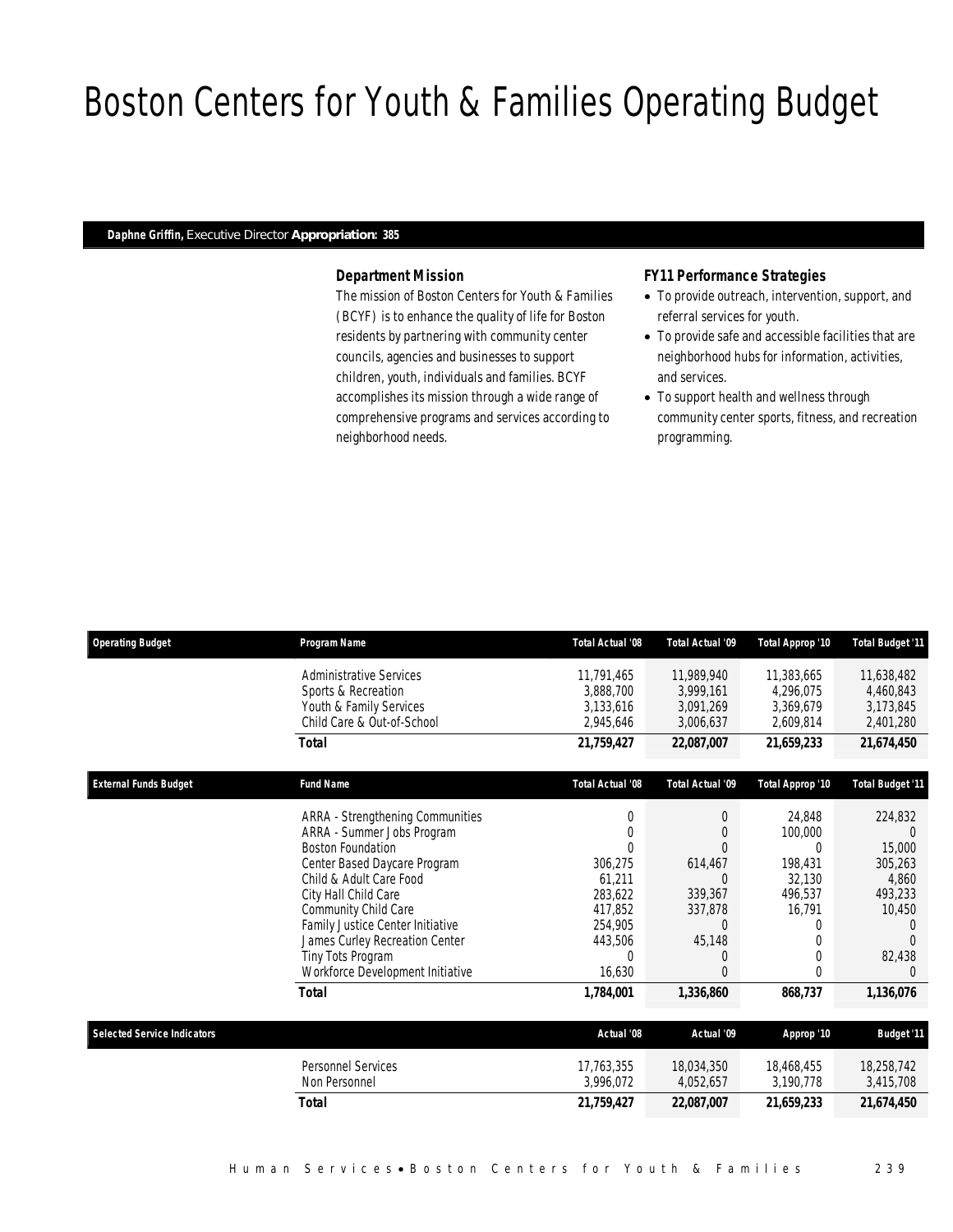# Boston Centers for Youth & Families Operating Budget

**Daphne Griffin,** Executive Director **Appropriation: 385**

### *Department Mission*

*The mission of Boston Centers for Youth & Families (BCYF) is to enhance the quality of life for Boston residents by partnering with community center councils, agencies and businesses to support children, youth, individuals and families. BCYF accomplishes its mission through a wide range of comprehensive programs and services according to neighborhood needs.*

### *FY11 Performance Strategies*

- *To provide outreach, intervention, support, and referral services for youth.*
- *To provide safe and accessible facilities that are neighborhood hubs for information, activities, and services.*
- *To support health and wellness through community center sports, fitness, and recreation programming.*

| Operating Budget | Program Name | Total Actual '08 | Total Actual '09 | Total Approp '10 | Total Budget '11 |
|---|---|---|---|---|---|
| | Administrative Services | 11,791,465 | 11,989,940 | 11,383,665 | 11,638,482 |
| | Sports & Recreation | 3,888,700 | 3,999,161 | 4,296,075 | 4,460,843 |
| | Youth & Family Services | 3,133,616 | 3,091,269 | 3,369,679 | 3,173,845 |
| | Child Care & Out-of-School | 2,945,646 | 3,006,637 | 2,609,814 | 2,401,280 |
| | **Total** | **21,759,427** | **22,087,007** | **21,659,233** | **21,674,450** |

| External Funds Budget | Fund Name | Total Actual '08 | Total Actual '09 | Total Approp '10 | Total Budget '11 |
|---|---|---|---|---|---|
| | ARRA - Strengthening Communities | 0 | 0 | 24,848 | 224,832 |
| | ARRA - Summer Jobs Program | 0 | 0 | 100,000 | 0 |
| | Boston Foundation | 0 | 0 | 0 | 15,000 |
| | Center Based Daycare Program | 306,275 | 614,467 | 198,431 | 305,263 |
| | Child & Adult Care Food | 61,211 | 0 | 32,130 | 4,860 |
| | City Hall Child Care | 283,622 | 339,367 | 496,537 | 493,233 |
| | Community Child Care | 417,852 | 337,878 | 16,791 | 10,450 |
| | Family Justice Center Initiative | 254,905 | 0 | 0 | 0 |
| | James Curley Recreation Center | 443,506 | 45,148 | 0 | 0 |
| | Tiny Tots Program | 0 | 0 | 0 | 82,438 |
| | Workforce Development Initiative | 16,630 | 0 | 0 | 0 |
| | **Total** | **1,784,001** | **1,336,860** | **868,737** | **1,136,076** |

| Selected Service Indicators | | Actual '08 | Actual '09 | Approp '10 | Budget '11 |
|---|---|---|---|---|---|
| | Personnel Services | 17,763,355 | 18,034,350 | 18,468,455 | 18,258,742 |
| | Non Personnel | 3,996,072 | 4,052,657 | 3,190,778 | 3,415,708 |
| | **Total** | **21,759,427** | **22,087,007** | **21,659,233** | **21,674,450** |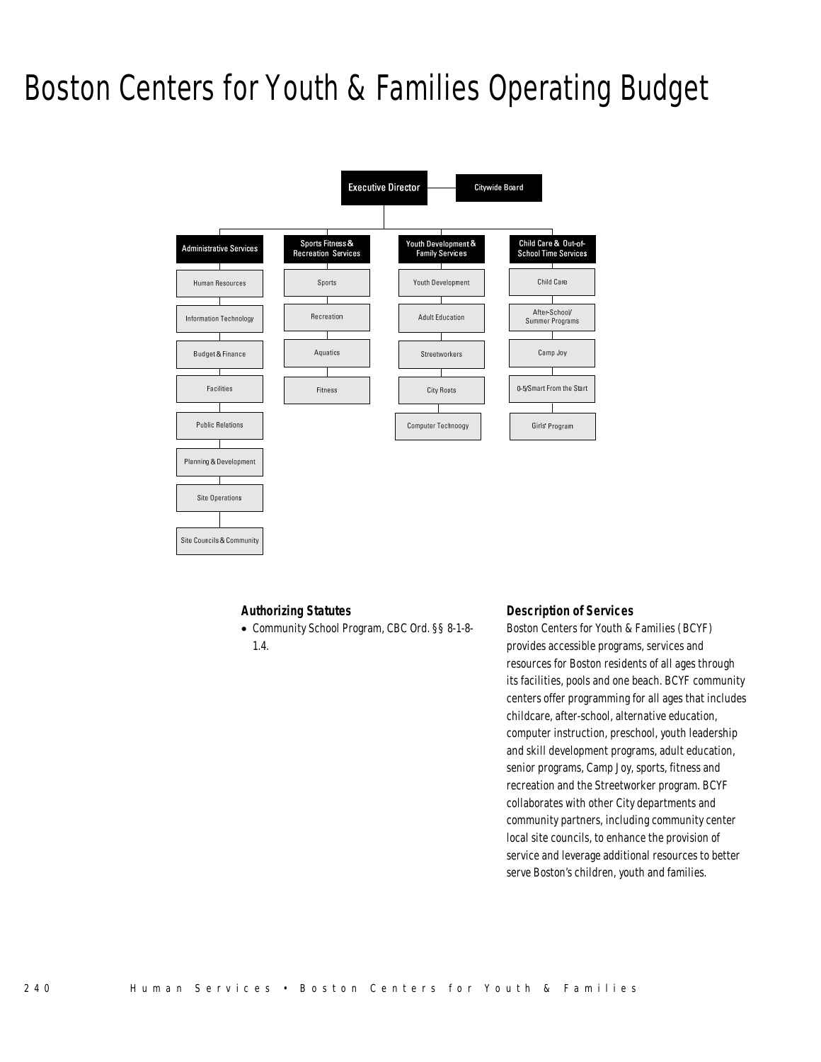# Boston Centers for Youth & Families Operating Budget

- Executive Director
  - Citywide Board
  - Administrative Services
    - Human Resources
    - Information Technology
    - Budget & Finance
    - Facilities
    - Public Relations
    - Planning & Development
    - Site Operations
    - Site Councils & Community
  - Sports Fitness & Recreation Services
    - Sports
    - Recreation
    - Aquatics
    - Fitness
  - Youth Development & Family Services
    - Youth Development
    - Adult Education
    - Streetworkers
    - City Roots
    - Computer Technoogy
  - Child Care & Out-of-School Time Services
    - Child Care
    - After-School/ Summer Programs
    - Camp Joy
    - 0-5/Smart From the Start
    - Girls' Program

### Authorizing Statutes

- Community School Program, CBC Ord. §§ 8-1-8-1.4.

### Description of Services

Boston Centers for Youth & Families (BCYF) provides accessible programs, services and resources for Boston residents of all ages through its facilities, pools and one beach. BCYF community centers offer programming for all ages that includes childcare, after-school, alternative education, computer instruction, preschool, youth leadership and skill development programs, adult education, senior programs, Camp Joy, sports, fitness and recreation and the Streetworker program. BCYF collaborates with other City departments and community partners, including community center local site councils, to enhance the provision of service and leverage additional resources to better serve Boston's children, youth and families.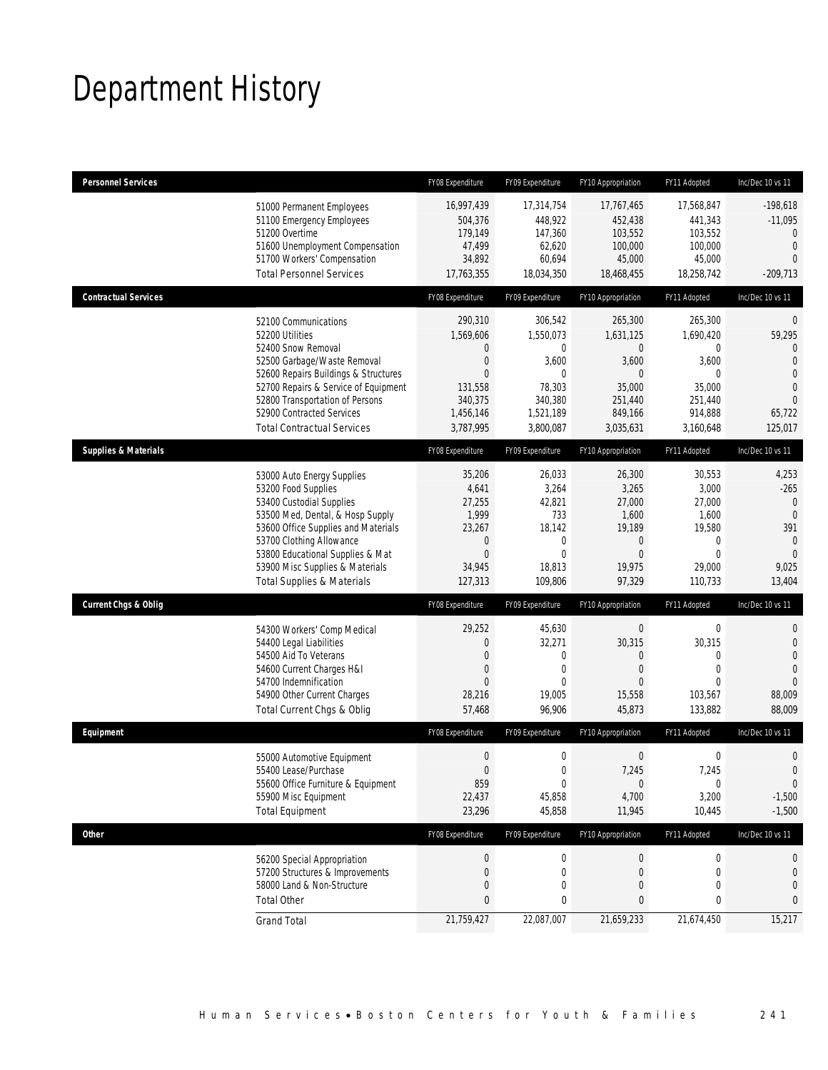# Department History

| Personnel Services | | FY08 Expenditure | FY09 Expenditure | FY10 Appropriation | FY11 Adopted | Inc/Dec 10 vs 11 |
|---|---|---|---|---|---|---|
| | 51000 Permanent Employees | 16,997,439 | 17,314,754 | 17,767,465 | 17,568,847 | -198,618 |
| | 51100 Emergency Employees | 504,376 | 448,922 | 452,438 | 441,343 | -11,095 |
| | 51200 Overtime | 179,149 | 147,360 | 103,552 | 103,552 | 0 |
| | 51600 Unemployment Compensation | 47,499 | 62,620 | 100,000 | 100,000 | 0 |
| | 51700 Workers' Compensation | 34,892 | 60,694 | 45,000 | 45,000 | 0 |
| | Total Personnel Services | 17,763,355 | 18,034,350 | 18,468,455 | 18,258,742 | -209,713 |
| **Contractual Services** | | FY08 Expenditure | FY09 Expenditure | FY10 Appropriation | FY11 Adopted | Inc/Dec 10 vs 11 |
| | 52100 Communications | 290,310 | 306,542 | 265,300 | 265,300 | 0 |
| | 52200 Utilities | 1,569,606 | 1,550,073 | 1,631,125 | 1,690,420 | 59,295 |
| | 52400 Snow Removal | 0 | 0 | 0 | 0 | 0 |
| | 52500 Garbage/Waste Removal | 0 | 3,600 | 3,600 | 3,600 | 0 |
| | 52600 Repairs Buildings & Structures | 0 | 0 | 0 | 0 | 0 |
| | 52700 Repairs & Service of Equipment | 131,558 | 78,303 | 35,000 | 35,000 | 0 |
| | 52800 Transportation of Persons | 340,375 | 340,380 | 251,440 | 251,440 | 0 |
| | 52900 Contracted Services | 1,456,146 | 1,521,189 | 849,166 | 914,888 | 65,722 |
| | Total Contractual Services | 3,787,995 | 3,800,087 | 3,035,631 | 3,160,648 | 125,017 |
| **Supplies & Materials** | | FY08 Expenditure | FY09 Expenditure | FY10 Appropriation | FY11 Adopted | Inc/Dec 10 vs 11 |
| | 53000 Auto Energy Supplies | 35,206 | 26,033 | 26,300 | 30,553 | 4,253 |
| | 53200 Food Supplies | 4,641 | 3,264 | 3,265 | 3,000 | -265 |
| | 53400 Custodial Supplies | 27,255 | 42,821 | 27,000 | 27,000 | 0 |
| | 53500 Med, Dental, & Hosp Supply | 1,999 | 733 | 1,600 | 1,600 | 0 |
| | 53600 Office Supplies and Materials | 23,267 | 18,142 | 19,189 | 19,580 | 391 |
| | 53700 Clothing Allowance | 0 | 0 | 0 | 0 | 0 |
| | 53800 Educational Supplies & Mat | 0 | 0 | 0 | 0 | 0 |
| | 53900 Misc Supplies & Materials | 34,945 | 18,813 | 19,975 | 29,000 | 9,025 |
| | Total Supplies & Materials | 127,313 | 109,806 | 97,329 | 110,733 | 13,404 |
| **Current Chgs & Oblig** | | FY08 Expenditure | FY09 Expenditure | FY10 Appropriation | FY11 Adopted | Inc/Dec 10 vs 11 |
| | 54300 Workers' Comp Medical | 29,252 | 45,630 | 0 | 0 | 0 |
| | 54400 Legal Liabilities | 0 | 32,271 | 30,315 | 30,315 | 0 |
| | 54500 Aid To Veterans | 0 | 0 | 0 | 0 | 0 |
| | 54600 Current Charges H&I | 0 | 0 | 0 | 0 | 0 |
| | 54700 Indemnification | 0 | 0 | 0 | 0 | 0 |
| | 54900 Other Current Charges | 28,216 | 19,005 | 15,558 | 103,567 | 88,009 |
| | Total Current Chgs & Oblig | 57,468 | 96,906 | 45,873 | 133,882 | 88,009 |
| **Equipment** | | FY08 Expenditure | FY09 Expenditure | FY10 Appropriation | FY11 Adopted | Inc/Dec 10 vs 11 |
| | 55000 Automotive Equipment | 0 | 0 | 0 | 0 | 0 |
| | 55400 Lease/Purchase | 0 | 0 | 7,245 | 7,245 | 0 |
| | 55600 Office Furniture & Equipment | 859 | 0 | 0 | 0 | 0 |
| | 55900 Misc Equipment | 22,437 | 45,858 | 4,700 | 3,200 | -1,500 |
| | Total Equipment | 23,296 | 45,858 | 11,945 | 10,445 | -1,500 |
| **Other** | | FY08 Expenditure | FY09 Expenditure | FY10 Appropriation | FY11 Adopted | Inc/Dec 10 vs 11 |
| | 56200 Special Appropriation | 0 | 0 | 0 | 0 | 0 |
| | 57200 Structures & Improvements | 0 | 0 | 0 | 0 | 0 |
| | 58000 Land & Non-Structure | 0 | 0 | 0 | 0 | 0 |
| | Total Other | 0 | 0 | 0 | 0 | 0 |
| | Grand Total | 21,759,427 | 22,087,007 | 21,659,233 | 21,674,450 | 15,217 |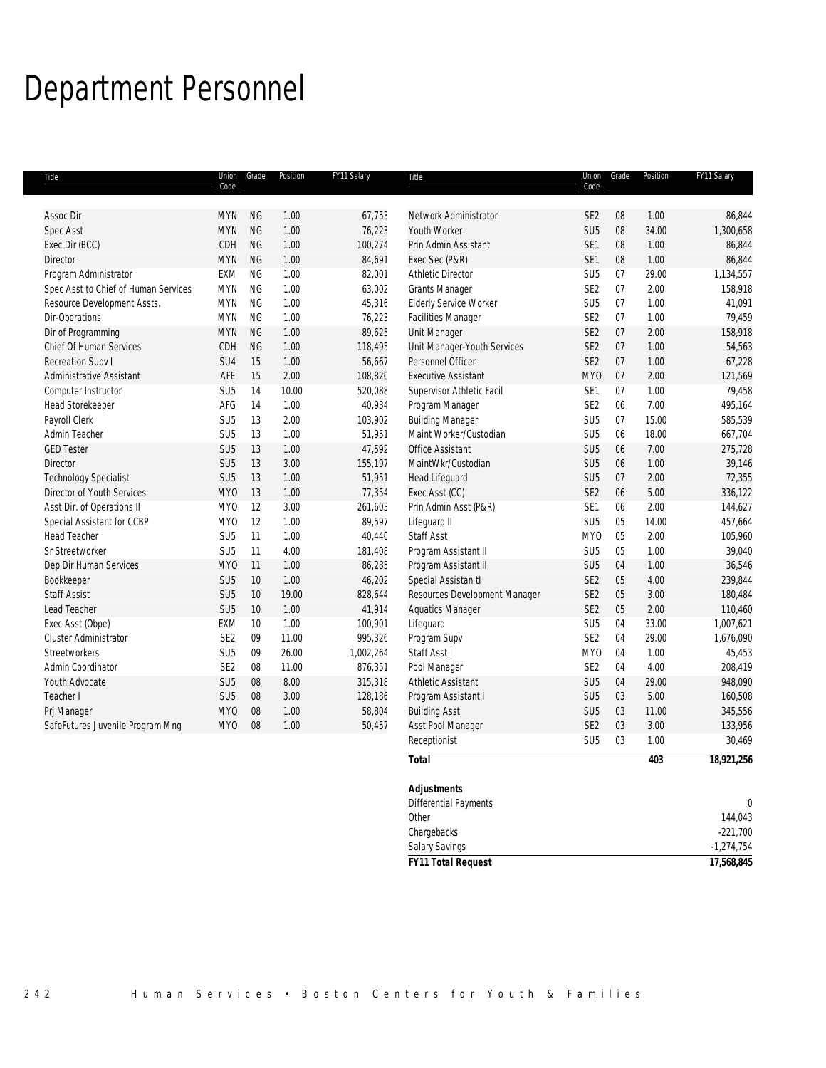# Department Personnel

| Title | Union Code | Grade | Position | FY11 Salary |
|---|---|---|---|---|
| Assoc Dir | MYN | NG | 1.00 | 67,753 |
| Spec Asst | MYN | NG | 1.00 | 76,223 |
| Exec Dir (BCC) | CDH | NG | 1.00 | 100,274 |
| Director | MYN | NG | 1.00 | 84,691 |
| Program Administrator | EXM | NG | 1.00 | 82,001 |
| Spec Asst to Chief of Human Services | MYN | NG | 1.00 | 63,002 |
| Resource Development Assts. | MYN | NG | 1.00 | 45,316 |
| Dir-Operations | MYN | NG | 1.00 | 76,223 |
| Dir of Programming | MYN | NG | 1.00 | 89,625 |
| Chief Of Human Services | CDH | NG | 1.00 | 118,495 |
| Recreation Supv I | SU4 | 15 | 1.00 | 56,667 |
| Administrative Assistant | AFE | 15 | 2.00 | 108,820 |
| Computer Instructor | SU5 | 14 | 10.00 | 520,088 |
| Head Storekeeper | AFG | 14 | 1.00 | 40,934 |
| Payroll Clerk | SU5 | 13 | 2.00 | 103,902 |
| Admin Teacher | SU5 | 13 | 1.00 | 51,951 |
| GED Tester | SU5 | 13 | 1.00 | 47,592 |
| Director | SU5 | 13 | 3.00 | 155,197 |
| Technology Specialist | SU5 | 13 | 1.00 | 51,951 |
| Director of Youth Services | MYO | 13 | 1.00 | 77,354 |
| Asst Dir. of Operations II | MYO | 12 | 3.00 | 261,603 |
| Special Assistant for CCBP | MYO | 12 | 1.00 | 89,597 |
| Head Teacher | SU5 | 11 | 1.00 | 40,440 |
| Sr Streetworker | SU5 | 11 | 4.00 | 181,408 |
| Dep Dir Human Services | MYO | 11 | 1.00 | 86,285 |
| Bookkeeper | SU5 | 10 | 1.00 | 46,202 |
| Staff Assist | SU5 | 10 | 19.00 | 828,644 |
| Lead Teacher | SU5 | 10 | 1.00 | 41,914 |
| Exec Asst (Obpe) | EXM | 10 | 1.00 | 100,901 |
| Cluster Administrator | SE2 | 09 | 11.00 | 995,326 |
| Streetworkers | SU5 | 09 | 26.00 | 1,002,264 |
| Admin Coordinator | SE2 | 08 | 11.00 | 876,351 |
| Youth Advocate | SU5 | 08 | 8.00 | 315,318 |
| Teacher I | SU5 | 08 | 3.00 | 128,186 |
| Prj Manager | MYO | 08 | 1.00 | 58,804 |
| SafeFutures Juvenile Program Mng | MYO | 08 | 1.00 | 50,457 |
| Network Administrator | SE2 | 08 | 1.00 | 86,844 |
| Youth Worker | SU5 | 08 | 34.00 | 1,300,658 |
| Prin Admin Assistant | SE1 | 08 | 1.00 | 86,844 |
| Exec Sec (P&R) | SE1 | 08 | 1.00 | 86,844 |
| Athletic Director | SU5 | 07 | 29.00 | 1,134,557 |
| Grants Manager | SE2 | 07 | 2.00 | 158,918 |
| Elderly Service Worker | SU5 | 07 | 1.00 | 41,091 |
| Facilities Manager | SE2 | 07 | 1.00 | 79,459 |
| Unit Manager | SE2 | 07 | 2.00 | 158,918 |
| Unit Manager-Youth Services | SE2 | 07 | 1.00 | 54,563 |
| Personnel Officer | SE2 | 07 | 1.00 | 67,228 |
| Executive Assistant | MYO | 07 | 2.00 | 121,569 |
| Supervisor Athletic Facil | SE1 | 07 | 1.00 | 79,458 |
| Program Manager | SE2 | 06 | 7.00 | 495,164 |
| Building Manager | SU5 | 07 | 15.00 | 585,539 |
| Maint Worker/Custodian | SU5 | 06 | 18.00 | 667,704 |
| Office Assistant | SU5 | 06 | 7.00 | 275,728 |
| MaintWkr/Custodian | SU5 | 06 | 1.00 | 39,146 |
| Head Lifeguard | SU5 | 07 | 2.00 | 72,355 |
| Exec Asst (CC) | SE2 | 06 | 5.00 | 336,122 |
| Prin Admin Asst (P&R) | SE1 | 06 | 2.00 | 144,627 |
| Lifeguard II | SU5 | 05 | 14.00 | 457,664 |
| Staff Asst | MYO | 05 | 2.00 | 105,960 |
| Program Assistant II | SU5 | 05 | 1.00 | 39,040 |
| Program Assistant II | SU5 | 04 | 1.00 | 36,546 |
| Special Assistan tI | SE2 | 05 | 4.00 | 239,844 |
| Resources Development Manager | SE2 | 05 | 3.00 | 180,484 |
| Aquatics Manager | SE2 | 05 | 2.00 | 110,460 |
| Lifeguard | SU5 | 04 | 33.00 | 1,007,621 |
| Program Supv | SE2 | 04 | 29.00 | 1,676,090 |
| Staff Asst I | MYO | 04 | 1.00 | 45,453 |
| Pool Manager | SE2 | 04 | 4.00 | 208,419 |
| Athletic Assistant | SU5 | 04 | 29.00 | 948,090 |
| Program Assistant I | SU5 | 03 | 5.00 | 160,508 |
| Building Asst | SU5 | 03 | 11.00 | 345,556 |
| Asst Pool Manager | SE2 | 03 | 3.00 | 133,956 |
| Receptionist | SU5 | 03 | 1.00 | 30,469 |
| **Total** | | | **403** | **18,921,256** |

| **Adjustments** | |
|---|---|
| Differential Payments | 0 |
| Other | 144,043 |
| Chargebacks | -221,700 |
| Salary Savings | -1,274,754 |
| **FY11 Total Request** | **17,568,845** |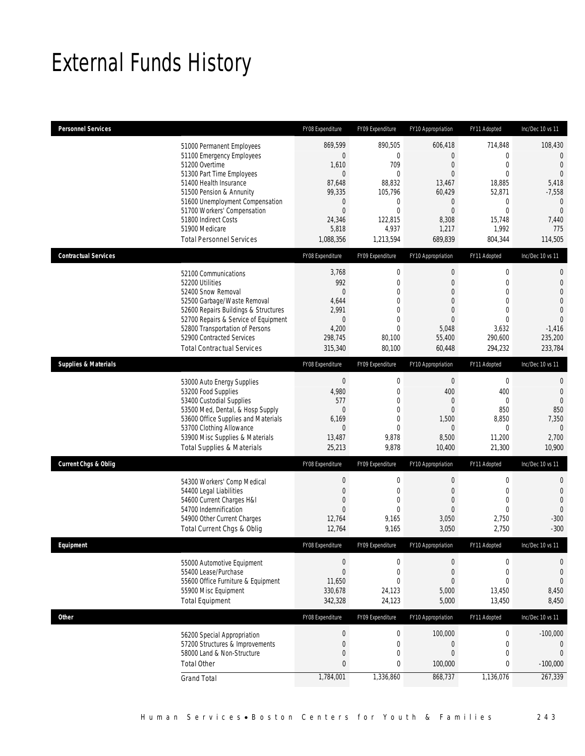# External Funds History

| Personnel Services | FY08 Expenditure | FY09 Expenditure | FY10 Appropriation | FY11 Adopted | Inc/Dec 10 vs 11 |
|---|---|---|---|---|---|
| 51000 Permanent Employees | 869,599 | 890,505 | 606,418 | 714,848 | 108,430 |
| 51100 Emergency Employees | 0 | 0 | 0 | 0 | 0 |
| 51200 Overtime | 1,610 | 709 | 0 | 0 | 0 |
| 51300 Part Time Employees | 0 | 0 | 0 | 0 | 0 |
| 51400 Health Insurance | 87,648 | 88,832 | 13,467 | 18,885 | 5,418 |
| 51500 Pension & Annunity | 99,335 | 105,796 | 60,429 | 52,871 | -7,558 |
| 51600 Unemployment Compensation | 0 | 0 | 0 | 0 | 0 |
| 51700 Workers' Compensation | 0 | 0 | 0 | 0 | 0 |
| 51800 Indirect Costs | 24,346 | 122,815 | 8,308 | 15,748 | 7,440 |
| 51900 Medicare | 5,818 | 4,937 | 1,217 | 1,992 | 775 |
| Total Personnel Services | 1,088,356 | 1,213,594 | 689,839 | 804,344 | 114,505 |

| Contractual Services | FY08 Expenditure | FY09 Expenditure | FY10 Appropriation | FY11 Adopted | Inc/Dec 10 vs 11 |
|---|---|---|---|---|---|
| 52100 Communications | 3,768 | 0 | 0 | 0 | 0 |
| 52200 Utilities | 992 | 0 | 0 | 0 | 0 |
| 52400 Snow Removal | 0 | 0 | 0 | 0 | 0 |
| 52500 Garbage/Waste Removal | 4,644 | 0 | 0 | 0 | 0 |
| 52600 Repairs Buildings & Structures | 2,991 | 0 | 0 | 0 | 0 |
| 52700 Repairs & Service of Equipment | 0 | 0 | 0 | 0 | 0 |
| 52800 Transportation of Persons | 4,200 | 0 | 5,048 | 3,632 | -1,416 |
| 52900 Contracted Services | 298,745 | 80,100 | 55,400 | 290,600 | 235,200 |
| Total Contractual Services | 315,340 | 80,100 | 60,448 | 294,232 | 233,784 |

| Supplies & Materials | FY08 Expenditure | FY09 Expenditure | FY10 Appropriation | FY11 Adopted | Inc/Dec 10 vs 11 |
|---|---|---|---|---|---|
| 53000 Auto Energy Supplies | 0 | 0 | 0 | 0 | 0 |
| 53200 Food Supplies | 4,980 | 0 | 400 | 400 | 0 |
| 53400 Custodial Supplies | 577 | 0 | 0 | 0 | 0 |
| 53500 Med, Dental, & Hosp Supply | 0 | 0 | 0 | 850 | 850 |
| 53600 Office Supplies and Materials | 6,169 | 0 | 1,500 | 8,850 | 7,350 |
| 53700 Clothing Allowance | 0 | 0 | 0 | 0 | 0 |
| 53900 Misc Supplies & Materials | 13,487 | 9,878 | 8,500 | 11,200 | 2,700 |
| Total Supplies & Materials | 25,213 | 9,878 | 10,400 | 21,300 | 10,900 |

| Current Chgs & Oblig | FY08 Expenditure | FY09 Expenditure | FY10 Appropriation | FY11 Adopted | Inc/Dec 10 vs 11 |
|---|---|---|---|---|---|
| 54300 Workers' Comp Medical | 0 | 0 | 0 | 0 | 0 |
| 54400 Legal Liabilities | 0 | 0 | 0 | 0 | 0 |
| 54600 Current Charges H&I | 0 | 0 | 0 | 0 | 0 |
| 54700 Indemnification | 0 | 0 | 0 | 0 | 0 |
| 54900 Other Current Charges | 12,764 | 9,165 | 3,050 | 2,750 | -300 |
| Total Current Chgs & Oblig | 12,764 | 9,165 | 3,050 | 2,750 | -300 |

| Equipment | FY08 Expenditure | FY09 Expenditure | FY10 Appropriation | FY11 Adopted | Inc/Dec 10 vs 11 |
|---|---|---|---|---|---|
| 55000 Automotive Equipment | 0 | 0 | 0 | 0 | 0 |
| 55400 Lease/Purchase | 0 | 0 | 0 | 0 | 0 |
| 55600 Office Furniture & Equipment | 11,650 | 0 | 0 | 0 | 0 |
| 55900 Misc Equipment | 330,678 | 24,123 | 5,000 | 13,450 | 8,450 |
| Total Equipment | 342,328 | 24,123 | 5,000 | 13,450 | 8,450 |

| Other | FY08 Expenditure | FY09 Expenditure | FY10 Appropriation | FY11 Adopted | Inc/Dec 10 vs 11 |
|---|---|---|---|---|---|
| 56200 Special Appropriation | 0 | 0 | 100,000 | 0 | -100,000 |
| 57200 Structures & Improvements | 0 | 0 | 0 | 0 | 0 |
| 58000 Land & Non-Structure | 0 | 0 | 0 | 0 | 0 |
| Total Other | 0 | 0 | 100,000 | 0 | -100,000 |
| Grand Total | 1,784,001 | 1,336,860 | 868,737 | 1,136,076 | 267,339 |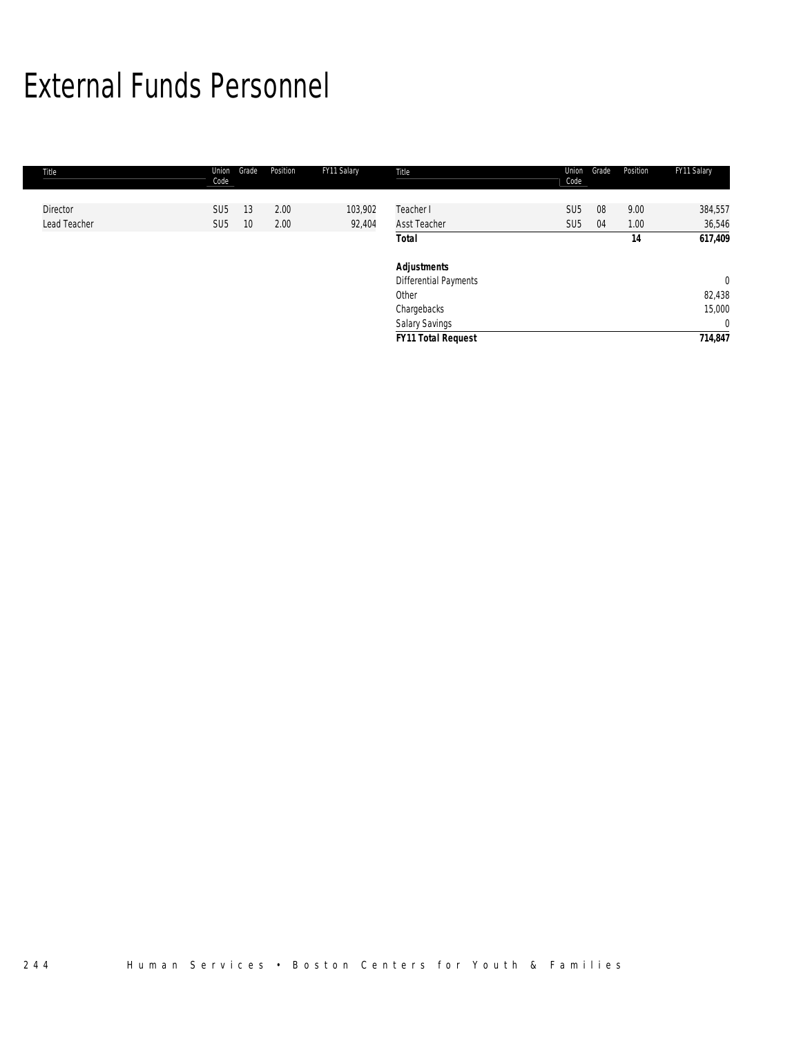# External Funds Personnel

| Title | Union Code | Grade | Position | FY11 Salary | Title | Union Code | Grade | Position | FY11 Salary |
|---|---|---|---|---|---|---|---|---|---|
| Director | SU5 | 13 | 2.00 | 103,902 | Teacher I | SU5 | 08 | 9.00 | 384,557 |
| Lead Teacher | SU5 | 10 | 2.00 | 92,404 | Asst Teacher | SU5 | 04 | 1.00 | 36,546 |
| | | | | | **Total** | | | **14** | **617,409** |
| | | | | | | | | | |
| | | | | | **Adjustments** | | | | |
| | | | | | Differential Payments | | | | 0 |
| | | | | | Other | | | | 82,438 |
| | | | | | Chargebacks | | | | 15,000 |
| | | | | | Salary Savings | | | | 0 |
| | | | | | **FY11 Total Request** | | | | **714,847** |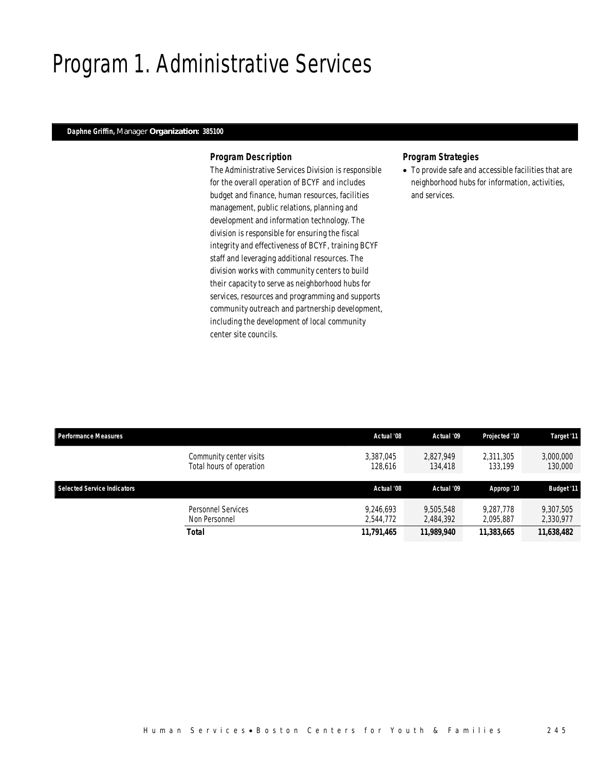# Program 1. Administrative Services

**Daphne Griffin,** Manager **Organization: 385100**

### Program Description

The Administrative Services Division is responsible for the overall operation of BCYF and includes budget and finance, human resources, facilities management, public relations, planning and development and information technology. The division is responsible for ensuring the fiscal integrity and effectiveness of BCYF, training BCYF staff and leveraging additional resources. The division works with community centers to build their capacity to serve as neighborhood hubs for services, resources and programming and supports community outreach and partnership development, including the development of local community center site councils.

### Program Strategies

- To provide safe and accessible facilities that are neighborhood hubs for information, activities, and services.

| Performance Measures | | Actual '08 | Actual '09 | Projected '10 | Target '11 |
|---|---|---|---|---|---|
| | Community center visits | 3,387,045 | 2,827,949 | 2,311,305 | 3,000,000 |
| | Total hours of operation | 128,616 | 134,418 | 133,199 | 130,000 |

| Selected Service Indicators | | Actual '08 | Actual '09 | Approp '10 | Budget '11 |
|---|---|---|---|---|---|
| | Personnel Services | 9,246,693 | 9,505,548 | 9,287,778 | 9,307,505 |
| | Non Personnel | 2,544,772 | 2,484,392 | 2,095,887 | 2,330,977 |
| | **Total** | **11,791,465** | **11,989,940** | **11,383,665** | **11,638,482** |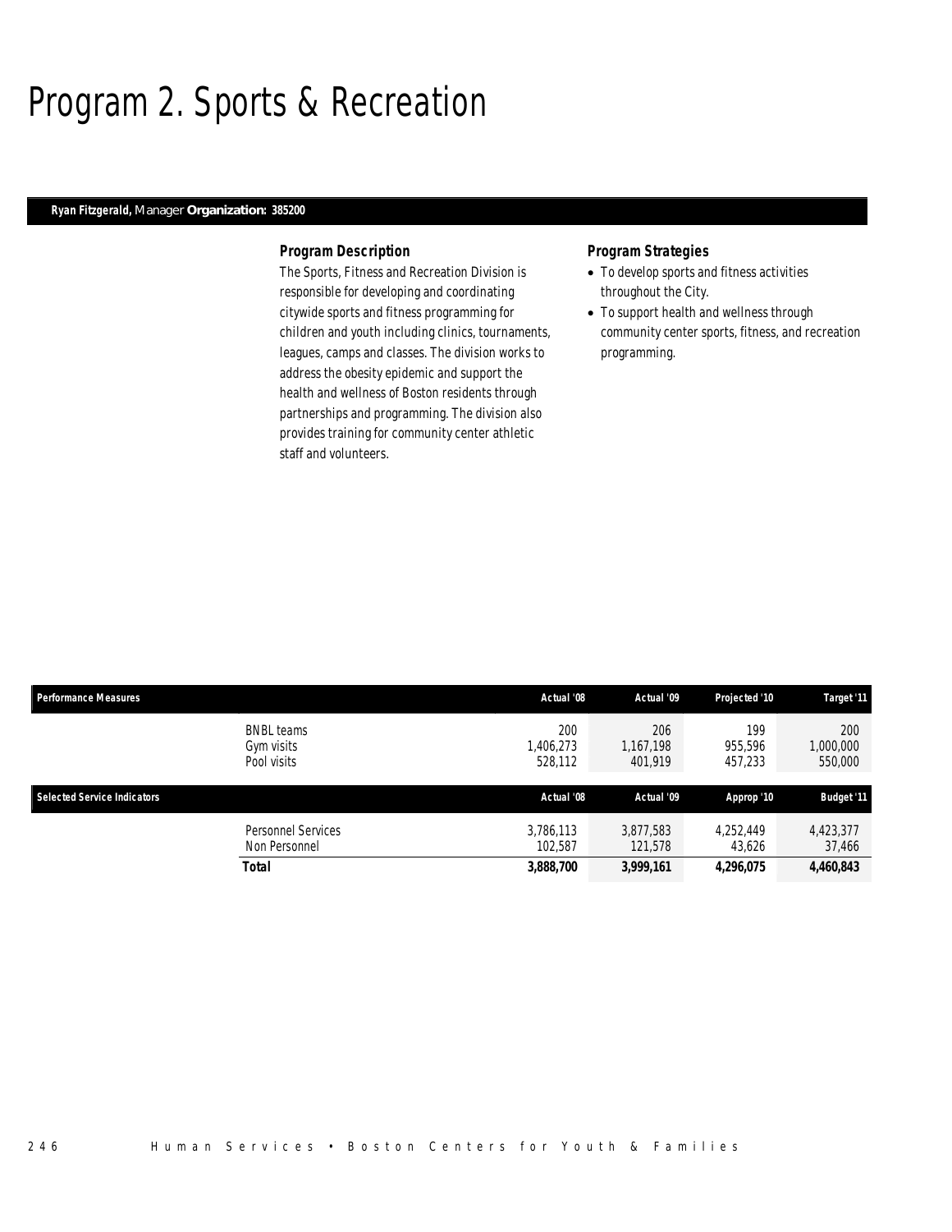# Program 2. Sports & Recreation

**Ryan Fitzgerald,** Manager **Organization: 385200**

### Program Description

The Sports, Fitness and Recreation Division is responsible for developing and coordinating citywide sports and fitness programming for children and youth including clinics, tournaments, leagues, camps and classes. The division works to address the obesity epidemic and support the health and wellness of Boston residents through partnerships and programming. The division also provides training for community center athletic staff and volunteers.

### Program Strategies

- To develop sports and fitness activities throughout the City.
- To support health and wellness through community center sports, fitness, and recreation programming.

| Performance Measures | | Actual '08 | Actual '09 | Projected '10 | Target '11 |
|---|---|---|---|---|---|
| | BNBL teams | 200 | 206 | 199 | 200 |
| | Gym visits | 1,406,273 | 1,167,198 | 955,596 | 1,000,000 |
| | Pool visits | 528,112 | 401,919 | 457,233 | 550,000 |

| Selected Service Indicators | | Actual '08 | Actual '09 | Approp '10 | Budget '11 |
|---|---|---|---|---|---|
| | Personnel Services | 3,786,113 | 3,877,583 | 4,252,449 | 4,423,377 |
| | Non Personnel | 102,587 | 121,578 | 43,626 | 37,466 |
| | **Total** | **3,888,700** | **3,999,161** | **4,296,075** | **4,460,843** |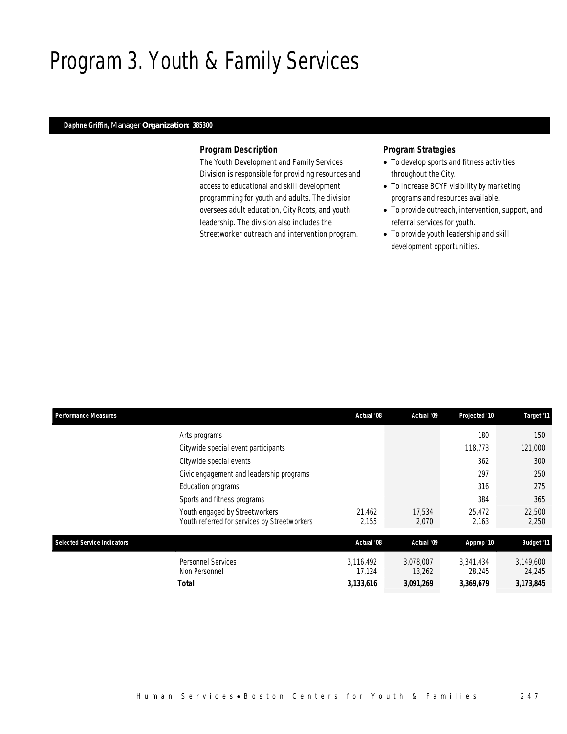# Program 3. Youth & Family Services

**Daphne Griffin,** Manager **Organization: 385300**

### Program Description

The Youth Development and Family Services Division is responsible for providing resources and access to educational and skill development programming for youth and adults. The division oversees adult education, City Roots, and youth leadership. The division also includes the Streetworker outreach and intervention program.

### Program Strategies

- To develop sports and fitness activities throughout the City.
- To increase BCYF visibility by marketing programs and resources available.
- To provide outreach, intervention, support, and referral services for youth.
- To provide youth leadership and skill development opportunities.

| Performance Measures | Actual '08 | Actual '09 | Projected '10 | Target '11 |
|---|---|---|---|---|
| Arts programs | | | 180 | 150 |
| Citywide special event participants | | | 118,773 | 121,000 |
| Citywide special events | | | 362 | 300 |
| Civic engagement and leadership programs | | | 297 | 250 |
| Education programs | | | 316 | 275 |
| Sports and fitness programs | | | 384 | 365 |
| Youth engaged by Streetworkers | 21,462 | 17,534 | 25,472 | 22,500 |
| Youth referred for services by Streetworkers | 2,155 | 2,070 | 2,163 | 2,250 |

| Selected Service Indicators | Actual '08 | Actual '09 | Approp '10 | Budget '11 |
|---|---|---|---|---|
| Personnel Services | 3,116,492 | 3,078,007 | 3,341,434 | 3,149,600 |
| Non Personnel | 17,124 | 13,262 | 28,245 | 24,245 |
| **Total** | **3,133,616** | **3,091,269** | **3,369,679** | **3,173,845** |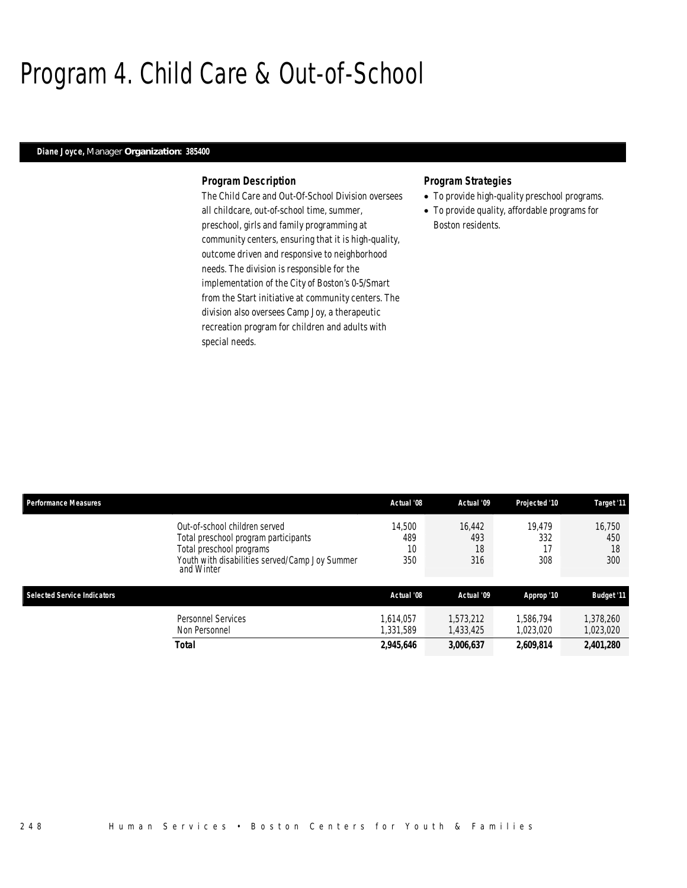# Program 4. Child Care & Out-of-School

**Diane Joyce,** Manager **Organization: 385400**

### Program Description

The Child Care and Out-Of-School Division oversees all childcare, out-of-school time, summer, preschool, girls and family programming at community centers, ensuring that it is high-quality, outcome driven and responsive to neighborhood needs. The division is responsible for the implementation of the City of Boston's 0-5/Smart from the Start initiative at community centers. The division also oversees Camp Joy, a therapeutic recreation program for children and adults with special needs.

### Program Strategies

- To provide high-quality preschool programs.
- To provide quality, affordable programs for Boston residents.

| Performance Measures | Actual '08 | Actual '09 | Projected '10 | Target '11 |
|---|---|---|---|---|
| Out-of-school children served | 14,500 | 16,442 | 19,479 | 16,750 |
| Total preschool program participants | 489 | 493 | 332 | 450 |
| Total preschool programs | 10 | 18 | 17 | 18 |
| Youth with disabilities served/Camp Joy Summer and Winter | 350 | 316 | 308 | 300 |

| Selected Service Indicators | Actual '08 | Actual '09 | Approp '10 | Budget '11 |
|---|---|---|---|---|
| Personnel Services | 1,614,057 | 1,573,212 | 1,586,794 | 1,378,260 |
| Non Personnel | 1,331,589 | 1,433,425 | 1,023,020 | 1,023,020 |
| **Total** | **2,945,646** | **3,006,637** | **2,609,814** | **2,401,280** |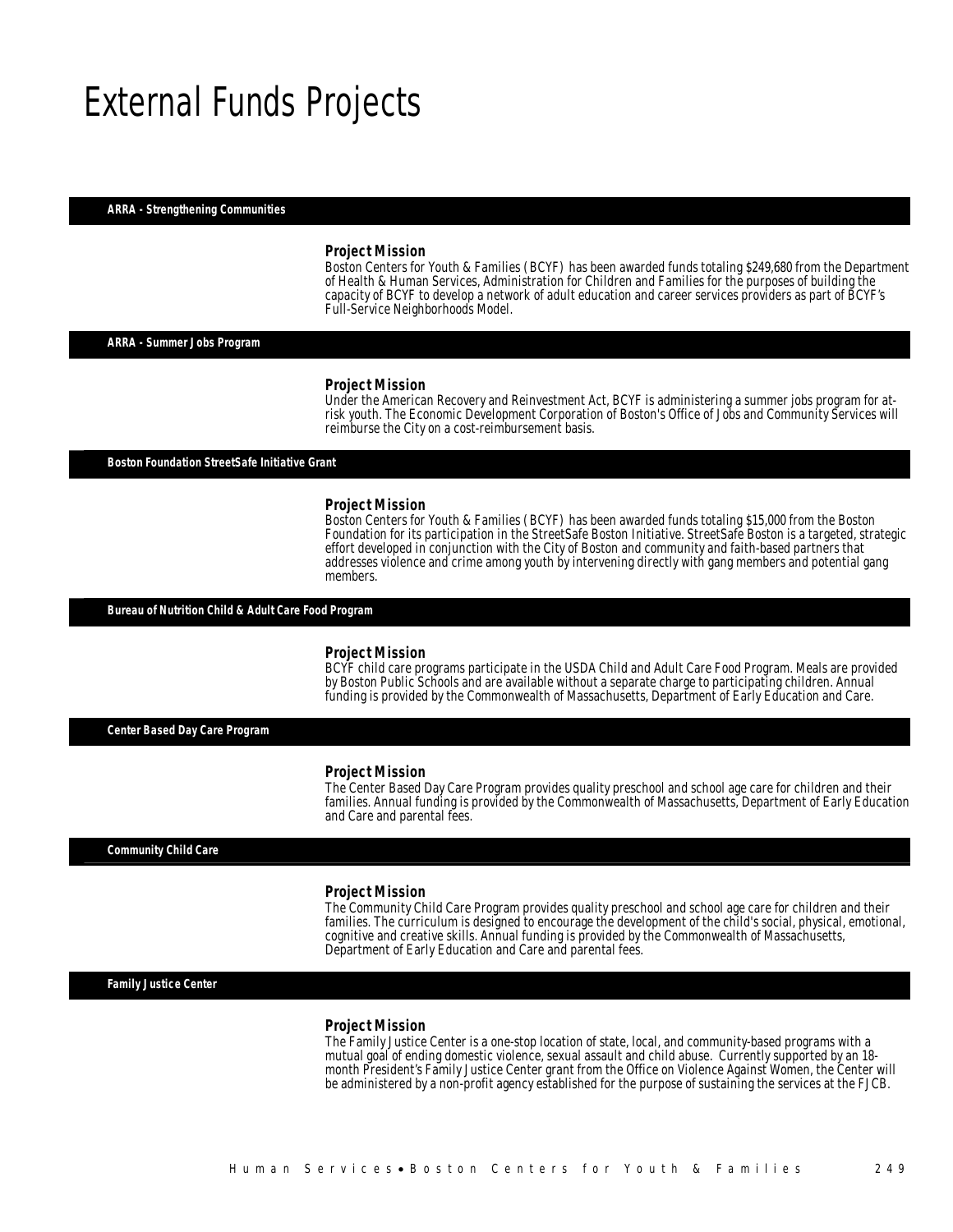# External Funds Projects

### ARRA - Strengthening Communities

**Project Mission**

Boston Centers for Youth & Families (BCYF) has been awarded funds totaling $249,680 from the Department of Health & Human Services, Administration for Children and Families for the purposes of building the capacity of BCYF to develop a network of adult education and career services providers as part of BCYF's Full-Service Neighborhoods Model.

### ARRA - Summer Jobs Program

**Project Mission**

Under the American Recovery and Reinvestment Act, BCYF is administering a summer jobs program for at-risk youth. The Economic Development Corporation of Boston's Office of Jobs and Community Services will reimburse the City on a cost-reimbursement basis.

### Boston Foundation StreetSafe Initiative Grant

**Project Mission**

Boston Centers for Youth & Families (BCYF) has been awarded funds totaling $15,000 from the Boston Foundation for its participation in the StreetSafe Boston Initiative. StreetSafe Boston is a targeted, strategic effort developed in conjunction with the City of Boston and community and faith-based partners that addresses violence and crime among youth by intervening directly with gang members and potential gang members.

### Bureau of Nutrition Child & Adult Care Food Program

**Project Mission**

BCYF child care programs participate in the USDA Child and Adult Care Food Program. Meals are provided by Boston Public Schools and are available without a separate charge to participating children. Annual funding is provided by the Commonwealth of Massachusetts, Department of Early Education and Care.

### Center Based Day Care Program

**Project Mission**

The Center Based Day Care Program provides quality preschool and school age care for children and their families. Annual funding is provided by the Commonwealth of Massachusetts, Department of Early Education and Care and parental fees.

### Community Child Care

**Project Mission**

The Community Child Care Program provides quality preschool and school age care for children and their families. The curriculum is designed to encourage the development of the child's social, physical, emotional, cognitive and creative skills. Annual funding is provided by the Commonwealth of Massachusetts, Department of Early Education and Care and parental fees.

### Family Justice Center

**Project Mission**

The Family Justice Center is a one-stop location of state, local, and community-based programs with a mutual goal of ending domestic violence, sexual assault and child abuse. Currently supported by an 18-month President's Family Justice Center grant from the Office on Violence Against Women, the Center will be administered by a non-profit agency established for the purpose of sustaining the services at the FJCB.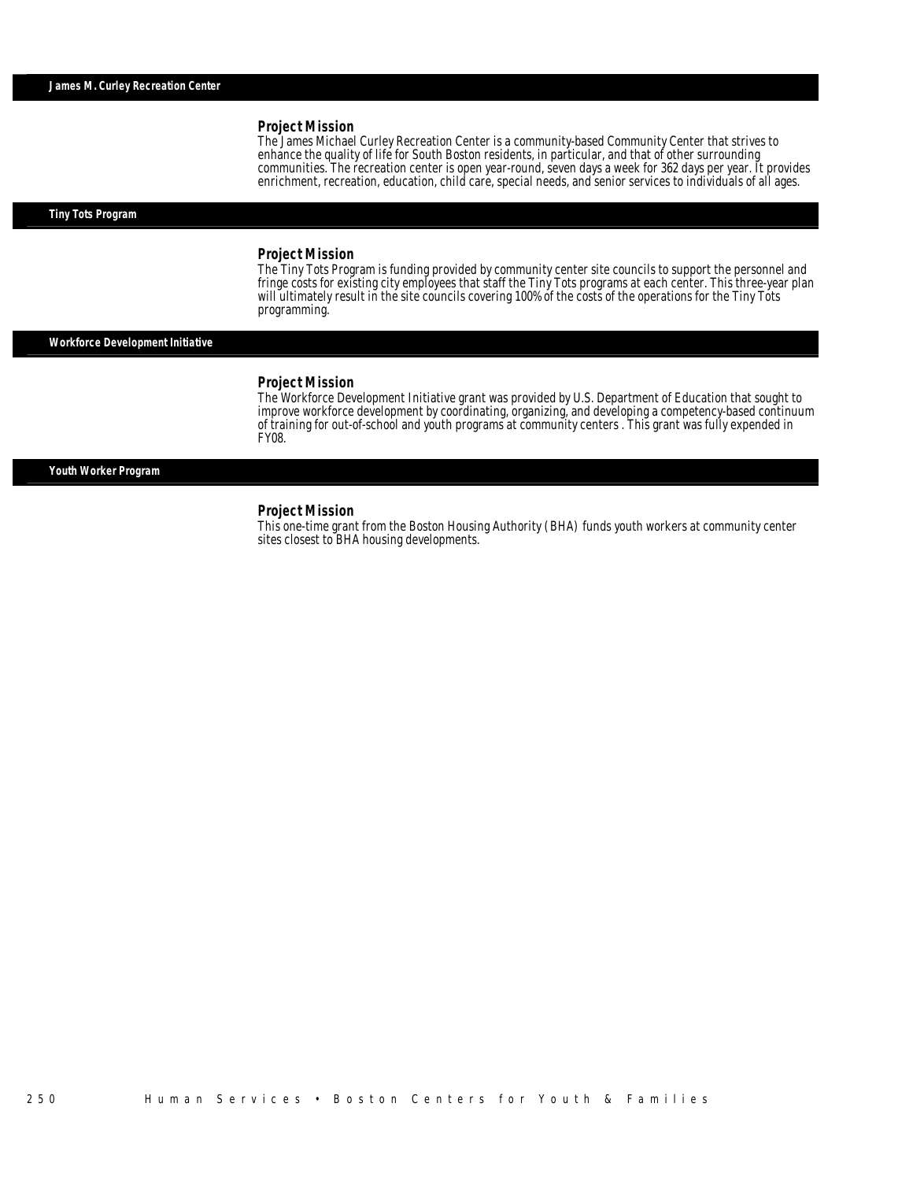## James M. Curley Recreation Center

### Project Mission

The James Michael Curley Recreation Center is a community-based Community Center that strives to enhance the quality of life for South Boston residents, in particular, and that of other surrounding communities. The recreation center is open year-round, seven days a week for 362 days per year. It provides enrichment, recreation, education, child care, special needs, and senior services to individuals of all ages.

## Tiny Tots Program

### Project Mission

The Tiny Tots Program is funding provided by community center site councils to support the personnel and fringe costs for existing city employees that staff the Tiny Tots programs at each center. This three-year plan will ultimately result in the site councils covering 100% of the costs of the operations for the Tiny Tots programming.

## Workforce Development Initiative

### Project Mission

The Workforce Development Initiative grant was provided by U.S. Department of Education that sought to improve workforce development by coordinating, organizing, and developing a competency-based continuum of training for out-of-school and youth programs at community centers . This grant was fully expended in FY08.

## Youth Worker Program

### Project Mission

This one-time grant from the Boston Housing Authority (BHA) funds youth workers at community center sites closest to BHA housing developments.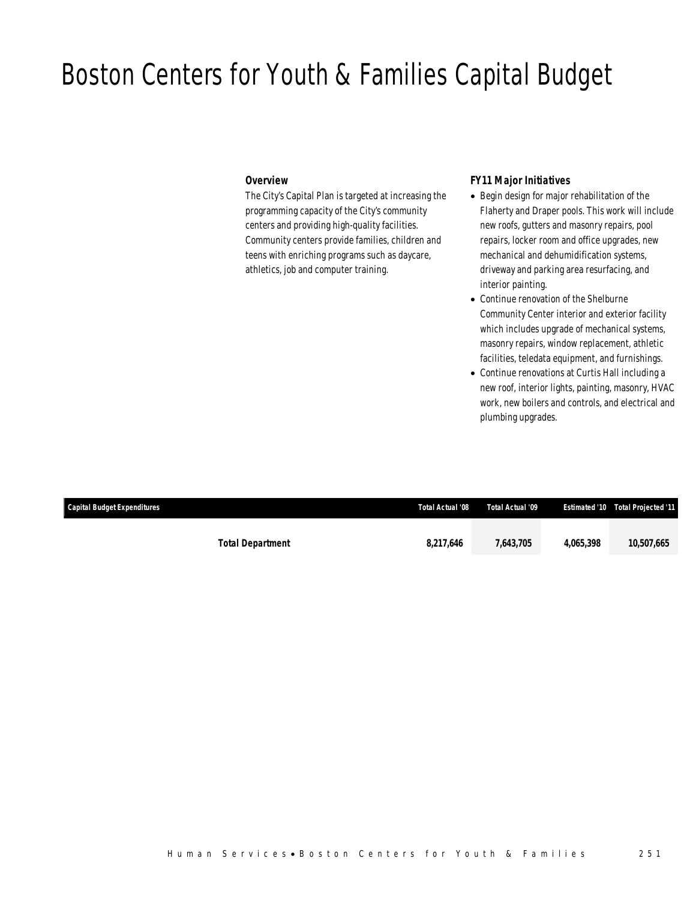# Boston Centers for Youth & Families Capital Budget

### Overview

The City's Capital Plan is targeted at increasing the programming capacity of the City's community centers and providing high-quality facilities. Community centers provide families, children and teens with enriching programs such as daycare, athletics, job and computer training.

### FY11 Major Initiatives

- Begin design for major rehabilitation of the Flaherty and Draper pools. This work will include new roofs, gutters and masonry repairs, pool repairs, locker room and office upgrades, new mechanical and dehumidification systems, driveway and parking area resurfacing, and interior painting.
- Continue renovation of the Shelburne Community Center interior and exterior facility which includes upgrade of mechanical systems, masonry repairs, window replacement, athletic facilities, teledata equipment, and furnishings.
- Continue renovations at Curtis Hall including a new roof, interior lights, painting, masonry, HVAC work, new boilers and controls, and electrical and plumbing upgrades.

| Capital Budget Expenditures | Total Actual '08 | Total Actual '09 | Estimated '10 | Total Projected '11 |
|---|---|---|---|---|
| **Total Department** | **8,217,646** | **7,643,705** | **4,065,398** | **10,507,665** |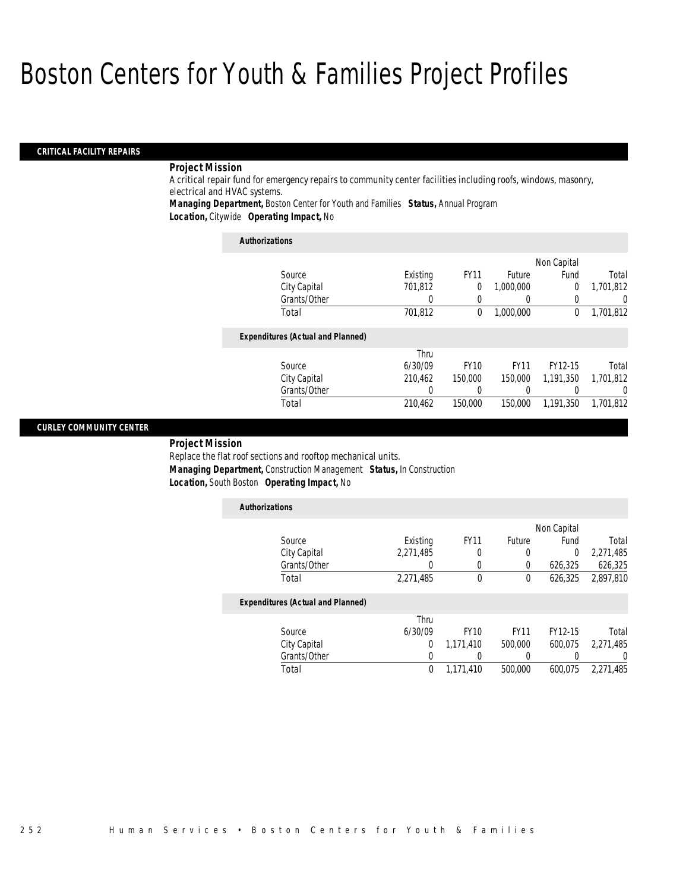# Boston Centers for Youth & Families Project Profiles

## CRITICAL FACILITY REPAIRS

***Project Mission***

A critical repair fund for emergency repairs to community center facilities including roofs, windows, masonry, electrical and HVAC systems.

***Managing Department,*** Boston Center for Youth and Families ***Status,*** Annual Program

***Location,*** Citywide ***Operating Impact,*** No

**Authorizations**

| Source | Existing | FY11 | Future | Non Capital Fund | Total |
|---|---|---|---|---|---|
| City Capital | 701,812 | 0 | 1,000,000 | 0 | 1,701,812 |
| Grants/Other | 0 | 0 | 0 | 0 | 0 |
| Total | 701,812 | 0 | 1,000,000 | 0 | 1,701,812 |

**Expenditures (Actual and Planned)**

| Source | Thru 6/30/09 | FY10 | FY11 | FY12-15 | Total |
|---|---|---|---|---|---|
| City Capital | 210,462 | 150,000 | 150,000 | 1,191,350 | 1,701,812 |
| Grants/Other | 0 | 0 | 0 | 0 | 0 |
| Total | 210,462 | 150,000 | 150,000 | 1,191,350 | 1,701,812 |

## CURLEY COMMUNITY CENTER

***Project Mission***

Replace the flat roof sections and rooftop mechanical units.

***Managing Department,*** Construction Management ***Status,*** In Construction

***Location,*** South Boston ***Operating Impact,*** No

**Authorizations**

| Source | Existing | FY11 | Future | Non Capital Fund | Total |
|---|---|---|---|---|---|
| City Capital | 2,271,485 | 0 | 0 | 0 | 2,271,485 |
| Grants/Other | 0 | 0 | 0 | 626,325 | 626,325 |
| Total | 2,271,485 | 0 | 0 | 626,325 | 2,897,810 |

**Expenditures (Actual and Planned)**

| Source | Thru 6/30/09 | FY10 | FY11 | FY12-15 | Total |
|---|---|---|---|---|---|
| City Capital | 0 | 1,171,410 | 500,000 | 600,075 | 2,271,485 |
| Grants/Other | 0 | 0 | 0 | 0 | 0 |
| Total | 0 | 1,171,410 | 500,000 | 600,075 | 2,271,485 |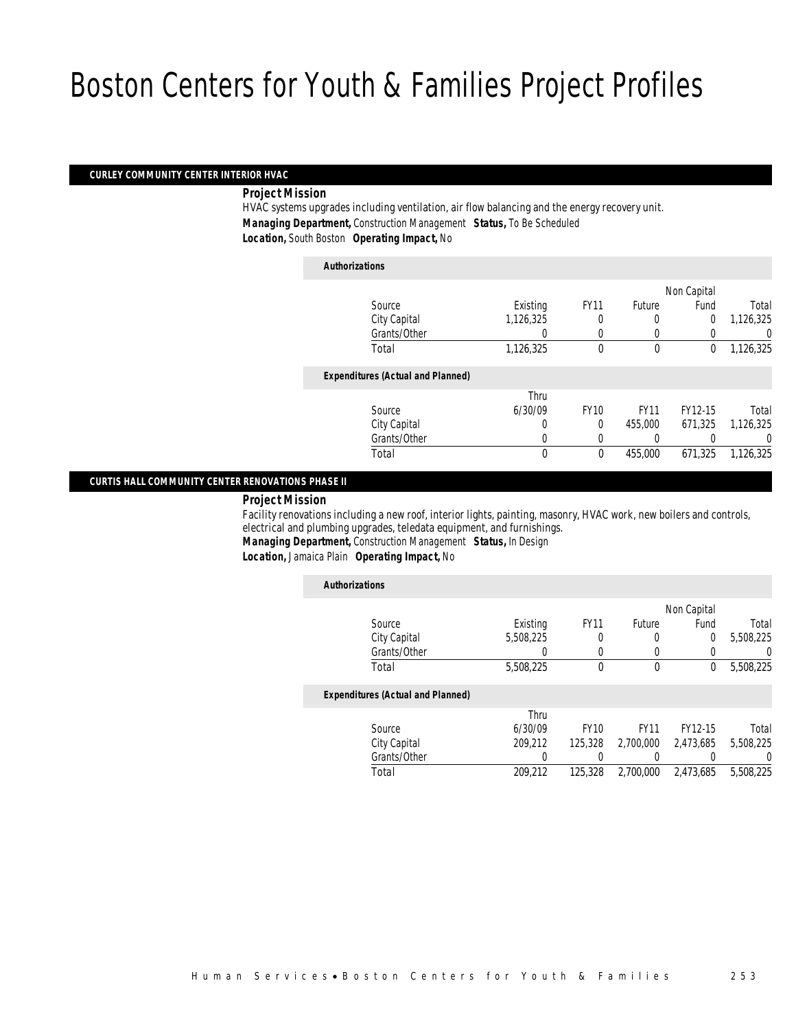# Boston Centers for Youth & Families Project Profiles

## CURLEY COMMUNITY CENTER INTERIOR HVAC

***Project Mission***

HVAC systems upgrades including ventilation, air flow balancing and the energy recovery unit.

***Managing Department,*** Construction Management ***Status,*** To Be Scheduled

***Location,*** South Boston ***Operating Impact,*** No

***Authorizations***

| Source | Existing | FY11 | Future | Non Capital Fund | Total |
|---|---|---|---|---|---|
| City Capital | 1,126,325 | 0 | 0 | 0 | 1,126,325 |
| Grants/Other | 0 | 0 | 0 | 0 | 0 |
| Total | 1,126,325 | 0 | 0 | 0 | 1,126,325 |

***Expenditures (Actual and Planned)***

| Source | Thru 6/30/09 | FY10 | FY11 | FY12-15 | Total |
|---|---|---|---|---|---|
| City Capital | 0 | 0 | 455,000 | 671,325 | 1,126,325 |
| Grants/Other | 0 | 0 | 0 | 0 | 0 |
| Total | 0 | 0 | 455,000 | 671,325 | 1,126,325 |

## CURTIS HALL COMMUNITY CENTER RENOVATIONS PHASE II

***Project Mission***

Facility renovations including a new roof, interior lights, painting, masonry, HVAC work, new boilers and controls, electrical and plumbing upgrades, teledata equipment, and furnishings.

***Managing Department,*** Construction Management ***Status,*** In Design

***Location,*** Jamaica Plain ***Operating Impact,*** No

***Authorizations***

| Source | Existing | FY11 | Future | Non Capital Fund | Total |
|---|---|---|---|---|---|
| City Capital | 5,508,225 | 0 | 0 | 0 | 5,508,225 |
| Grants/Other | 0 | 0 | 0 | 0 | 0 |
| Total | 5,508,225 | 0 | 0 | 0 | 5,508,225 |

***Expenditures (Actual and Planned)***

| Source | Thru 6/30/09 | FY10 | FY11 | FY12-15 | Total |
|---|---|---|---|---|---|
| City Capital | 209,212 | 125,328 | 2,700,000 | 2,473,685 | 5,508,225 |
| Grants/Other | 0 | 0 | 0 | 0 | 0 |
| Total | 209,212 | 125,328 | 2,700,000 | 2,473,685 | 5,508,225 |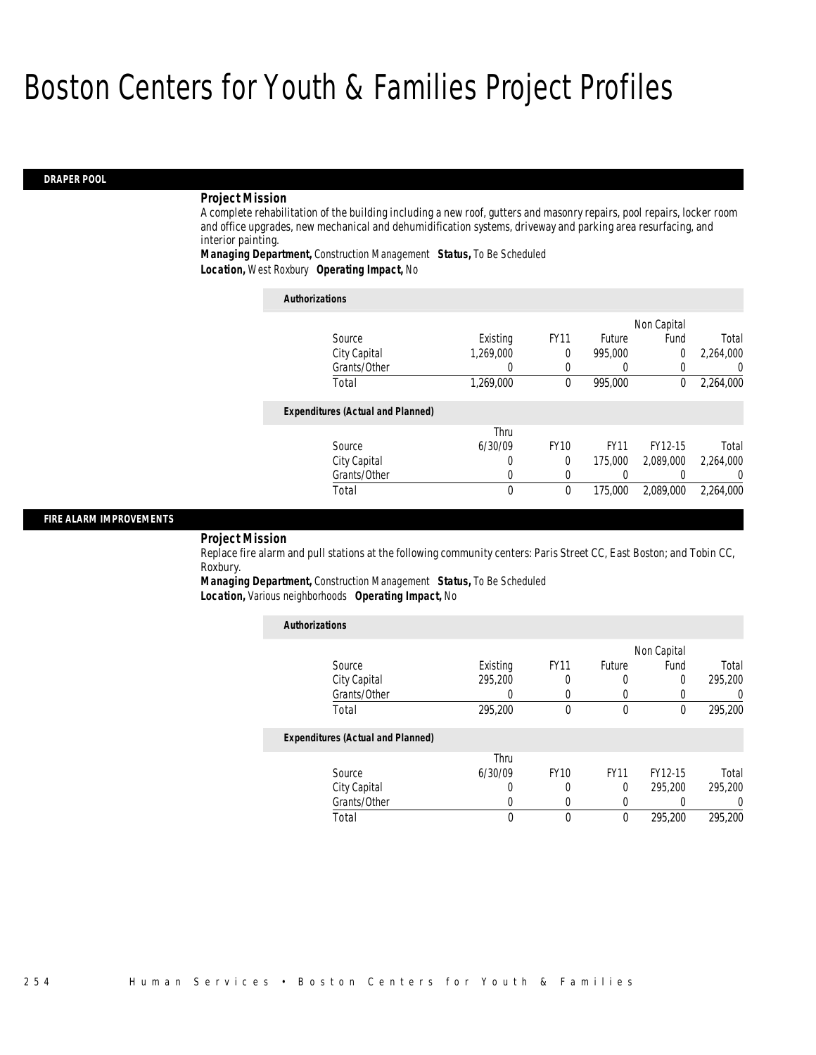# Boston Centers for Youth & Families Project Profiles

## DRAPER POOL

***Project Mission***

A complete rehabilitation of the building including a new roof, gutters and masonry repairs, pool repairs, locker room and office upgrades, new mechanical and dehumidification systems, driveway and parking area resurfacing, and interior painting.

***Managing Department,*** Construction Management ***Status,*** To Be Scheduled
***Location,*** West Roxbury ***Operating Impact,*** No

***Authorizations***

| Source | Existing | FY11 | Future | Non Capital Fund | Total |
|---|---|---|---|---|---|
| City Capital | 1,269,000 | 0 | 995,000 | 0 | 2,264,000 |
| Grants/Other | 0 | 0 | 0 | 0 | 0 |
| Total | 1,269,000 | 0 | 995,000 | 0 | 2,264,000 |

***Expenditures (Actual and Planned)***

| Source | Thru 6/30/09 | FY10 | FY11 | FY12-15 | Total |
|---|---|---|---|---|---|
| City Capital | 0 | 0 | 175,000 | 2,089,000 | 2,264,000 |
| Grants/Other | 0 | 0 | 0 | 0 | 0 |
| Total | 0 | 0 | 175,000 | 2,089,000 | 2,264,000 |

## FIRE ALARM IMPROVEMENTS

***Project Mission***

Replace fire alarm and pull stations at the following community centers: Paris Street CC, East Boston; and Tobin CC, Roxbury.

***Managing Department,*** Construction Management ***Status,*** To Be Scheduled
***Location,*** Various neighborhoods ***Operating Impact,*** No

***Authorizations***

| Source | Existing | FY11 | Future | Non Capital Fund | Total |
|---|---|---|---|---|---|
| City Capital | 295,200 | 0 | 0 | 0 | 295,200 |
| Grants/Other | 0 | 0 | 0 | 0 | 0 |
| Total | 295,200 | 0 | 0 | 0 | 295,200 |

***Expenditures (Actual and Planned)***

| Source | Thru 6/30/09 | FY10 | FY11 | FY12-15 | Total |
|---|---|---|---|---|---|
| City Capital | 0 | 0 | 0 | 295,200 | 295,200 |
| Grants/Other | 0 | 0 | 0 | 0 | 0 |
| Total | 0 | 0 | 0 | 295,200 | 295,200 |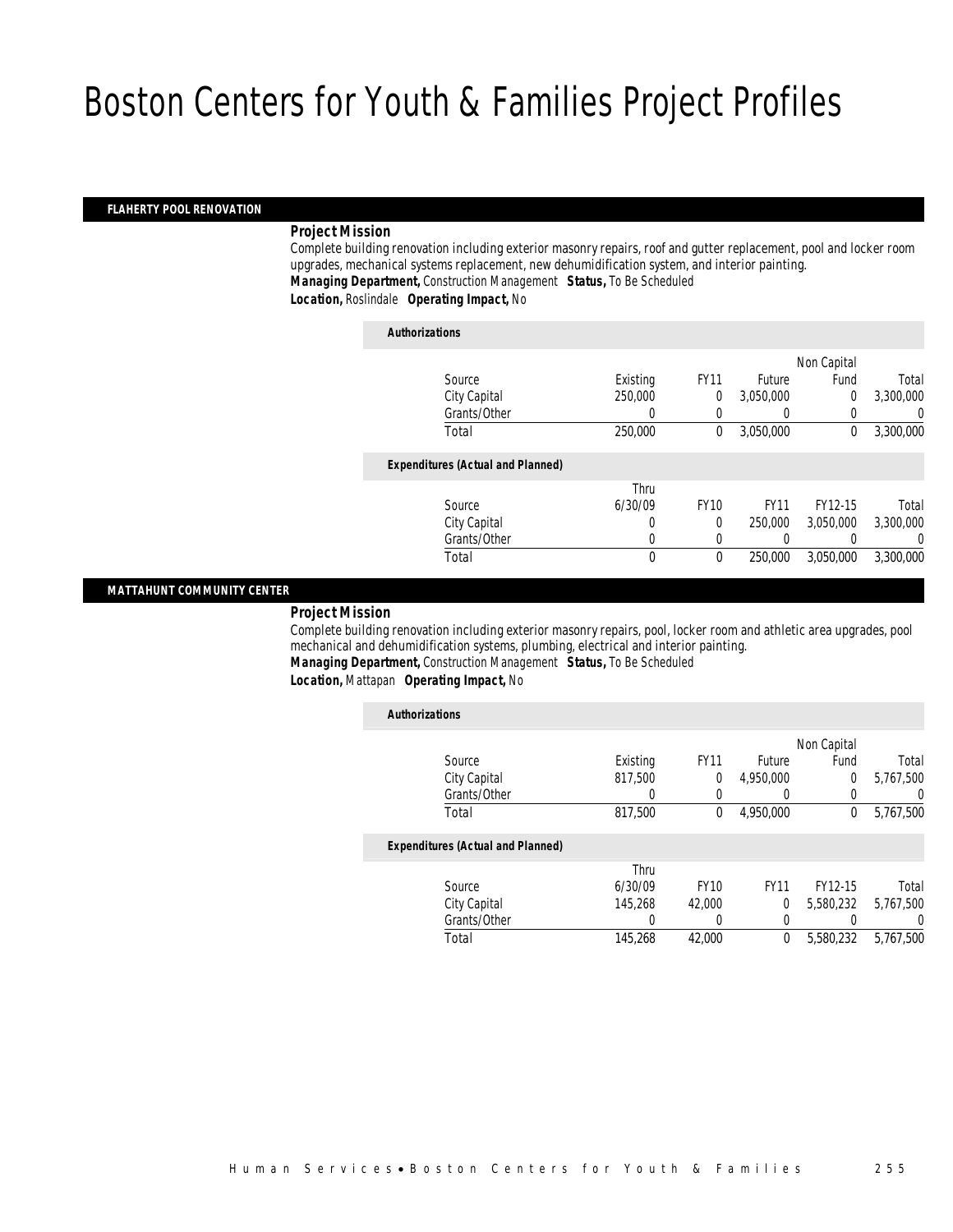# Boston Centers for Youth & Families Project Profiles

## FLAHERTY POOL RENOVATION

***Project Mission***

Complete building renovation including exterior masonry repairs, roof and gutter replacement, pool and locker room upgrades, mechanical systems replacement, new dehumidification system, and interior painting.

***Managing Department,*** Construction Management ***Status,*** To Be Scheduled

***Location,*** Roslindale ***Operating Impact,*** No

***Authorizations***

| Source | Existing | FY11 | Future | Non Capital Fund | Total |
|---|---|---|---|---|---|
| City Capital | 250,000 | 0 | 3,050,000 | 0 | 3,300,000 |
| Grants/Other | 0 | 0 | 0 | 0 | 0 |
| Total | 250,000 | 0 | 3,050,000 | 0 | 3,300,000 |

***Expenditures (Actual and Planned)***

| Source | Thru 6/30/09 | FY10 | FY11 | FY12-15 | Total |
|---|---|---|---|---|---|
| City Capital | 0 | 0 | 250,000 | 3,050,000 | 3,300,000 |
| Grants/Other | 0 | 0 | 0 | 0 | 0 |
| Total | 0 | 0 | 250,000 | 3,050,000 | 3,300,000 |

## MATTAHUNT COMMUNITY CENTER

***Project Mission***

Complete building renovation including exterior masonry repairs, pool, locker room and athletic area upgrades, pool mechanical and dehumidification systems, plumbing, electrical and interior painting.

***Managing Department,*** Construction Management ***Status,*** To Be Scheduled

***Location,*** Mattapan ***Operating Impact,*** No

***Authorizations***

| Source | Existing | FY11 | Future | Non Capital Fund | Total |
|---|---|---|---|---|---|
| City Capital | 817,500 | 0 | 4,950,000 | 0 | 5,767,500 |
| Grants/Other | 0 | 0 | 0 | 0 | 0 |
| Total | 817,500 | 0 | 4,950,000 | 0 | 5,767,500 |

***Expenditures (Actual and Planned)***

| Source | Thru 6/30/09 | FY10 | FY11 | FY12-15 | Total |
|---|---|---|---|---|---|
| City Capital | 145,268 | 42,000 | 0 | 5,580,232 | 5,767,500 |
| Grants/Other | 0 | 0 | 0 | 0 | 0 |
| Total | 145,268 | 42,000 | 0 | 5,580,232 | 5,767,500 |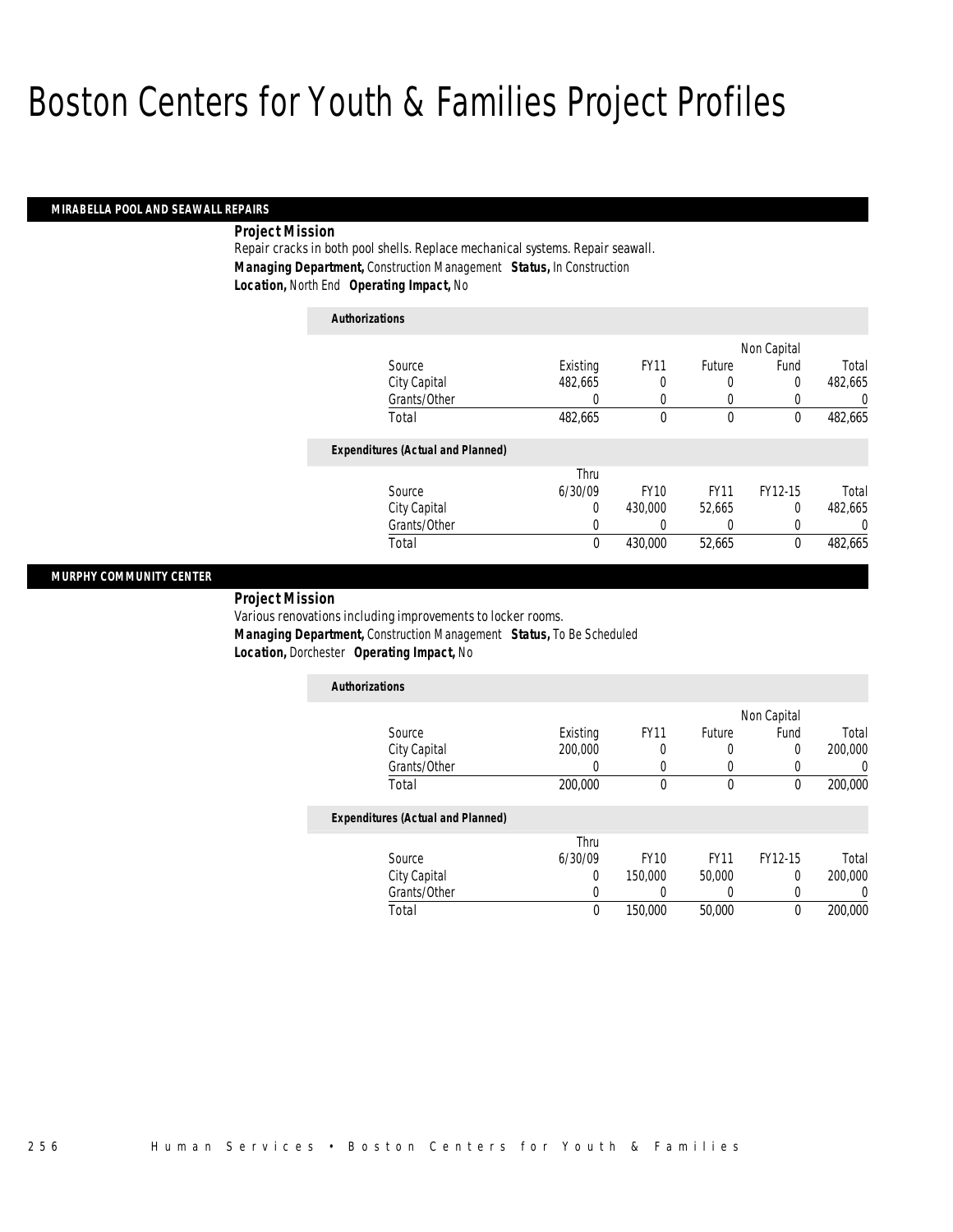# Boston Centers for Youth & Families Project Profiles

## MIRABELLA POOL AND SEAWALL REPAIRS

**Project Mission**

Repair cracks in both pool shells. Replace mechanical systems. Repair seawall.

**Managing Department,** Construction Management **Status,** In Construction

**Location,** North End **Operating Impact,** No

*Authorizations*

| Source | Existing | FY11 | Future | Non Capital Fund | Total |
|---|---|---|---|---|---|
| City Capital | 482,665 | 0 | 0 | 0 | 482,665 |
| Grants/Other | 0 | 0 | 0 | 0 | 0 |
| Total | 482,665 | 0 | 0 | 0 | 482,665 |

*Expenditures (Actual and Planned)*

| Source | Thru 6/30/09 | FY10 | FY11 | FY12-15 | Total |
|---|---|---|---|---|---|
| City Capital | 0 | 430,000 | 52,665 | 0 | 482,665 |
| Grants/Other | 0 | 0 | 0 | 0 | 0 |
| Total | 0 | 430,000 | 52,665 | 0 | 482,665 |

## MURPHY COMMUNITY CENTER

**Project Mission**

Various renovations including improvements to locker rooms.

**Managing Department,** Construction Management **Status,** To Be Scheduled

**Location,** Dorchester **Operating Impact,** No

*Authorizations*

| Source | Existing | FY11 | Future | Non Capital Fund | Total |
|---|---|---|---|---|---|
| City Capital | 200,000 | 0 | 0 | 0 | 200,000 |
| Grants/Other | 0 | 0 | 0 | 0 | 0 |
| Total | 200,000 | 0 | 0 | 0 | 200,000 |

*Expenditures (Actual and Planned)*

| Source | Thru 6/30/09 | FY10 | FY11 | FY12-15 | Total |
|---|---|---|---|---|---|
| City Capital | 0 | 150,000 | 50,000 | 0 | 200,000 |
| Grants/Other | 0 | 0 | 0 | 0 | 0 |
| Total | 0 | 150,000 | 50,000 | 0 | 200,000 |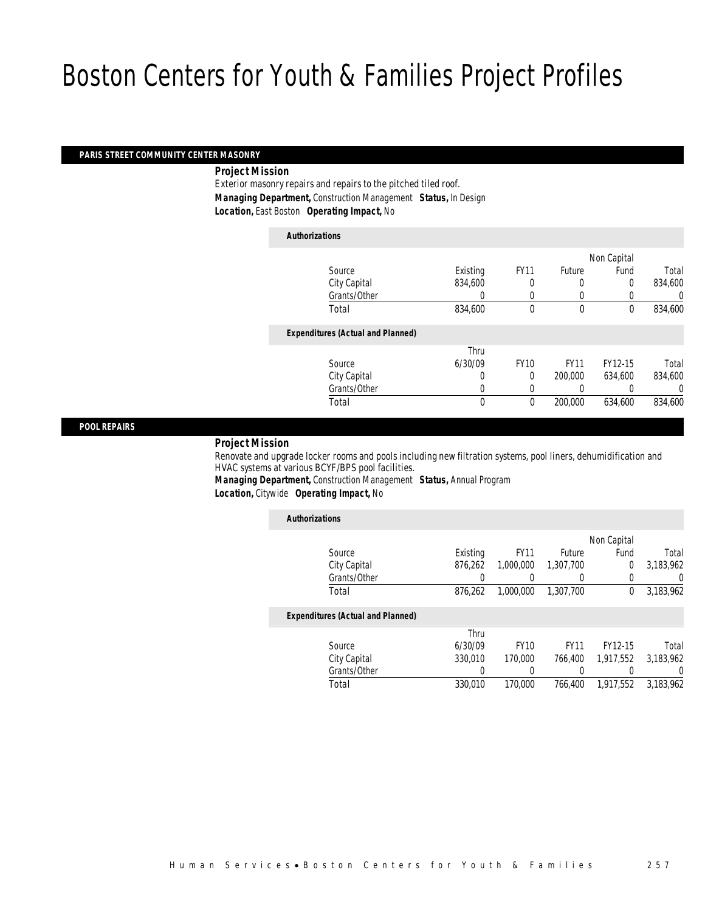# Boston Centers for Youth & Families Project Profiles

## PARIS STREET COMMUNITY CENTER MASONRY

***Project Mission***

Exterior masonry repairs and repairs to the pitched tiled roof.

***Managing Department,*** Construction Management ***Status,*** In Design

***Location,*** East Boston ***Operating Impact,*** No

***Authorizations***

| Source | Existing | FY11 | Future | Non Capital Fund | Total |
|---|---|---|---|---|---|
| City Capital | 834,600 | 0 | 0 | 0 | 834,600 |
| Grants/Other | 0 | 0 | 0 | 0 | 0 |
| Total | 834,600 | 0 | 0 | 0 | 834,600 |

***Expenditures (Actual and Planned)***

| Source | Thru 6/30/09 | FY10 | FY11 | FY12-15 | Total |
|---|---|---|---|---|---|
| City Capital | 0 | 0 | 200,000 | 634,600 | 834,600 |
| Grants/Other | 0 | 0 | 0 | 0 | 0 |
| Total | 0 | 0 | 200,000 | 634,600 | 834,600 |

## POOL REPAIRS

***Project Mission***

Renovate and upgrade locker rooms and pools including new filtration systems, pool liners, dehumidification and HVAC systems at various BCYF/BPS pool facilities.

***Managing Department,*** Construction Management ***Status,*** Annual Program

***Location,*** Citywide ***Operating Impact,*** No

***Authorizations***

| Source | Existing | FY11 | Future | Non Capital Fund | Total |
|---|---|---|---|---|---|
| City Capital | 876,262 | 1,000,000 | 1,307,700 | 0 | 3,183,962 |
| Grants/Other | 0 | 0 | 0 | 0 | 0 |
| Total | 876,262 | 1,000,000 | 1,307,700 | 0 | 3,183,962 |

***Expenditures (Actual and Planned)***

| Source | Thru 6/30/09 | FY10 | FY11 | FY12-15 | Total |
|---|---|---|---|---|---|
| City Capital | 330,010 | 170,000 | 766,400 | 1,917,552 | 3,183,962 |
| Grants/Other | 0 | 0 | 0 | 0 | 0 |
| Total | 330,010 | 170,000 | 766,400 | 1,917,552 | 3,183,962 |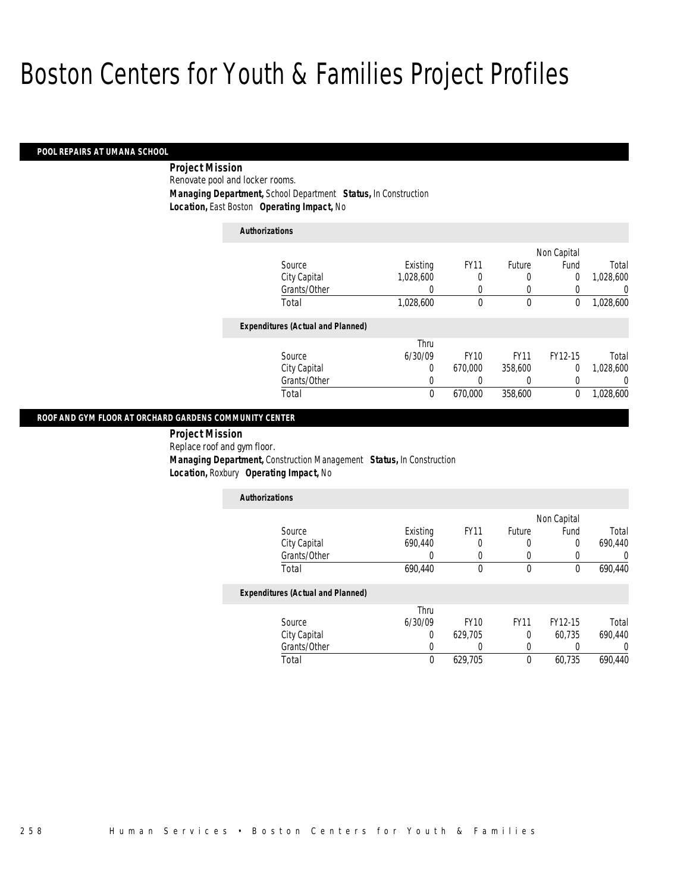# Boston Centers for Youth & Families Project Profiles

### POOL REPAIRS AT UMANA SCHOOL

**Project Mission**
Renovate pool and locker rooms.
**Managing Department,** School Department **Status,** In Construction
**Location,** East Boston **Operating Impact,** No

**Authorizations**

| Source | Existing | FY11 | Future | Non Capital Fund | Total |
|---|---|---|---|---|---|
| City Capital | 1,028,600 | 0 | 0 | 0 | 1,028,600 |
| Grants/Other | 0 | 0 | 0 | 0 | 0 |
| Total | 1,028,600 | 0 | 0 | 0 | 1,028,600 |

**Expenditures (Actual and Planned)**

| Source | Thru 6/30/09 | FY10 | FY11 | FY12-15 | Total |
|---|---|---|---|---|---|
| City Capital | 0 | 670,000 | 358,600 | 0 | 1,028,600 |
| Grants/Other | 0 | 0 | 0 | 0 | 0 |
| Total | 0 | 670,000 | 358,600 | 0 | 1,028,600 |

### ROOF AND GYM FLOOR AT ORCHARD GARDENS COMMUNITY CENTER

**Project Mission**
Replace roof and gym floor.
**Managing Department,** Construction Management **Status,** In Construction
**Location,** Roxbury **Operating Impact,** No

**Authorizations**

| Source | Existing | FY11 | Future | Non Capital Fund | Total |
|---|---|---|---|---|---|
| City Capital | 690,440 | 0 | 0 | 0 | 690,440 |
| Grants/Other | 0 | 0 | 0 | 0 | 0 |
| Total | 690,440 | 0 | 0 | 0 | 690,440 |

**Expenditures (Actual and Planned)**

| Source | Thru 6/30/09 | FY10 | FY11 | FY12-15 | Total |
|---|---|---|---|---|---|
| City Capital | 0 | 629,705 | 0 | 60,735 | 690,440 |
| Grants/Other | 0 | 0 | 0 | 0 | 0 |
| Total | 0 | 629,705 | 0 | 60,735 | 690,440 |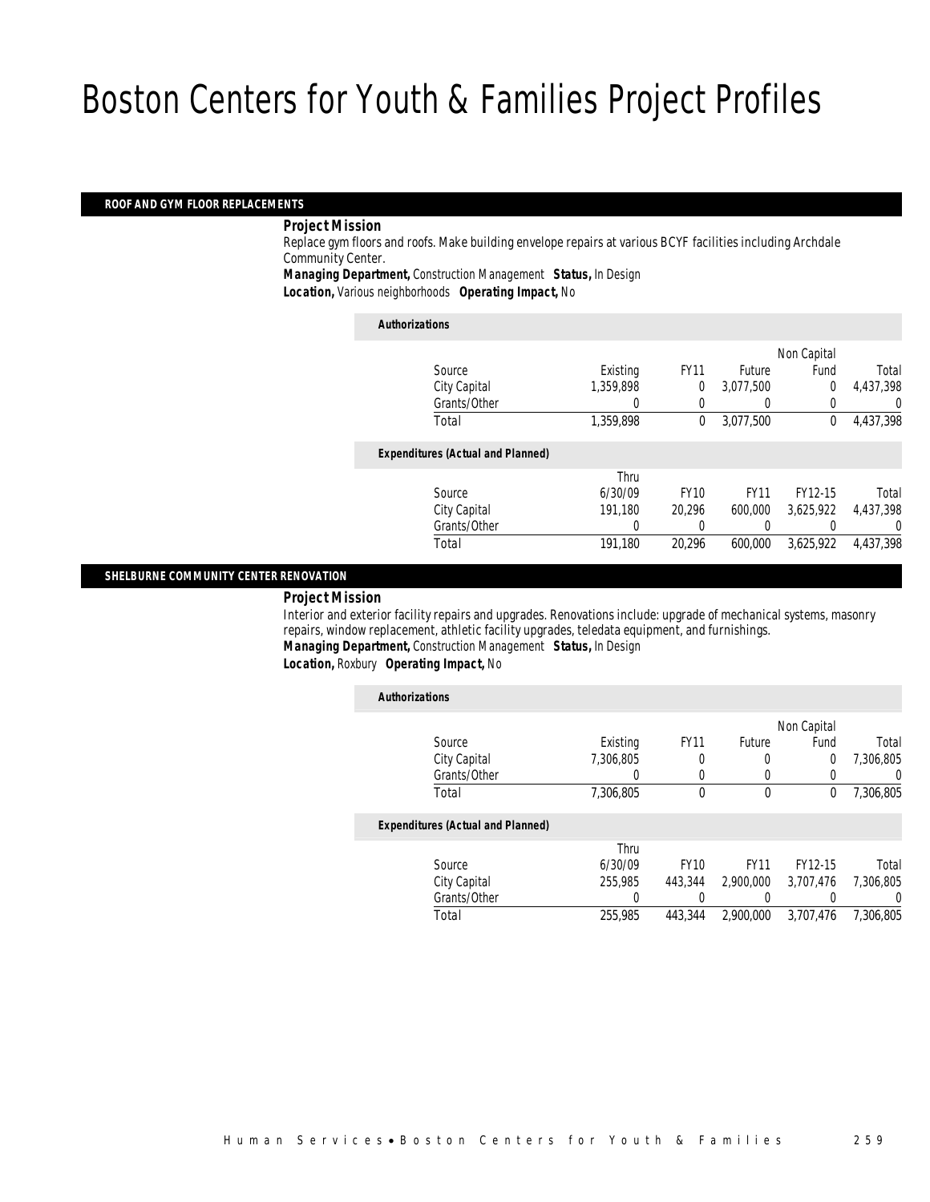# Boston Centers for Youth & Families Project Profiles

## ROOF AND GYM FLOOR REPLACEMENTS

**Project Mission**

Replace gym floors and roofs. Make building envelope repairs at various BCYF facilities including Archdale Community Center.

**Managing Department,** Construction Management **Status,** In Design

**Location,** Various neighborhoods **Operating Impact,** No

*Authorizations*

| Source | Existing | FY11 | Future | Non Capital Fund | Total |
|---|---|---|---|---|---|
| City Capital | 1,359,898 | 0 | 3,077,500 | 0 | 4,437,398 |
| Grants/Other | 0 | 0 | 0 | 0 | 0 |
| Total | 1,359,898 | 0 | 3,077,500 | 0 | 4,437,398 |

*Expenditures (Actual and Planned)*

| Source | Thru 6/30/09 | FY10 | FY11 | FY12-15 | Total |
|---|---|---|---|---|---|
| City Capital | 191,180 | 20,296 | 600,000 | 3,625,922 | 4,437,398 |
| Grants/Other | 0 | 0 | 0 | 0 | 0 |
| Total | 191,180 | 20,296 | 600,000 | 3,625,922 | 4,437,398 |

## SHELBURNE COMMUNITY CENTER RENOVATION

**Project Mission**

Interior and exterior facility repairs and upgrades. Renovations include: upgrade of mechanical systems, masonry repairs, window replacement, athletic facility upgrades, teledata equipment, and furnishings.

**Managing Department,** Construction Management **Status,** In Design

**Location,** Roxbury **Operating Impact,** No

*Authorizations*

| Source | Existing | FY11 | Future | Non Capital Fund | Total |
|---|---|---|---|---|---|
| City Capital | 7,306,805 | 0 | 0 | 0 | 7,306,805 |
| Grants/Other | 0 | 0 | 0 | 0 | 0 |
| Total | 7,306,805 | 0 | 0 | 0 | 7,306,805 |

*Expenditures (Actual and Planned)*

| Source | Thru 6/30/09 | FY10 | FY11 | FY12-15 | Total |
|---|---|---|---|---|---|
| City Capital | 255,985 | 443,344 | 2,900,000 | 3,707,476 | 7,306,805 |
| Grants/Other | 0 | 0 | 0 | 0 | 0 |
| Total | 255,985 | 443,344 | 2,900,000 | 3,707,476 | 7,306,805 |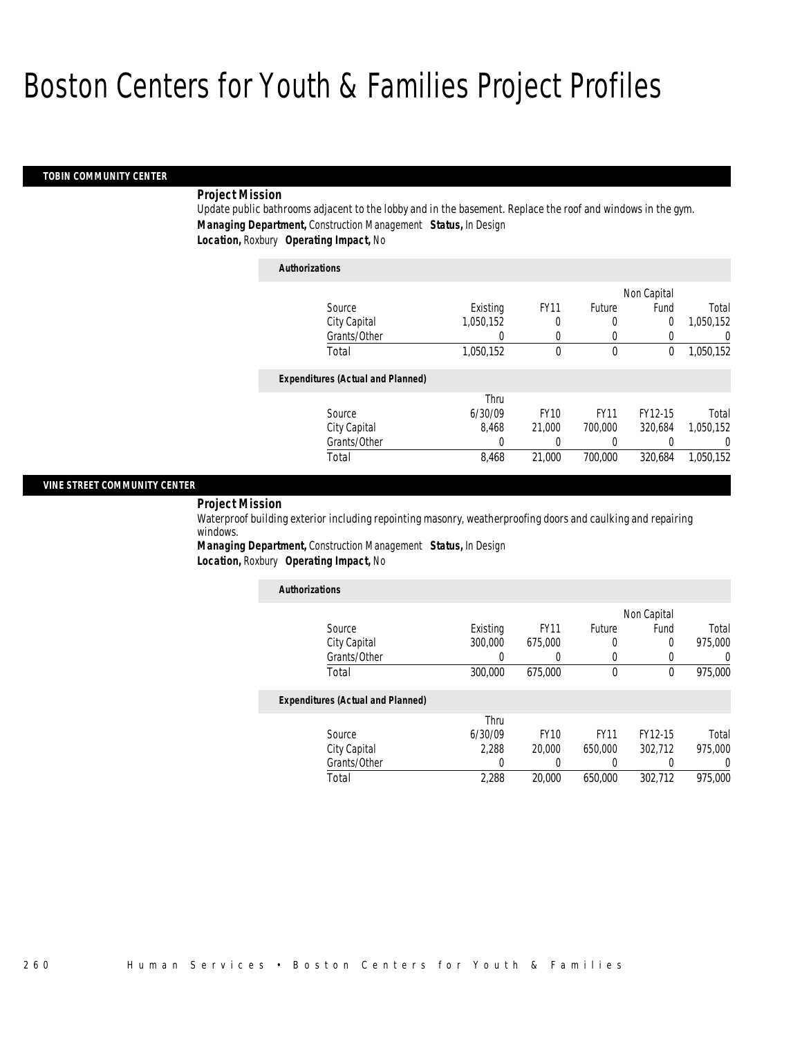# Boston Centers for Youth & Families Project Profiles

## TOBIN COMMUNITY CENTER

**Project Mission**

Update public bathrooms adjacent to the lobby and in the basement. Replace the roof and windows in the gym.

***Managing Department,*** Construction Management ***Status,*** In Design

***Location,*** Roxbury ***Operating Impact,*** No

**Authorizations**

| Source | Existing | FY11 | Future | Non Capital Fund | Total |
|---|---|---|---|---|---|
| City Capital | 1,050,152 | 0 | 0 | 0 | 1,050,152 |
| Grants/Other | 0 | 0 | 0 | 0 | 0 |
| Total | 1,050,152 | 0 | 0 | 0 | 1,050,152 |

**Expenditures (Actual and Planned)**

| Source | Thru 6/30/09 | FY10 | FY11 | FY12-15 | Total |
|---|---|---|---|---|---|
| City Capital | 8,468 | 21,000 | 700,000 | 320,684 | 1,050,152 |
| Grants/Other | 0 | 0 | 0 | 0 | 0 |
| Total | 8,468 | 21,000 | 700,000 | 320,684 | 1,050,152 |

## VINE STREET COMMUNITY CENTER

**Project Mission**

Waterproof building exterior including repointing masonry, weatherproofing doors and caulking and repairing windows.

***Managing Department,*** Construction Management ***Status,*** In Design

***Location,*** Roxbury ***Operating Impact,*** No

**Authorizations**

| Source | Existing | FY11 | Future | Non Capital Fund | Total |
|---|---|---|---|---|---|
| City Capital | 300,000 | 675,000 | 0 | 0 | 975,000 |
| Grants/Other | 0 | 0 | 0 | 0 | 0 |
| Total | 300,000 | 675,000 | 0 | 0 | 975,000 |

**Expenditures (Actual and Planned)**

| Source | Thru 6/30/09 | FY10 | FY11 | FY12-15 | Total |
|---|---|---|---|---|---|
| City Capital | 2,288 | 20,000 | 650,000 | 302,712 | 975,000 |
| Grants/Other | 0 | 0 | 0 | 0 | 0 |
| Total | 2,288 | 20,000 | 650,000 | 302,712 | 975,000 |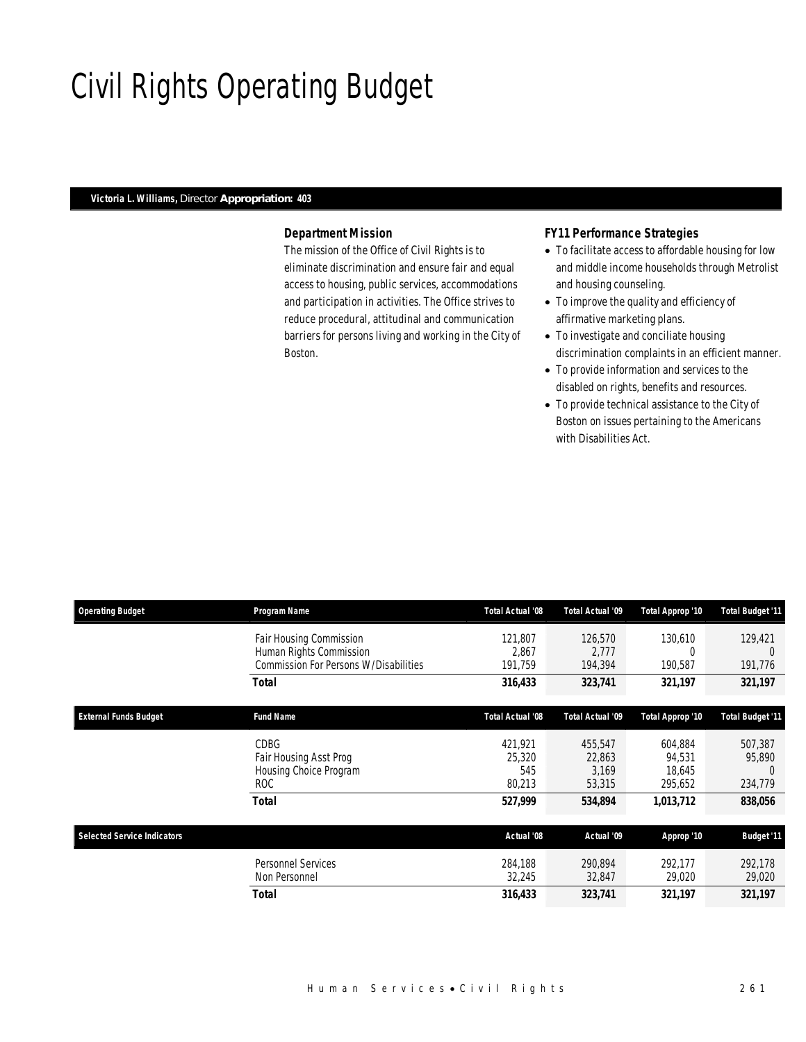# Civil Rights Operating Budget

**Victoria L. Williams,** Director **Appropriation: 403**

### Department Mission

The mission of the Office of Civil Rights is to eliminate discrimination and ensure fair and equal access to housing, public services, accommodations and participation in activities. The Office strives to reduce procedural, attitudinal and communication barriers for persons living and working in the City of Boston.

### FY11 Performance Strategies

- To facilitate access to affordable housing for low and middle income households through Metrolist and housing counseling.
- To improve the quality and efficiency of affirmative marketing plans.
- To investigate and conciliate housing discrimination complaints in an efficient manner.
- To provide information and services to the disabled on rights, benefits and resources.
- To provide technical assistance to the City of Boston on issues pertaining to the Americans with Disabilities Act.

| Operating Budget | Program Name | Total Actual '08 | Total Actual '09 | Total Approp '10 | Total Budget '11 |
|---|---|---|---|---|---|
| | Fair Housing Commission | 121,807 | 126,570 | 130,610 | 129,421 |
| | Human Rights Commission | 2,867 | 2,777 | 0 | 0 |
| | Commission For Persons W/Disabilities | 191,759 | 194,394 | 190,587 | 191,776 |
| | **Total** | **316,433** | **323,741** | **321,197** | **321,197** |

| External Funds Budget | Fund Name | Total Actual '08 | Total Actual '09 | Total Approp '10 | Total Budget '11 |
|---|---|---|---|---|---|
| | CDBG | 421,921 | 455,547 | 604,884 | 507,387 |
| | Fair Housing Asst Prog | 25,320 | 22,863 | 94,531 | 95,890 |
| | Housing Choice Program | 545 | 3,169 | 18,645 | 0 |
| | ROC | 80,213 | 53,315 | 295,652 | 234,779 |
| | **Total** | **527,999** | **534,894** | **1,013,712** | **838,056** |

| Selected Service Indicators | | Actual '08 | Actual '09 | Approp '10 | Budget '11 |
|---|---|---|---|---|---|
| | Personnel Services | 284,188 | 290,894 | 292,177 | 292,178 |
| | Non Personnel | 32,245 | 32,847 | 29,020 | 29,020 |
| | **Total** | **316,433** | **323,741** | **321,197** | **321,197** |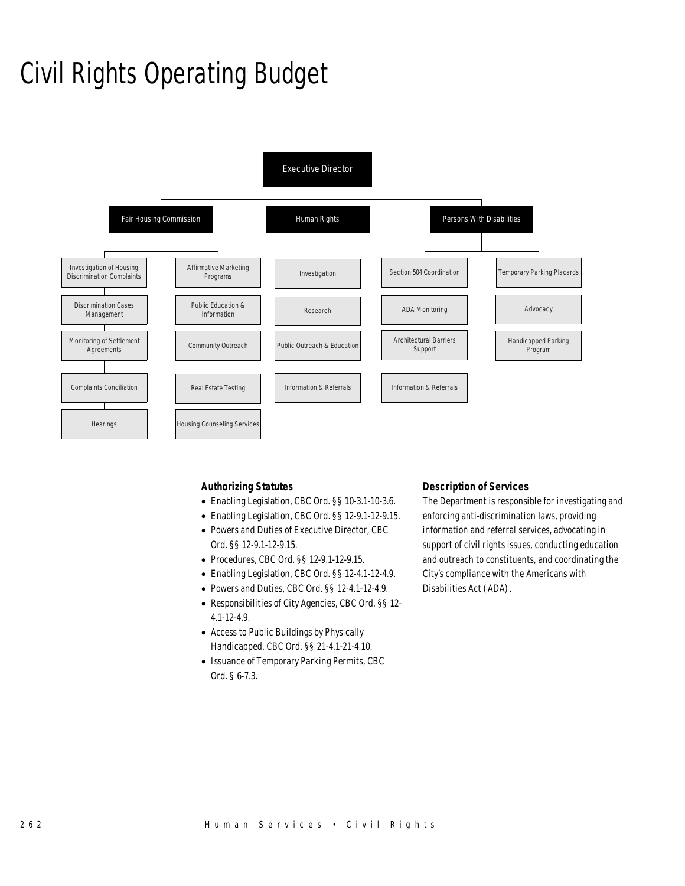# Civil Rights Operating Budget

- Executive Director
  - Fair Housing Commission
    - Investigation of Housing Discrimination Complaints
    - Discrimination Cases Management
    - Monitoring of Settlement Agreements
    - Complaints Conciliation
    - Hearings
    - Affirmative Marketing Programs
    - Public Education & Information
    - Community Outreach
    - Real Estate Testing
    - Housing Counseling Services
  - Human Rights
    - Investigation
    - Research
    - Public Outreach & Education
    - Information & Referrals
  - Persons With Disabilities
    - Section 504 Coordination
    - ADA Monitoring
    - Architectural Barriers Support
    - Information & Referrals
    - Temporary Parking Placards
    - Advocacy
    - Handicapped Parking Program

### Authorizing Statutes

- Enabling Legislation, CBC Ord. §§ 10-3.1-10-3.6.
- Enabling Legislation, CBC Ord. §§ 12-9.1-12-9.15.
- Powers and Duties of Executive Director, CBC Ord. §§ 12-9.1-12-9.15.
- Procedures, CBC Ord. §§ 12-9.1-12-9.15.
- Enabling Legislation, CBC Ord. §§ 12-4.1-12-4.9.
- Powers and Duties, CBC Ord. §§ 12-4.1-12-4.9.
- Responsibilities of City Agencies, CBC Ord. §§ 12-4.1-12-4.9.
- Access to Public Buildings by Physically Handicapped, CBC Ord. §§ 21-4.1-21-4.10.
- Issuance of Temporary Parking Permits, CBC Ord. § 6-7.3.

### Description of Services

The Department is responsible for investigating and enforcing anti-discrimination laws, providing information and referral services, advocating in support of civil rights issues, conducting education and outreach to constituents, and coordinating the City's compliance with the Americans with Disabilities Act (ADA).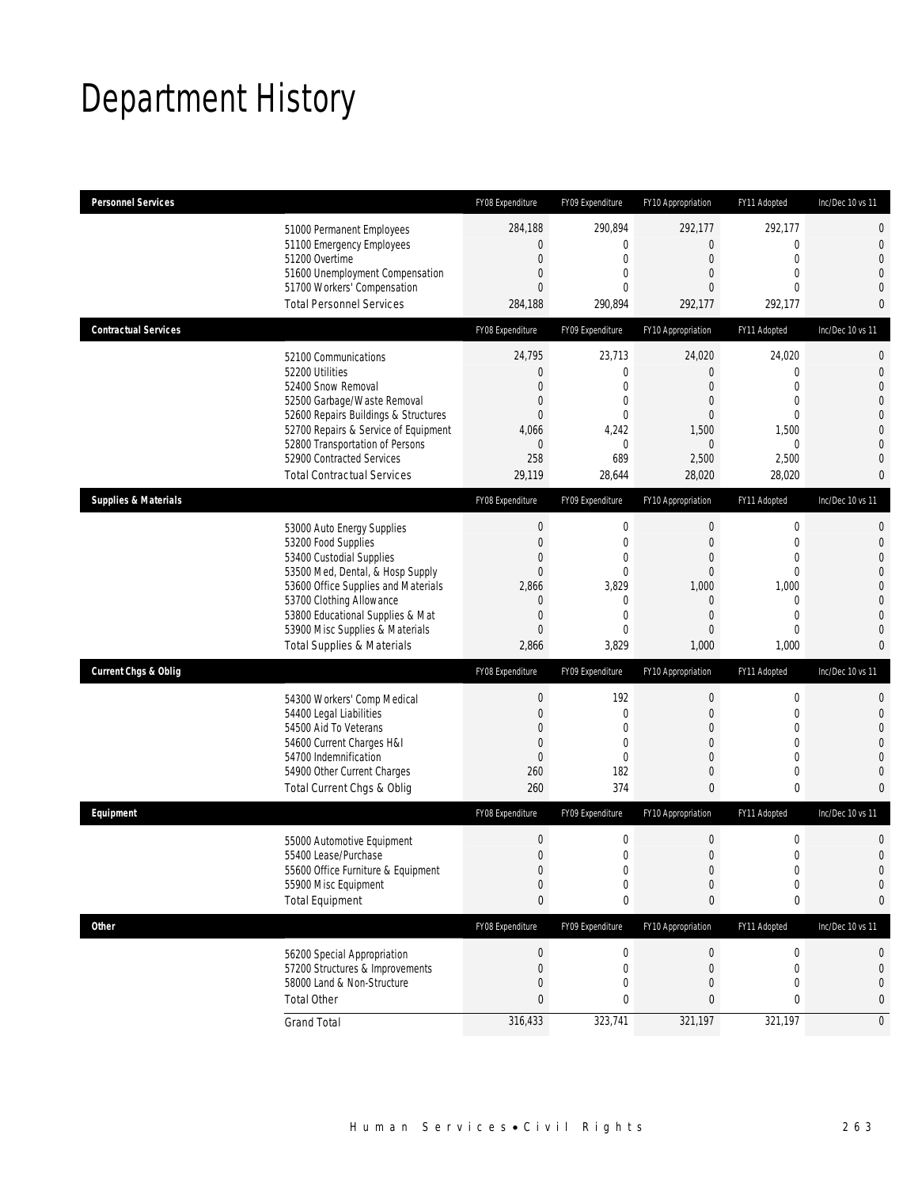# Department History

| Personnel Services | FY08 Expenditure | FY09 Expenditure | FY10 Appropriation | FY11 Adopted | Inc/Dec 10 vs 11 |
|---|---|---|---|---|---|
| 51000 Permanent Employees | 284,188 | 290,894 | 292,177 | 292,177 | 0 |
| 51100 Emergency Employees | 0 | 0 | 0 | 0 | 0 |
| 51200 Overtime | 0 | 0 | 0 | 0 | 0 |
| 51600 Unemployment Compensation | 0 | 0 | 0 | 0 | 0 |
| 51700 Workers' Compensation | 0 | 0 | 0 | 0 | 0 |
| Total Personnel Services | 284,188 | 290,894 | 292,177 | 292,177 | 0 |

| Contractual Services | FY08 Expenditure | FY09 Expenditure | FY10 Appropriation | FY11 Adopted | Inc/Dec 10 vs 11 |
|---|---|---|---|---|---|
| 52100 Communications | 24,795 | 23,713 | 24,020 | 24,020 | 0 |
| 52200 Utilities | 0 | 0 | 0 | 0 | 0 |
| 52400 Snow Removal | 0 | 0 | 0 | 0 | 0 |
| 52500 Garbage/Waste Removal | 0 | 0 | 0 | 0 | 0 |
| 52600 Repairs Buildings & Structures | 0 | 0 | 0 | 0 | 0 |
| 52700 Repairs & Service of Equipment | 4,066 | 4,242 | 1,500 | 1,500 | 0 |
| 52800 Transportation of Persons | 0 | 0 | 0 | 0 | 0 |
| 52900 Contracted Services | 258 | 689 | 2,500 | 2,500 | 0 |
| Total Contractual Services | 29,119 | 28,644 | 28,020 | 28,020 | 0 |

| Supplies & Materials | FY08 Expenditure | FY09 Expenditure | FY10 Appropriation | FY11 Adopted | Inc/Dec 10 vs 11 |
|---|---|---|---|---|---|
| 53000 Auto Energy Supplies | 0 | 0 | 0 | 0 | 0 |
| 53200 Food Supplies | 0 | 0 | 0 | 0 | 0 |
| 53400 Custodial Supplies | 0 | 0 | 0 | 0 | 0 |
| 53500 Med, Dental, & Hosp Supply | 0 | 0 | 0 | 0 | 0 |
| 53600 Office Supplies and Materials | 2,866 | 3,829 | 1,000 | 1,000 | 0 |
| 53700 Clothing Allowance | 0 | 0 | 0 | 0 | 0 |
| 53800 Educational Supplies & Mat | 0 | 0 | 0 | 0 | 0 |
| 53900 Misc Supplies & Materials | 0 | 0 | 0 | 0 | 0 |
| Total Supplies & Materials | 2,866 | 3,829 | 1,000 | 1,000 | 0 |

| Current Chgs & Oblig | FY08 Expenditure | FY09 Expenditure | FY10 Appropriation | FY11 Adopted | Inc/Dec 10 vs 11 |
|---|---|---|---|---|---|
| 54300 Workers' Comp Medical | 0 | 192 | 0 | 0 | 0 |
| 54400 Legal Liabilities | 0 | 0 | 0 | 0 | 0 |
| 54500 Aid To Veterans | 0 | 0 | 0 | 0 | 0 |
| 54600 Current Charges H&I | 0 | 0 | 0 | 0 | 0 |
| 54700 Indemnification | 0 | 0 | 0 | 0 | 0 |
| 54900 Other Current Charges | 260 | 182 | 0 | 0 | 0 |
| Total Current Chgs & Oblig | 260 | 374 | 0 | 0 | 0 |

| Equipment | FY08 Expenditure | FY09 Expenditure | FY10 Appropriation | FY11 Adopted | Inc/Dec 10 vs 11 |
|---|---|---|---|---|---|
| 55000 Automotive Equipment | 0 | 0 | 0 | 0 | 0 |
| 55400 Lease/Purchase | 0 | 0 | 0 | 0 | 0 |
| 55600 Office Furniture & Equipment | 0 | 0 | 0 | 0 | 0 |
| 55900 Misc Equipment | 0 | 0 | 0 | 0 | 0 |
| Total Equipment | 0 | 0 | 0 | 0 | 0 |

| Other | FY08 Expenditure | FY09 Expenditure | FY10 Appropriation | FY11 Adopted | Inc/Dec 10 vs 11 |
|---|---|---|---|---|---|
| 56200 Special Appropriation | 0 | 0 | 0 | 0 | 0 |
| 57200 Structures & Improvements | 0 | 0 | 0 | 0 | 0 |
| 58000 Land & Non-Structure | 0 | 0 | 0 | 0 | 0 |
| Total Other | 0 | 0 | 0 | 0 | 0 |
| Grand Total | 316,433 | 323,741 | 321,197 | 321,197 | 0 |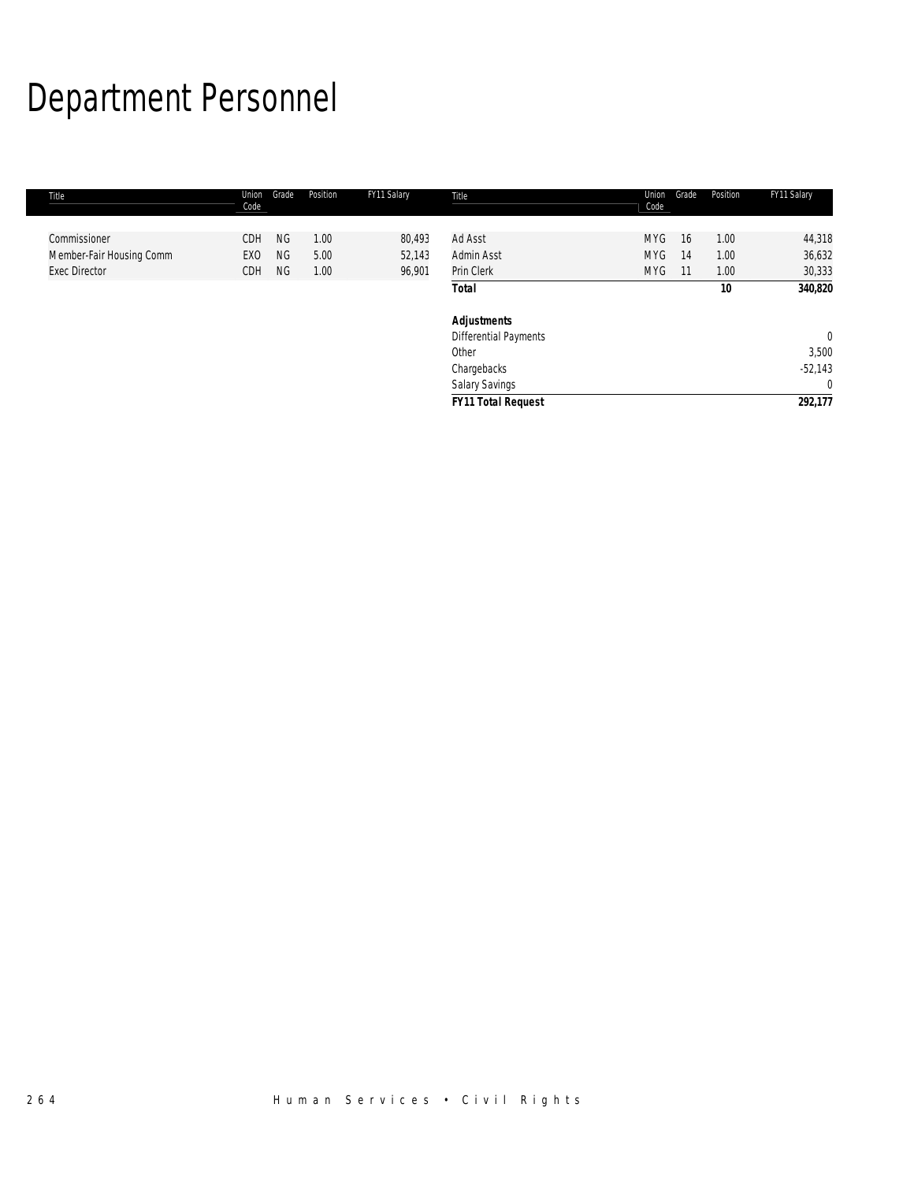# Department Personnel

| Title | Union Code | Grade | Position | FY11 Salary |
|---|---|---|---|---|
| Commissioner | CDH | NG | 1.00 | 80,493 |
| Member-Fair Housing Comm | EXO | NG | 5.00 | 52,143 |
| Exec Director | CDH | NG | 1.00 | 96,901 |
| Ad Asst | MYG | 16 | 1.00 | 44,318 |
| Admin Asst | MYG | 14 | 1.00 | 36,632 |
| Prin Clerk | MYG | 11 | 1.00 | 30,333 |
| ***Total*** | | | **10** | **340,820** |
| ***Adjustments*** | | | | |
| Differential Payments | | | | 0 |
| Other | | | | 3,500 |
| Chargebacks | | | | -52,143 |
| Salary Savings | | | | 0 |
| ***FY11 Total Request*** | | | | **292,177** |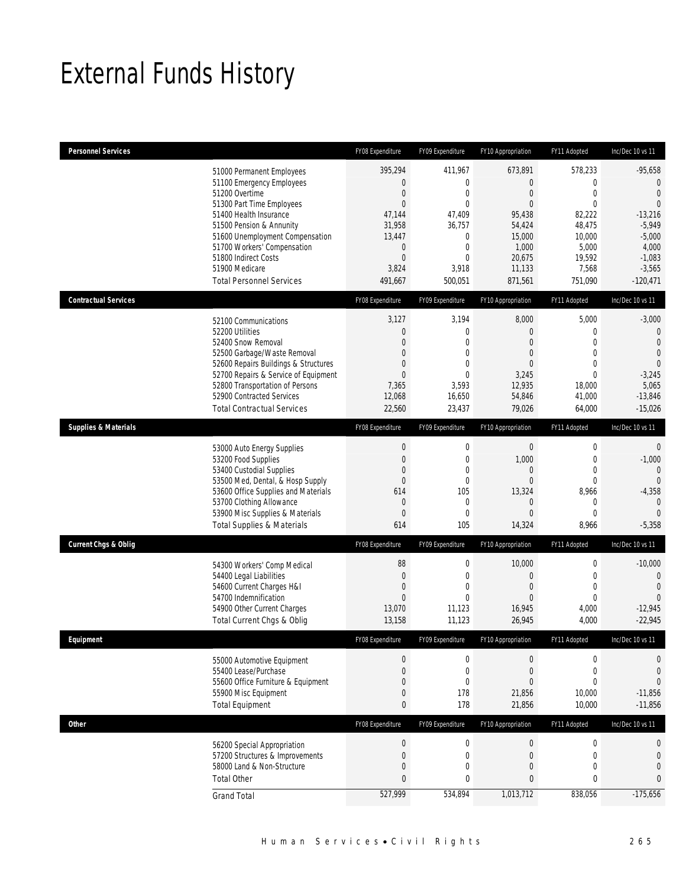# External Funds History

| Personnel Services | FY08 Expenditure | FY09 Expenditure | FY10 Appropriation | FY11 Adopted | Inc/Dec 10 vs 11 |
|---|---|---|---|---|---|
| 51000 Permanent Employees | 395,294 | 411,967 | 673,891 | 578,233 | -95,658 |
| 51100 Emergency Employees | 0 | 0 | 0 | 0 | 0 |
| 51200 Overtime | 0 | 0 | 0 | 0 | 0 |
| 51300 Part Time Employees | 0 | 0 | 0 | 0 | 0 |
| 51400 Health Insurance | 47,144 | 47,409 | 95,438 | 82,222 | -13,216 |
| 51500 Pension & Annunity | 31,958 | 36,757 | 54,424 | 48,475 | -5,949 |
| 51600 Unemployment Compensation | 13,447 | 0 | 15,000 | 10,000 | -5,000 |
| 51700 Workers' Compensation | 0 | 0 | 1,000 | 5,000 | 4,000 |
| 51800 Indirect Costs | 0 | 0 | 20,675 | 19,592 | -1,083 |
| 51900 Medicare | 3,824 | 3,918 | 11,133 | 7,568 | -3,565 |
| Total Personnel Services | 491,667 | 500,051 | 871,561 | 751,090 | -120,471 |

| Contractual Services | FY08 Expenditure | FY09 Expenditure | FY10 Appropriation | FY11 Adopted | Inc/Dec 10 vs 11 |
|---|---|---|---|---|---|
| 52100 Communications | 3,127 | 3,194 | 8,000 | 5,000 | -3,000 |
| 52200 Utilities | 0 | 0 | 0 | 0 | 0 |
| 52400 Snow Removal | 0 | 0 | 0 | 0 | 0 |
| 52500 Garbage/Waste Removal | 0 | 0 | 0 | 0 | 0 |
| 52600 Repairs Buildings & Structures | 0 | 0 | 0 | 0 | 0 |
| 52700 Repairs & Service of Equipment | 0 | 0 | 3,245 | 0 | -3,245 |
| 52800 Transportation of Persons | 7,365 | 3,593 | 12,935 | 18,000 | 5,065 |
| 52900 Contracted Services | 12,068 | 16,650 | 54,846 | 41,000 | -13,846 |
| Total Contractual Services | 22,560 | 23,437 | 79,026 | 64,000 | -15,026 |

| Supplies & Materials | FY08 Expenditure | FY09 Expenditure | FY10 Appropriation | FY11 Adopted | Inc/Dec 10 vs 11 |
|---|---|---|---|---|---|
| 53000 Auto Energy Supplies | 0 | 0 | 0 | 0 | 0 |
| 53200 Food Supplies | 0 | 0 | 1,000 | 0 | -1,000 |
| 53400 Custodial Supplies | 0 | 0 | 0 | 0 | 0 |
| 53500 Med, Dental, & Hosp Supply | 0 | 0 | 0 | 0 | 0 |
| 53600 Office Supplies and Materials | 614 | 105 | 13,324 | 8,966 | -4,358 |
| 53700 Clothing Allowance | 0 | 0 | 0 | 0 | 0 |
| 53900 Misc Supplies & Materials | 0 | 0 | 0 | 0 | 0 |
| Total Supplies & Materials | 614 | 105 | 14,324 | 8,966 | -5,358 |

| Current Chgs & Oblig | FY08 Expenditure | FY09 Expenditure | FY10 Appropriation | FY11 Adopted | Inc/Dec 10 vs 11 |
|---|---|---|---|---|---|
| 54300 Workers' Comp Medical | 88 | 0 | 10,000 | 0 | -10,000 |
| 54400 Legal Liabilities | 0 | 0 | 0 | 0 | 0 |
| 54600 Current Charges H&I | 0 | 0 | 0 | 0 | 0 |
| 54700 Indemnification | 0 | 0 | 0 | 0 | 0 |
| 54900 Other Current Charges | 13,070 | 11,123 | 16,945 | 4,000 | -12,945 |
| Total Current Chgs & Oblig | 13,158 | 11,123 | 26,945 | 4,000 | -22,945 |

| Equipment | FY08 Expenditure | FY09 Expenditure | FY10 Appropriation | FY11 Adopted | Inc/Dec 10 vs 11 |
|---|---|---|---|---|---|
| 55000 Automotive Equipment | 0 | 0 | 0 | 0 | 0 |
| 55400 Lease/Purchase | 0 | 0 | 0 | 0 | 0 |
| 55600 Office Furniture & Equipment | 0 | 0 | 0 | 0 | 0 |
| 55900 Misc Equipment | 0 | 178 | 21,856 | 10,000 | -11,856 |
| Total Equipment | 0 | 178 | 21,856 | 10,000 | -11,856 |

| Other | FY08 Expenditure | FY09 Expenditure | FY10 Appropriation | FY11 Adopted | Inc/Dec 10 vs 11 |
|---|---|---|---|---|---|
| 56200 Special Appropriation | 0 | 0 | 0 | 0 | 0 |
| 57200 Structures & Improvements | 0 | 0 | 0 | 0 | 0 |
| 58000 Land & Non-Structure | 0 | 0 | 0 | 0 | 0 |
| Total Other | 0 | 0 | 0 | 0 | 0 |
| Grand Total | 527,999 | 534,894 | 1,013,712 | 838,056 | -175,656 |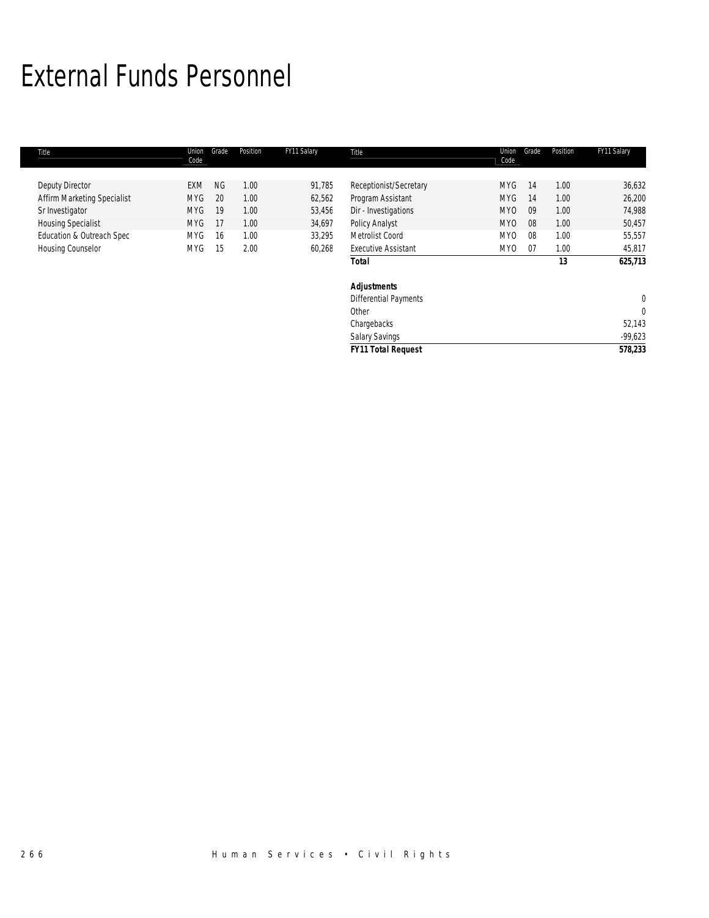# External Funds Personnel

| Title | Union Code | Grade | Position | FY11 Salary | Title | Union Code | Grade | Position | FY11 Salary |
|---|---|---|---|---|---|---|---|---|---|
| Deputy Director | EXM | NG | 1.00 | 91,785 | Receptionist/Secretary | MYG | 14 | 1.00 | 36,632 |
| Affirm Marketing Specialist | MYG | 20 | 1.00 | 62,562 | Program Assistant | MYG | 14 | 1.00 | 26,200 |
| Sr Investigator | MYG | 19 | 1.00 | 53,456 | Dir - Investigations | MYO | 09 | 1.00 | 74,988 |
| Housing Specialist | MYG | 17 | 1.00 | 34,697 | Policy Analyst | MYO | 08 | 1.00 | 50,457 |
| Education & Outreach Spec | MYG | 16 | 1.00 | 33,295 | Metrolist Coord | MYO | 08 | 1.00 | 55,557 |
| Housing Counselor | MYG | 15 | 2.00 | 60,268 | Executive Assistant | MYO | 07 | 1.00 | 45,817 |
| | | | | | **Total** | | | **13** | **625,713** |
| | | | | | | | | | |
| | | | | | **Adjustments** | | | | |
| | | | | | Differential Payments | | | | 0 |
| | | | | | Other | | | | 0 |
| | | | | | Chargebacks | | | | 52,143 |
| | | | | | Salary Savings | | | | -99,623 |
| | | | | | **FY11 Total Request** | | | | **578,233** |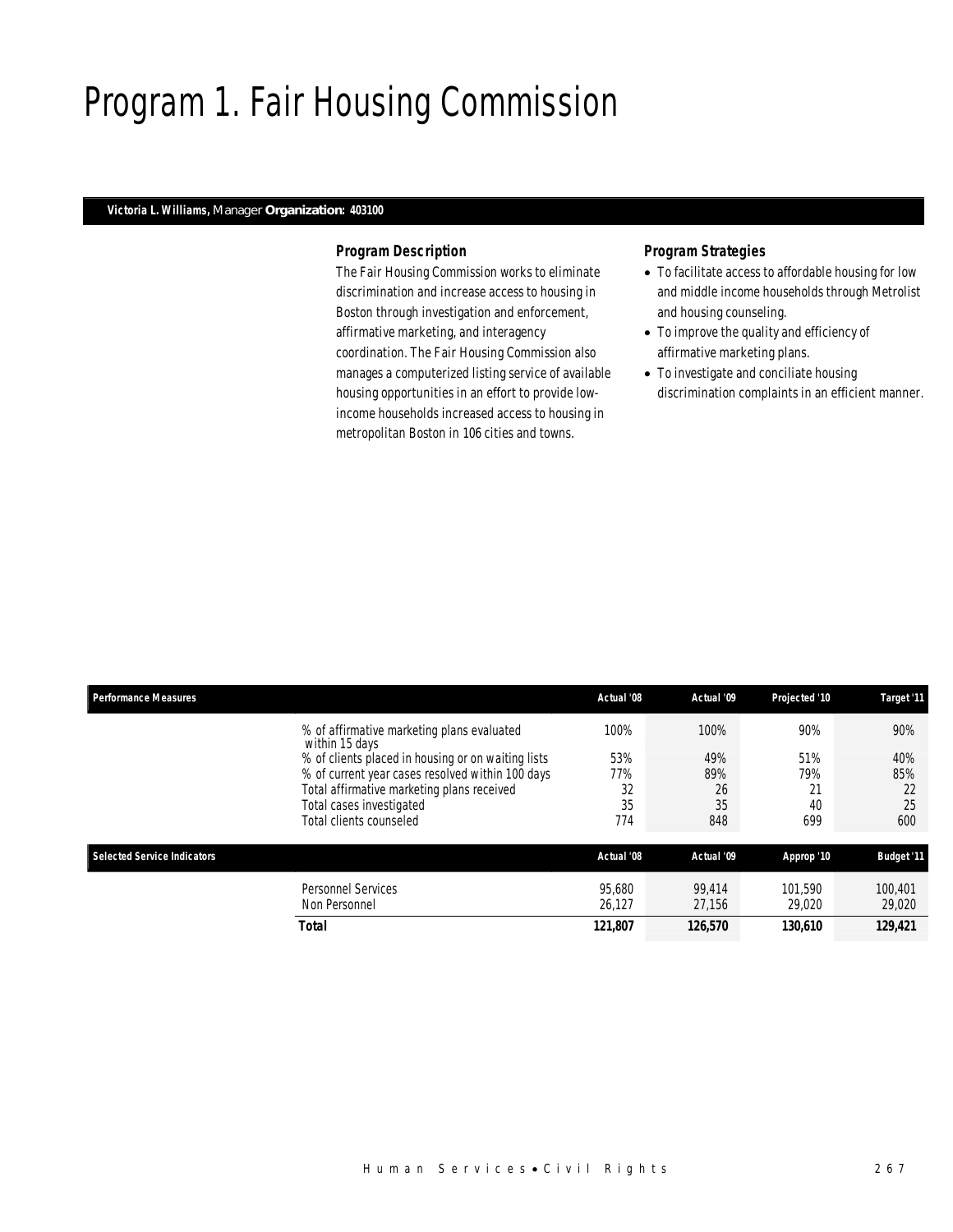# Program 1. Fair Housing Commission

**Victoria L. Williams,** Manager **Organization: 403100**

### Program Description

The Fair Housing Commission works to eliminate discrimination and increase access to housing in Boston through investigation and enforcement, affirmative marketing, and interagency coordination. The Fair Housing Commission also manages a computerized listing service of available housing opportunities in an effort to provide low-income households increased access to housing in metropolitan Boston in 106 cities and towns.

### Program Strategies

- To facilitate access to affordable housing for low and middle income households through Metrolist and housing counseling.
- To improve the quality and efficiency of affirmative marketing plans.
- To investigate and conciliate housing discrimination complaints in an efficient manner.

| Performance Measures | Actual '08 | Actual '09 | Projected '10 | Target '11 |
|---|---|---|---|---|
| % of affirmative marketing plans evaluated within 15 days | 100% | 100% | 90% | 90% |
| % of clients placed in housing or on waiting lists | 53% | 49% | 51% | 40% |
| % of current year cases resolved within 100 days | 77% | 89% | 79% | 85% |
| Total affirmative marketing plans received | 32 | 26 | 21 | 22 |
| Total cases investigated | 35 | 35 | 40 | 25 |
| Total clients counseled | 774 | 848 | 699 | 600 |

| Selected Service Indicators | Actual '08 | Actual '09 | Approp '10 | Budget '11 |
|---|---|---|---|---|
| Personnel Services | 95,680 | 99,414 | 101,590 | 100,401 |
| Non Personnel | 26,127 | 27,156 | 29,020 | 29,020 |
| **Total** | **121,807** | **126,570** | **130,610** | **129,421** |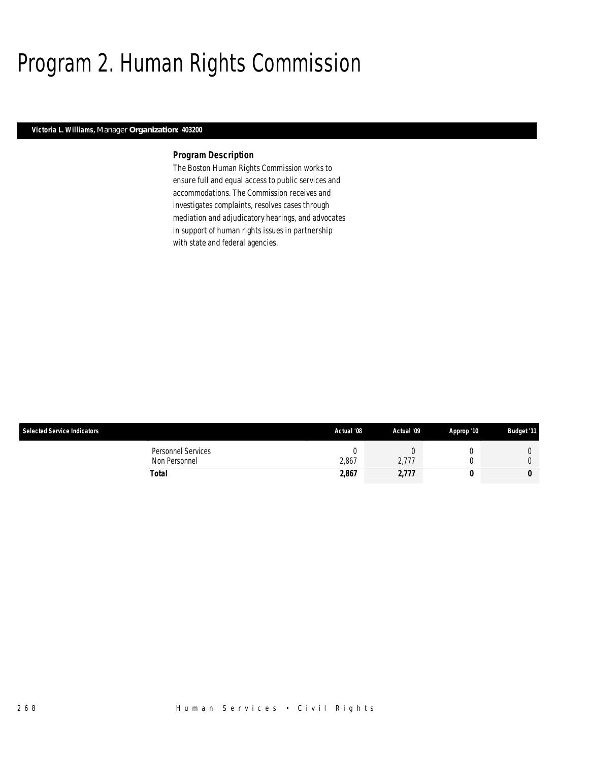# Program 2. Human Rights Commission

**Victoria L. Williams,** Manager **Organization: 403200**

### Program Description

The Boston Human Rights Commission works to ensure full and equal access to public services and accommodations. The Commission receives and investigates complaints, resolves cases through mediation and adjudicatory hearings, and advocates in support of human rights issues in partnership with state and federal agencies.

| Selected Service Indicators | Actual '08 | Actual '09 | Approp '10 | Budget '11 |
|---|---|---|---|---|
| Personnel Services | 0 | 0 | 0 | 0 |
| Non Personnel | 2,867 | 2,777 | 0 | 0 |
| **Total** | **2,867** | **2,777** | **0** | **0** |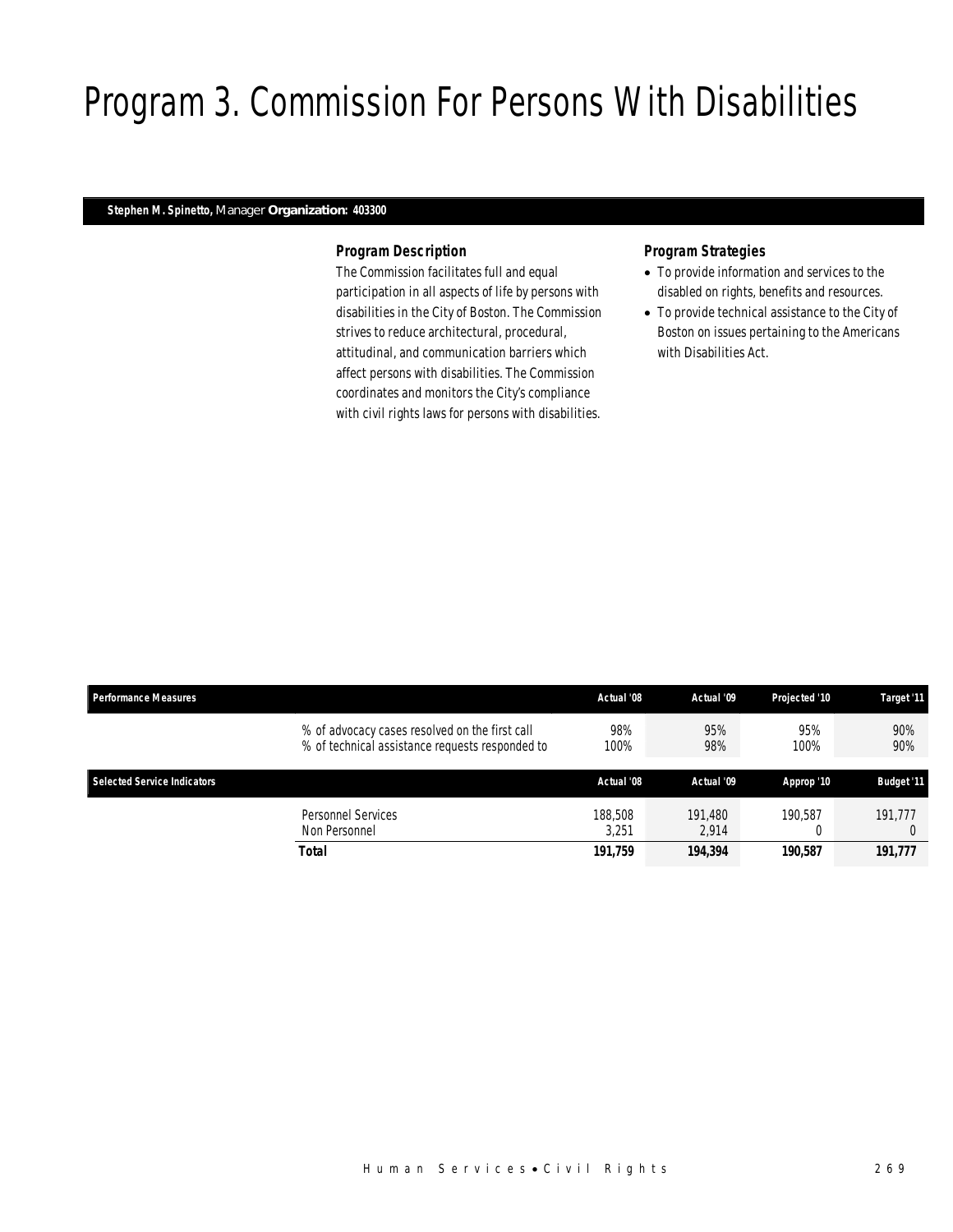# Program 3. Commission For Persons With Disabilities

**Stephen M. Spinetto,** Manager **Organization: 403300**

### *Program Description*

The Commission facilitates full and equal participation in all aspects of life by persons with disabilities in the City of Boston. The Commission strives to reduce architectural, procedural, attitudinal, and communication barriers which affect persons with disabilities. The Commission coordinates and monitors the City's compliance with civil rights laws for persons with disabilities.

### *Program Strategies*

- To provide information and services to the disabled on rights, benefits and resources.
- To provide technical assistance to the City of Boston on issues pertaining to the Americans with Disabilities Act.

| Performance Measures | | Actual '08 | Actual '09 | Projected '10 | Target '11 |
|---|---|---|---|---|---|
| | % of advocacy cases resolved on the first call | 98% | 95% | 95% | 90% |
| | % of technical assistance requests responded to | 100% | 98% | 100% | 90% |

| Selected Service Indicators | | Actual '08 | Actual '09 | Approp '10 | Budget '11 |
|---|---|---|---|---|---|
| | Personnel Services | 188,508 | 191,480 | 190,587 | 191,777 |
| | Non Personnel | 3,251 | 2,914 | 0 | 0 |
| | **Total** | **191,759** | **194,394** | **190,587** | **191,777** |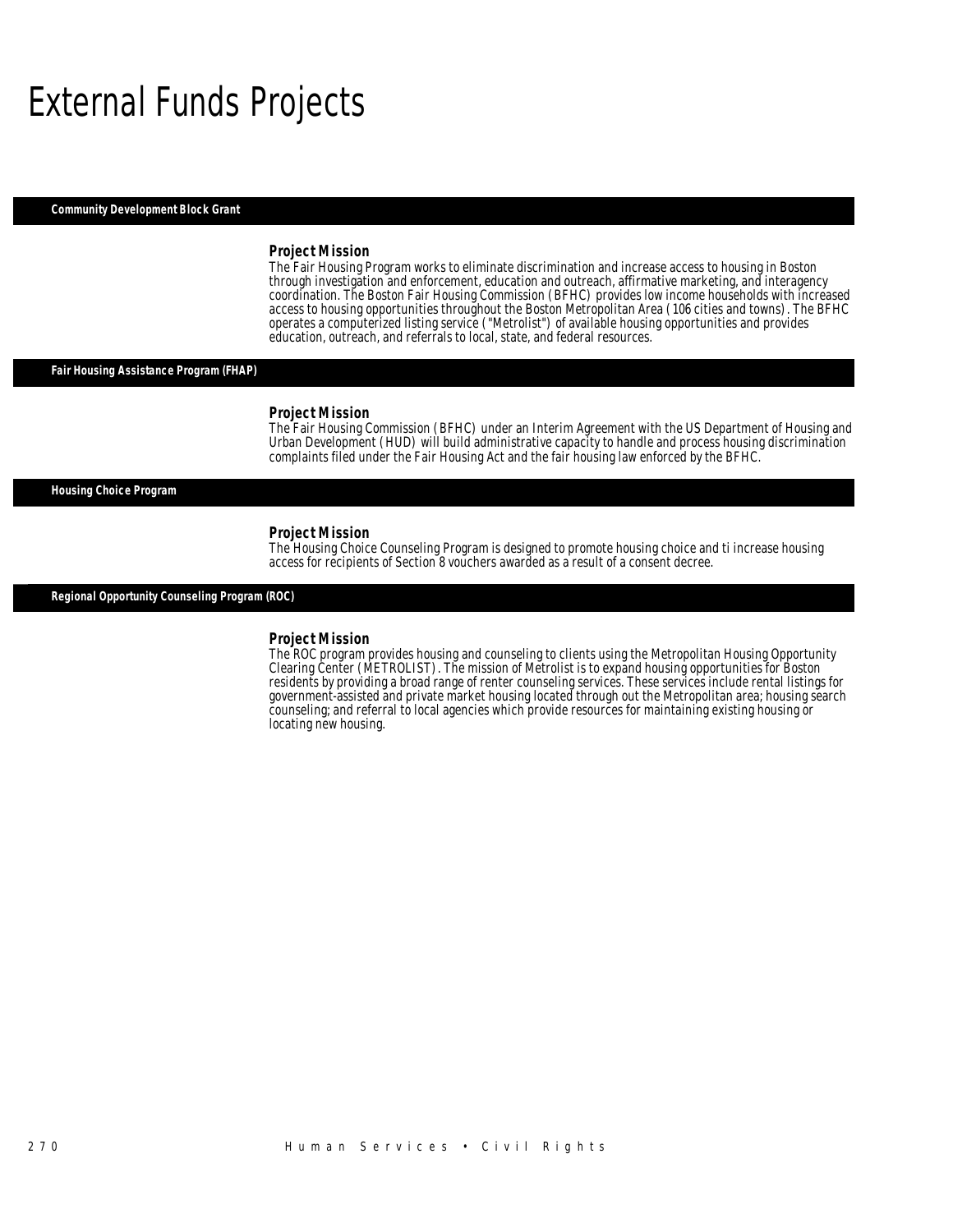# External Funds Projects

## Community Development Block Grant

### Project Mission

The Fair Housing Program works to eliminate discrimination and increase access to housing in Boston through investigation and enforcement, education and outreach, affirmative marketing, and interagency coordination. The Boston Fair Housing Commission (BFHC) provides low income households with increased access to housing opportunities throughout the Boston Metropolitan Area (106 cities and towns). The BFHC operates a computerized listing service ("Metrolist") of available housing opportunities and provides education, outreach, and referrals to local, state, and federal resources.

## Fair Housing Assistance Program (FHAP)

### Project Mission

The Fair Housing Commission (BFHC) under an Interim Agreement with the US Department of Housing and Urban Development (HUD) will build administrative capacity to handle and process housing discrimination complaints filed under the Fair Housing Act and the fair housing law enforced by the BFHC.

## Housing Choice Program

### Project Mission

The Housing Choice Counseling Program is designed to promote housing choice and ti increase housing access for recipients of Section 8 vouchers awarded as a result of a consent decree.

## Regional Opportunity Counseling Program (ROC)

### Project Mission

The ROC program provides housing and counseling to clients using the Metropolitan Housing Opportunity Clearing Center (METROLIST). The mission of Metrolist is to expand housing opportunities for Boston residents by providing a broad range of renter counseling services. These services include rental listings for government-assisted and private market housing located through out the Metropolitan area; housing search counseling; and referral to local agencies which provide resources for maintaining existing housing or locating new housing.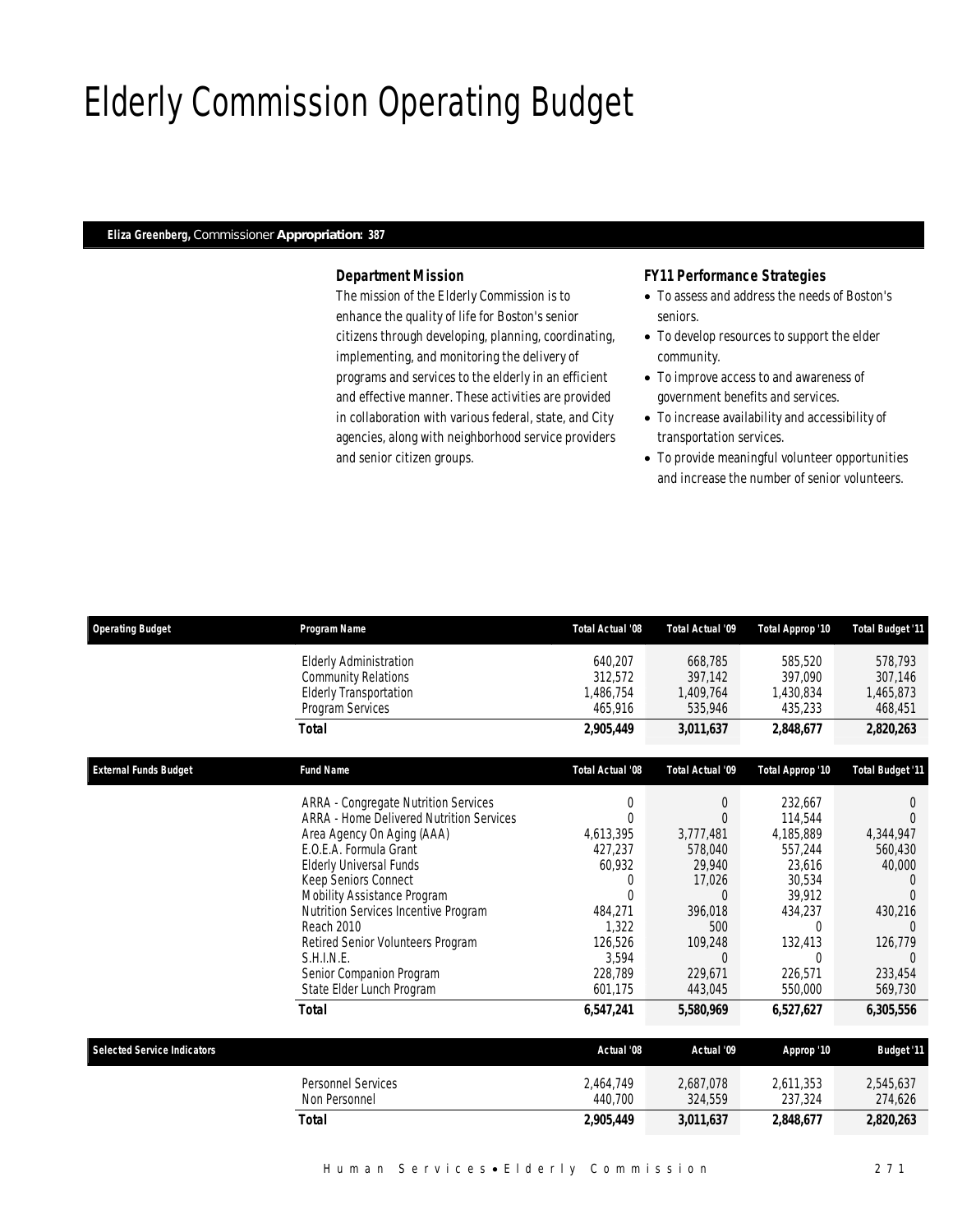# Elderly Commission Operating Budget

**Eliza Greenberg,** Commissioner **Appropriation: 387**

### Department Mission

The mission of the Elderly Commission is to enhance the quality of life for Boston's senior citizens through developing, planning, coordinating, implementing, and monitoring the delivery of programs and services to the elderly in an efficient and effective manner. These activities are provided in collaboration with various federal, state, and City agencies, along with neighborhood service providers and senior citizen groups.

### FY11 Performance Strategies

- To assess and address the needs of Boston's seniors.
- To develop resources to support the elder community.
- To improve access to and awareness of government benefits and services.
- To increase availability and accessibility of transportation services.
- To provide meaningful volunteer opportunities and increase the number of senior volunteers.

| Operating Budget | Program Name | Total Actual '08 | Total Actual '09 | Total Approp '10 | Total Budget '11 |
|---|---|---|---|---|---|
| | Elderly Administration | 640,207 | 668,785 | 585,520 | 578,793 |
| | Community Relations | 312,572 | 397,142 | 397,090 | 307,146 |
| | Elderly Transportation | 1,486,754 | 1,409,764 | 1,430,834 | 1,465,873 |
| | Program Services | 465,916 | 535,946 | 435,233 | 468,451 |
| | **Total** | **2,905,449** | **3,011,637** | **2,848,677** | **2,820,263** |

| External Funds Budget | Fund Name | Total Actual '08 | Total Actual '09 | Total Approp '10 | Total Budget '11 |
|---|---|---|---|---|---|
| | ARRA - Congregate Nutrition Services | 0 | 0 | 232,667 | 0 |
| | ARRA - Home Delivered Nutrition Services | 0 | 0 | 114,544 | 0 |
| | Area Agency On Aging (AAA) | 4,613,395 | 3,777,481 | 4,185,889 | 4,344,947 |
| | E.O.E.A. Formula Grant | 427,237 | 578,040 | 557,244 | 560,430 |
| | Elderly Universal Funds | 60,932 | 29,940 | 23,616 | 40,000 |
| | Keep Seniors Connect | 0 | 17,026 | 30,534 | 0 |
| | Mobility Assistance Program | 0 | 0 | 39,912 | 0 |
| | Nutrition Services Incentive Program | 484,271 | 396,018 | 434,237 | 430,216 |
| | Reach 2010 | 1,322 | 500 | 0 | 0 |
| | Retired Senior Volunteers Program | 126,526 | 109,248 | 132,413 | 126,779 |
| | S.H.I.N.E. | 3,594 | 0 | 0 | 0 |
| | Senior Companion Program | 228,789 | 229,671 | 226,571 | 233,454 |
| | State Elder Lunch Program | 601,175 | 443,045 | 550,000 | 569,730 |
| | **Total** | **6,547,241** | **5,580,969** | **6,527,627** | **6,305,556** |

| Selected Service Indicators | | Actual '08 | Actual '09 | Approp '10 | Budget '11 |
|---|---|---|---|---|---|
| | Personnel Services | 2,464,749 | 2,687,078 | 2,611,353 | 2,545,637 |
| | Non Personnel | 440,700 | 324,559 | 237,324 | 274,626 |
| | **Total** | **2,905,449** | **3,011,637** | **2,848,677** | **2,820,263** |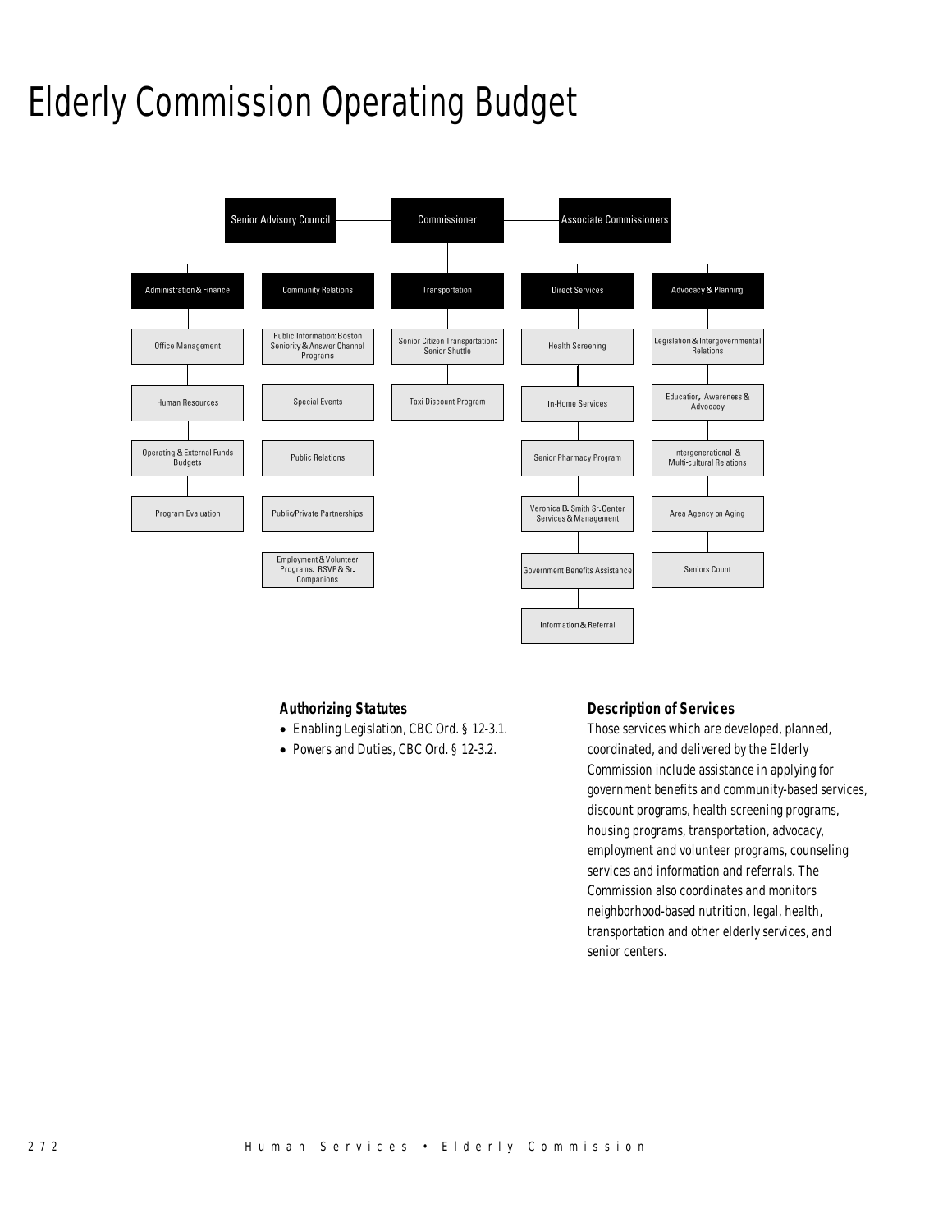# Elderly Commission Operating Budget

- Senior Advisory Council — Commissioner — Associate Commissioners
  - **Administration & Finance**
    - Office Management
    - Human Resources
    - Operating & External Funds Budgets
    - Program Evaluation
  - **Community Relations**
    - Public Information: Boston Seniority & Answer Channel Programs
    - Special Events
    - Public Relations
    - Public/Private Partnerships
    - Employment & Volunteer Programs: RSVP & Sr. Companions
  - **Transportation**
    - Senior Citizen Transportation: Senior Shuttle
    - Taxi Discount Program
  - **Direct Services**
    - Health Screening
    - In-Home Services
    - Senior Pharmacy Program
    - Veronica B. Smith Sr. Center Services & Management
    - Government Benefits Assistance
    - Information & Referral
  - **Advocacy & Planning**
    - Legislation & Intergovernmental Relations
    - Education, Awareness & Advocacy
    - Intergenerational & Multi-cultural Relations
    - Area Agency on Aging
    - Seniors Count

### Authorizing Statutes

- Enabling Legislation, CBC Ord. § 12-3.1.
- Powers and Duties, CBC Ord. § 12-3.2.

### Description of Services

Those services which are developed, planned, coordinated, and delivered by the Elderly Commission include assistance in applying for government benefits and community-based services, discount programs, health screening programs, housing programs, transportation, advocacy, employment and volunteer programs, counseling services and information and referrals. The Commission also coordinates and monitors neighborhood-based nutrition, legal, health, transportation and other elderly services, and senior centers.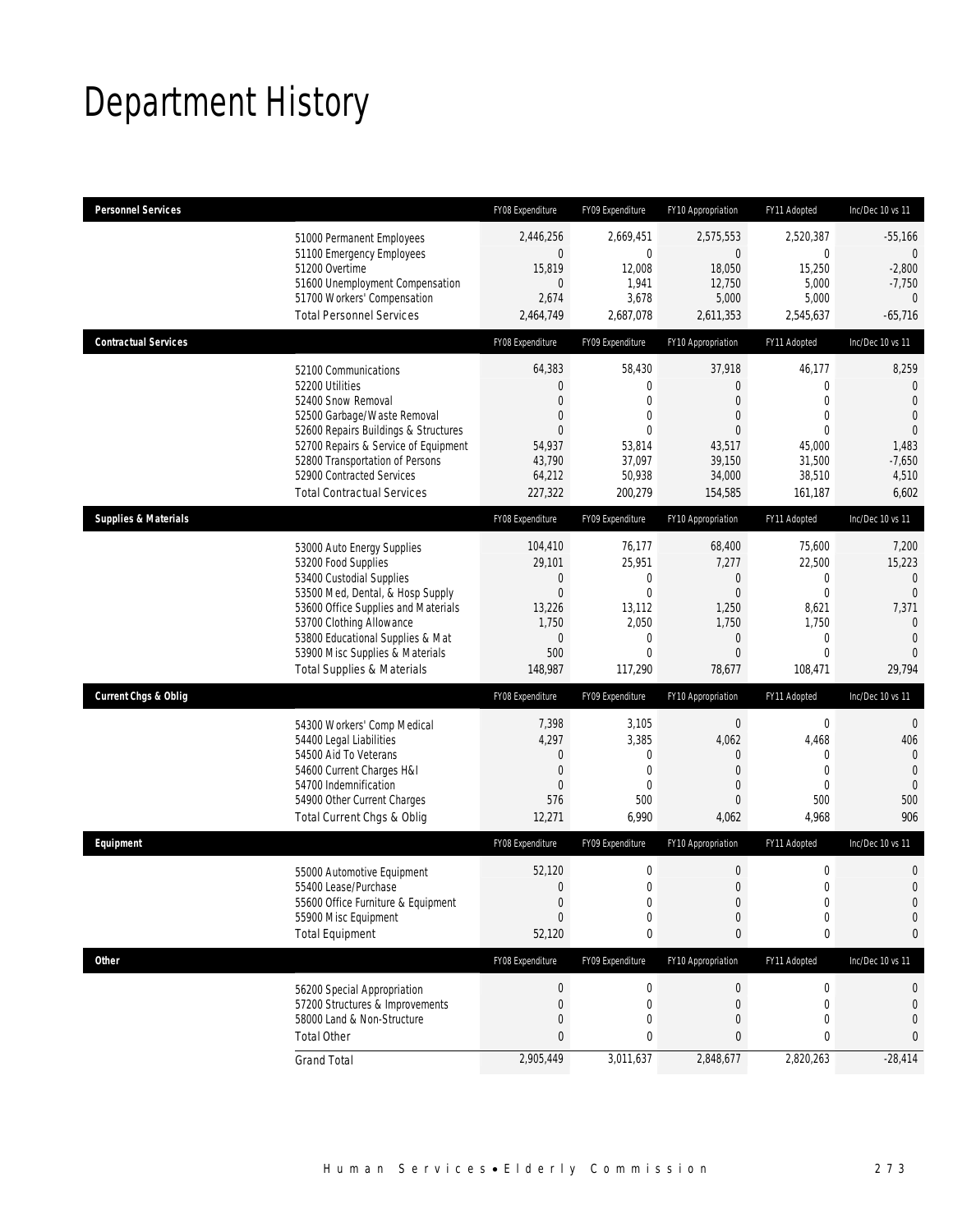# Department History

| Personnel Services | FY08 Expenditure | FY09 Expenditure | FY10 Appropriation | FY11 Adopted | Inc/Dec 10 vs 11 |
|---|---|---|---|---|---|
| 51000 Permanent Employees | 2,446,256 | 2,669,451 | 2,575,553 | 2,520,387 | -55,166 |
| 51100 Emergency Employees | 0 | 0 | 0 | 0 | 0 |
| 51200 Overtime | 15,819 | 12,008 | 18,050 | 15,250 | -2,800 |
| 51600 Unemployment Compensation | 0 | 1,941 | 12,750 | 5,000 | -7,750 |
| 51700 Workers' Compensation | 2,674 | 3,678 | 5,000 | 5,000 | 0 |
| Total Personnel Services | 2,464,749 | 2,687,078 | 2,611,353 | 2,545,637 | -65,716 |

| Contractual Services | FY08 Expenditure | FY09 Expenditure | FY10 Appropriation | FY11 Adopted | Inc/Dec 10 vs 11 |
|---|---|---|---|---|---|
| 52100 Communications | 64,383 | 58,430 | 37,918 | 46,177 | 8,259 |
| 52200 Utilities | 0 | 0 | 0 | 0 | 0 |
| 52400 Snow Removal | 0 | 0 | 0 | 0 | 0 |
| 52500 Garbage/Waste Removal | 0 | 0 | 0 | 0 | 0 |
| 52600 Repairs Buildings & Structures | 0 | 0 | 0 | 0 | 0 |
| 52700 Repairs & Service of Equipment | 54,937 | 53,814 | 43,517 | 45,000 | 1,483 |
| 52800 Transportation of Persons | 43,790 | 37,097 | 39,150 | 31,500 | -7,650 |
| 52900 Contracted Services | 64,212 | 50,938 | 34,000 | 38,510 | 4,510 |
| Total Contractual Services | 227,322 | 200,279 | 154,585 | 161,187 | 6,602 |

| Supplies & Materials | FY08 Expenditure | FY09 Expenditure | FY10 Appropriation | FY11 Adopted | Inc/Dec 10 vs 11 |
|---|---|---|---|---|---|
| 53000 Auto Energy Supplies | 104,410 | 76,177 | 68,400 | 75,600 | 7,200 |
| 53200 Food Supplies | 29,101 | 25,951 | 7,277 | 22,500 | 15,223 |
| 53400 Custodial Supplies | 0 | 0 | 0 | 0 | 0 |
| 53500 Med, Dental, & Hosp Supply | 0 | 0 | 0 | 0 | 0 |
| 53600 Office Supplies and Materials | 13,226 | 13,112 | 1,250 | 8,621 | 7,371 |
| 53700 Clothing Allowance | 1,750 | 2,050 | 1,750 | 1,750 | 0 |
| 53800 Educational Supplies & Mat | 0 | 0 | 0 | 0 | 0 |
| 53900 Misc Supplies & Materials | 500 | 0 | 0 | 0 | 0 |
| Total Supplies & Materials | 148,987 | 117,290 | 78,677 | 108,471 | 29,794 |

| Current Chgs & Oblig | FY08 Expenditure | FY09 Expenditure | FY10 Appropriation | FY11 Adopted | Inc/Dec 10 vs 11 |
|---|---|---|---|---|---|
| 54300 Workers' Comp Medical | 7,398 | 3,105 | 0 | 0 | 0 |
| 54400 Legal Liabilities | 4,297 | 3,385 | 4,062 | 4,468 | 406 |
| 54500 Aid To Veterans | 0 | 0 | 0 | 0 | 0 |
| 54600 Current Charges H&I | 0 | 0 | 0 | 0 | 0 |
| 54700 Indemnification | 0 | 0 | 0 | 0 | 0 |
| 54900 Other Current Charges | 576 | 500 | 0 | 500 | 500 |
| Total Current Chgs & Oblig | 12,271 | 6,990 | 4,062 | 4,968 | 906 |

| Equipment | FY08 Expenditure | FY09 Expenditure | FY10 Appropriation | FY11 Adopted | Inc/Dec 10 vs 11 |
|---|---|---|---|---|---|
| 55000 Automotive Equipment | 52,120 | 0 | 0 | 0 | 0 |
| 55400 Lease/Purchase | 0 | 0 | 0 | 0 | 0 |
| 55600 Office Furniture & Equipment | 0 | 0 | 0 | 0 | 0 |
| 55900 Misc Equipment | 0 | 0 | 0 | 0 | 0 |
| Total Equipment | 52,120 | 0 | 0 | 0 | 0 |

| Other | FY08 Expenditure | FY09 Expenditure | FY10 Appropriation | FY11 Adopted | Inc/Dec 10 vs 11 |
|---|---|---|---|---|---|
| 56200 Special Appropriation | 0 | 0 | 0 | 0 | 0 |
| 57200 Structures & Improvements | 0 | 0 | 0 | 0 | 0 |
| 58000 Land & Non-Structure | 0 | 0 | 0 | 0 | 0 |
| Total Other | 0 | 0 | 0 | 0 | 0 |
| Grand Total | 2,905,449 | 3,011,637 | 2,848,677 | 2,820,263 | -28,414 |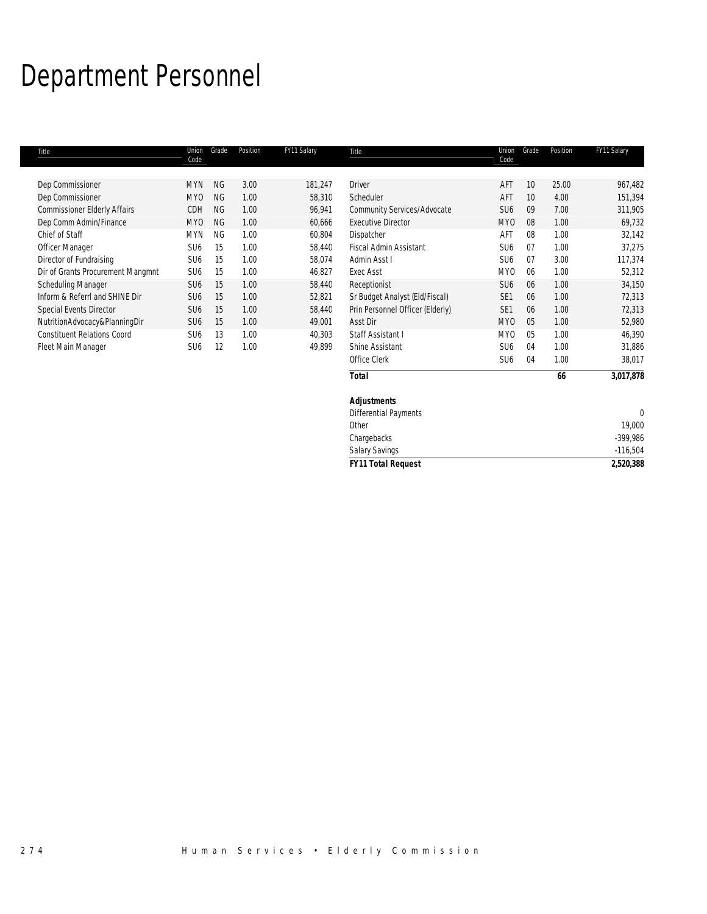# Department Personnel

| Title | Union Code | Grade | Position | FY11 Salary |
|---|---|---|---|---|
| Dep Commissioner | MYN | NG | 3.00 | 181,247 |
| Dep Commissioner | MYO | NG | 1.00 | 58,310 |
| Commissioner Elderly Affairs | CDH | NG | 1.00 | 96,941 |
| Dep Comm Admin/Finance | MYO | NG | 1.00 | 60,666 |
| Chief of Staff | MYN | NG | 1.00 | 60,804 |
| Officer Manager | SU6 | 15 | 1.00 | 58,440 |
| Director of Fundraising | SU6 | 15 | 1.00 | 58,074 |
| Dir of Grants Procurement Mangmnt | SU6 | 15 | 1.00 | 46,827 |
| Scheduling Manager | SU6 | 15 | 1.00 | 58,440 |
| Inform & Referrl and SHINE Dir | SU6 | 15 | 1.00 | 52,821 |
| Special Events Director | SU6 | 15 | 1.00 | 58,440 |
| NutritionAdvocacy&PlanningDir | SU6 | 15 | 1.00 | 49,001 |
| Constituent Relations Coord | SU6 | 13 | 1.00 | 40,303 |
| Fleet Main Manager | SU6 | 12 | 1.00 | 49,899 |
| Driver | AFT | 10 | 25.00 | 967,482 |
| Scheduler | AFT | 10 | 4.00 | 151,394 |
| Community Services/Advocate | SU6 | 09 | 7.00 | 311,905 |
| Executive Director | MYO | 08 | 1.00 | 69,732 |
| Dispatcher | AFT | 08 | 1.00 | 32,142 |
| Fiscal Admin Assistant | SU6 | 07 | 1.00 | 37,275 |
| Admin Asst I | SU6 | 07 | 3.00 | 117,374 |
| Exec Asst | MYO | 06 | 1.00 | 52,312 |
| Receptionist | SU6 | 06 | 1.00 | 34,150 |
| Sr Budget Analyst (Eld/Fiscal) | SE1 | 06 | 1.00 | 72,313 |
| Prin Personnel Officer (Elderly) | SE1 | 06 | 1.00 | 72,313 |
| Asst Dir | MYO | 05 | 1.00 | 52,980 |
| Staff Assistant I | MYO | 05 | 1.00 | 46,390 |
| Shine Assistant | SU6 | 04 | 1.00 | 31,886 |
| Office Clerk | SU6 | 04 | 1.00 | 38,017 |
| ***Total*** | | | ***66*** | ***3,017,878*** |
| ***Adjustments*** | | | | |
| Differential Payments | | | | 0 |
| Other | | | | 19,000 |
| Chargebacks | | | | -399,986 |
| Salary Savings | | | | -116,504 |
| ***FY11 Total Request*** | | | | ***2,520,388*** |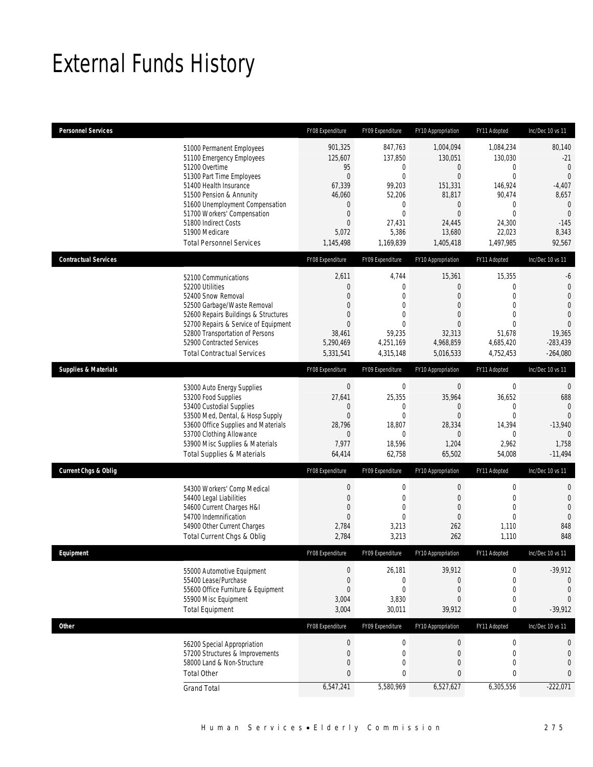# External Funds History

| Personnel Services | FY08 Expenditure | FY09 Expenditure | FY10 Appropriation | FY11 Adopted | Inc/Dec 10 vs 11 |
|---|---|---|---|---|---|
| 51000 Permanent Employees | 901,325 | 847,763 | 1,004,094 | 1,084,234 | 80,140 |
| 51100 Emergency Employees | 125,607 | 137,850 | 130,051 | 130,030 | -21 |
| 51200 Overtime | 95 | 0 | 0 | 0 | 0 |
| 51300 Part Time Employees | 0 | 0 | 0 | 0 | 0 |
| 51400 Health Insurance | 67,339 | 99,203 | 151,331 | 146,924 | -4,407 |
| 51500 Pension & Annunity | 46,060 | 52,206 | 81,817 | 90,474 | 8,657 |
| 51600 Unemployment Compensation | 0 | 0 | 0 | 0 | 0 |
| 51700 Workers' Compensation | 0 | 0 | 0 | 0 | 0 |
| 51800 Indirect Costs | 0 | 27,431 | 24,445 | 24,300 | -145 |
| 51900 Medicare | 5,072 | 5,386 | 13,680 | 22,023 | 8,343 |
| Total Personnel Services | 1,145,498 | 1,169,839 | 1,405,418 | 1,497,985 | 92,567 |

| Contractual Services | FY08 Expenditure | FY09 Expenditure | FY10 Appropriation | FY11 Adopted | Inc/Dec 10 vs 11 |
|---|---|---|---|---|---|
| 52100 Communications | 2,611 | 4,744 | 15,361 | 15,355 | -6 |
| 52200 Utilities | 0 | 0 | 0 | 0 | 0 |
| 52400 Snow Removal | 0 | 0 | 0 | 0 | 0 |
| 52500 Garbage/Waste Removal | 0 | 0 | 0 | 0 | 0 |
| 52600 Repairs Buildings & Structures | 0 | 0 | 0 | 0 | 0 |
| 52700 Repairs & Service of Equipment | 0 | 0 | 0 | 0 | 0 |
| 52800 Transportation of Persons | 38,461 | 59,235 | 32,313 | 51,678 | 19,365 |
| 52900 Contracted Services | 5,290,469 | 4,251,169 | 4,968,859 | 4,685,420 | -283,439 |
| Total Contractual Services | 5,331,541 | 4,315,148 | 5,016,533 | 4,752,453 | -264,080 |

| Supplies & Materials | FY08 Expenditure | FY09 Expenditure | FY10 Appropriation | FY11 Adopted | Inc/Dec 10 vs 11 |
|---|---|---|---|---|---|
| 53000 Auto Energy Supplies | 0 | 0 | 0 | 0 | 0 |
| 53200 Food Supplies | 27,641 | 25,355 | 35,964 | 36,652 | 688 |
| 53400 Custodial Supplies | 0 | 0 | 0 | 0 | 0 |
| 53500 Med, Dental, & Hosp Supply | 0 | 0 | 0 | 0 | 0 |
| 53600 Office Supplies and Materials | 28,796 | 18,807 | 28,334 | 14,394 | -13,940 |
| 53700 Clothing Allowance | 0 | 0 | 0 | 0 | 0 |
| 53900 Misc Supplies & Materials | 7,977 | 18,596 | 1,204 | 2,962 | 1,758 |
| Total Supplies & Materials | 64,414 | 62,758 | 65,502 | 54,008 | -11,494 |

| Current Chgs & Oblig | FY08 Expenditure | FY09 Expenditure | FY10 Appropriation | FY11 Adopted | Inc/Dec 10 vs 11 |
|---|---|---|---|---|---|
| 54300 Workers' Comp Medical | 0 | 0 | 0 | 0 | 0 |
| 54400 Legal Liabilities | 0 | 0 | 0 | 0 | 0 |
| 54600 Current Charges H&I | 0 | 0 | 0 | 0 | 0 |
| 54700 Indemnification | 0 | 0 | 0 | 0 | 0 |
| 54900 Other Current Charges | 2,784 | 3,213 | 262 | 1,110 | 848 |
| Total Current Chgs & Oblig | 2,784 | 3,213 | 262 | 1,110 | 848 |

| Equipment | FY08 Expenditure | FY09 Expenditure | FY10 Appropriation | FY11 Adopted | Inc/Dec 10 vs 11 |
|---|---|---|---|---|---|
| 55000 Automotive Equipment | 0 | 26,181 | 39,912 | 0 | -39,912 |
| 55400 Lease/Purchase | 0 | 0 | 0 | 0 | 0 |
| 55600 Office Furniture & Equipment | 0 | 0 | 0 | 0 | 0 |
| 55900 Misc Equipment | 3,004 | 3,830 | 0 | 0 | 0 |
| Total Equipment | 3,004 | 30,011 | 39,912 | 0 | -39,912 |

| Other | FY08 Expenditure | FY09 Expenditure | FY10 Appropriation | FY11 Adopted | Inc/Dec 10 vs 11 |
|---|---|---|---|---|---|
| 56200 Special Appropriation | 0 | 0 | 0 | 0 | 0 |
| 57200 Structures & Improvements | 0 | 0 | 0 | 0 | 0 |
| 58000 Land & Non-Structure | 0 | 0 | 0 | 0 | 0 |
| Total Other | 0 | 0 | 0 | 0 | 0 |
| Grand Total | 6,547,241 | 5,580,969 | 6,527,627 | 6,305,556 | -222,071 |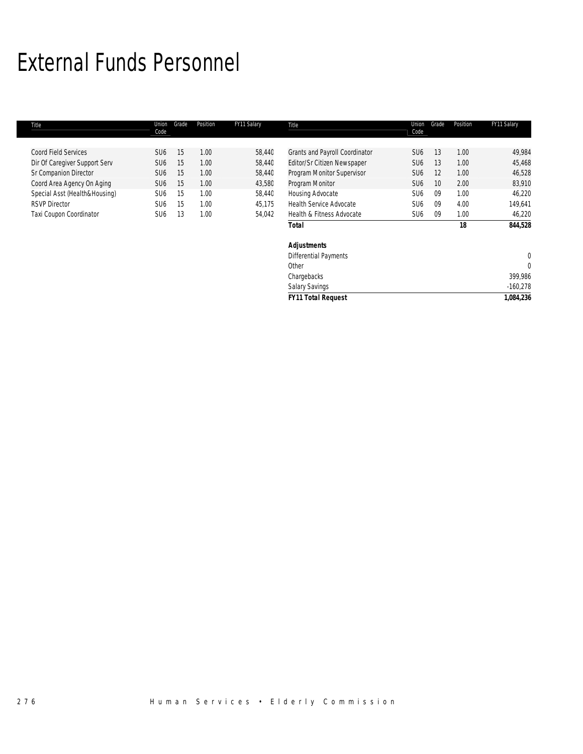# External Funds Personnel

| Title | Union Code | Grade | Position | FY11 Salary |
|---|---|---|---|---|
| Coord Field Services | SU6 | 15 | 1.00 | 58,440 |
| Dir Of Caregiver Support Serv | SU6 | 15 | 1.00 | 58,440 |
| Sr Companion Director | SU6 | 15 | 1.00 | 58,440 |
| Coord Area Agency On Aging | SU6 | 15 | 1.00 | 43,580 |
| Special Asst (Health&Housing) | SU6 | 15 | 1.00 | 58,440 |
| RSVP Director | SU6 | 15 | 1.00 | 45,175 |
| Taxi Coupon Coordinator | SU6 | 13 | 1.00 | 54,042 |
| Grants and Payroll Coordinator | SU6 | 13 | 1.00 | 49,984 |
| Editor/Sr Citizen Newspaper | SU6 | 13 | 1.00 | 45,468 |
| Program Monitor Supervisor | SU6 | 12 | 1.00 | 46,528 |
| Program Monitor | SU6 | 10 | 2.00 | 83,910 |
| Housing Advocate | SU6 | 09 | 1.00 | 46,220 |
| Health Service Advocate | SU6 | 09 | 4.00 | 149,641 |
| Health & Fitness Advocate | SU6 | 09 | 1.00 | 46,220 |
| **Total** | | | **18** | **844,528** |
| | | | | |
| ***Adjustments*** | | | | |
| Differential Payments | | | | 0 |
| Other | | | | 0 |
| Chargebacks | | | | 399,986 |
| Salary Savings | | | | -160,278 |
| ***FY11 Total Request*** | | | | **1,084,236** |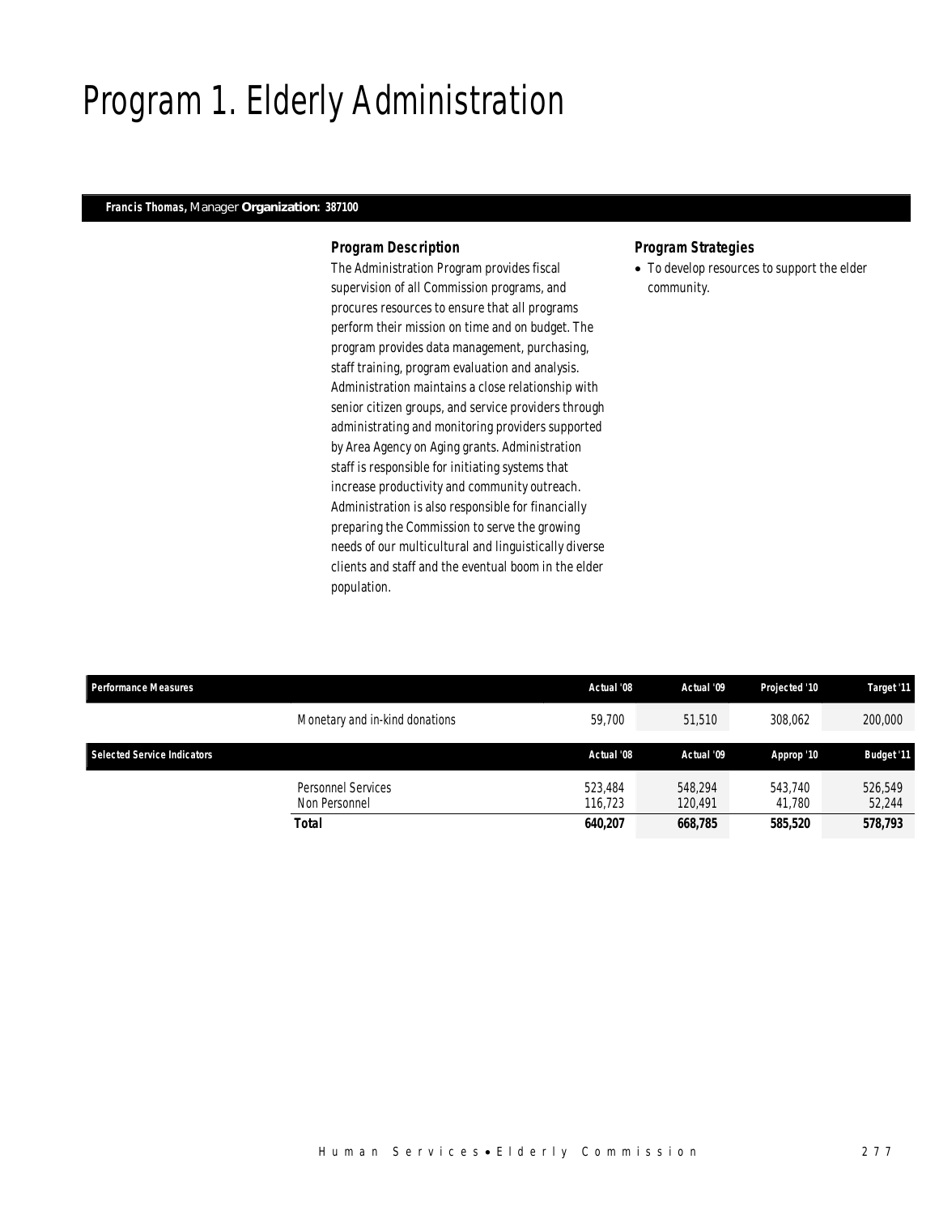# Program 1. Elderly Administration

**Francis Thomas,** Manager **Organization: 387100**

### *Program Description*

The Administration Program provides fiscal supervision of all Commission programs, and procures resources to ensure that all programs perform their mission on time and on budget. The program provides data management, purchasing, staff training, program evaluation and analysis. Administration maintains a close relationship with senior citizen groups, and service providers through administrating and monitoring providers supported by Area Agency on Aging grants. Administration staff is responsible for initiating systems that increase productivity and community outreach. Administration is also responsible for financially preparing the Commission to serve the growing needs of our multicultural and linguistically diverse clients and staff and the eventual boom in the elder population.

### *Program Strategies*

- To develop resources to support the elder community.

| Performance Measures | | Actual '08 | Actual '09 | Projected '10 | Target '11 |
|---|---|---|---|---|---|
| | Monetary and in-kind donations | 59,700 | 51,510 | 308,062 | 200,000 |

| Selected Service Indicators | | Actual '08 | Actual '09 | Approp '10 | Budget '11 |
|---|---|---|---|---|---|
| | Personnel Services | 523,484 | 548,294 | 543,740 | 526,549 |
| | Non Personnel | 116,723 | 120,491 | 41,780 | 52,244 |
| | **Total** | **640,207** | **668,785** | **585,520** | **578,793** |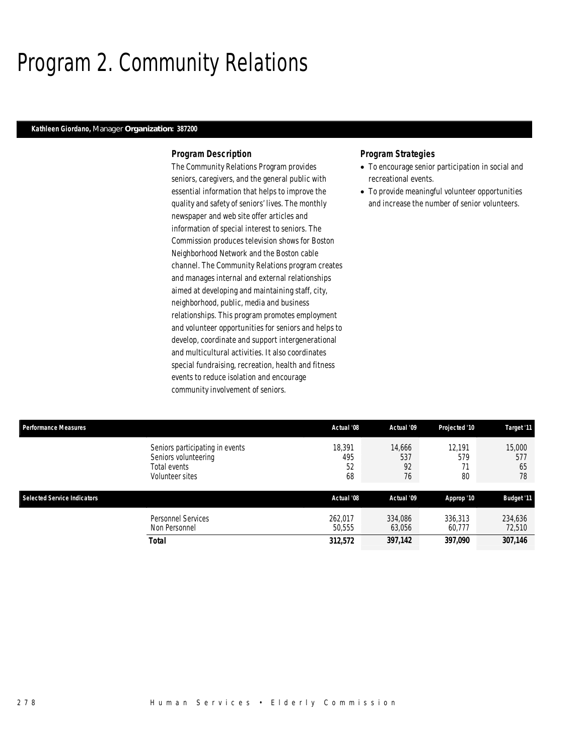# Program 2. Community Relations

**Kathleen Giordano,** Manager **Organization: 387200**

### Program Description

The Community Relations Program provides seniors, caregivers, and the general public with essential information that helps to improve the quality and safety of seniors' lives. The monthly newspaper and web site offer articles and information of special interest to seniors. The Commission produces television shows for Boston Neighborhood Network and the Boston cable channel. The Community Relations program creates and manages internal and external relationships aimed at developing and maintaining staff, city, neighborhood, public, media and business relationships. This program promotes employment and volunteer opportunities for seniors and helps to develop, coordinate and support intergenerational and multicultural activities. It also coordinates special fundraising, recreation, health and fitness events to reduce isolation and encourage community involvement of seniors.

### Program Strategies

- To encourage senior participation in social and recreational events.
- To provide meaningful volunteer opportunities and increase the number of senior volunteers.

| Performance Measures | Actual '08 | Actual '09 | Projected '10 | Target '11 |
|---|---|---|---|---|
| Seniors participating in events | 18,391 | 14,666 | 12,191 | 15,000 |
| Seniors volunteering | 495 | 537 | 579 | 577 |
| Total events | 52 | 92 | 71 | 65 |
| Volunteer sites | 68 | 76 | 80 | 78 |

| Selected Service Indicators | Actual '08 | Actual '09 | Approp '10 | Budget '11 |
|---|---|---|---|---|
| Personnel Services | 262,017 | 334,086 | 336,313 | 234,636 |
| Non Personnel | 50,555 | 63,056 | 60,777 | 72,510 |
| **Total** | **312,572** | **397,142** | **397,090** | **307,146** |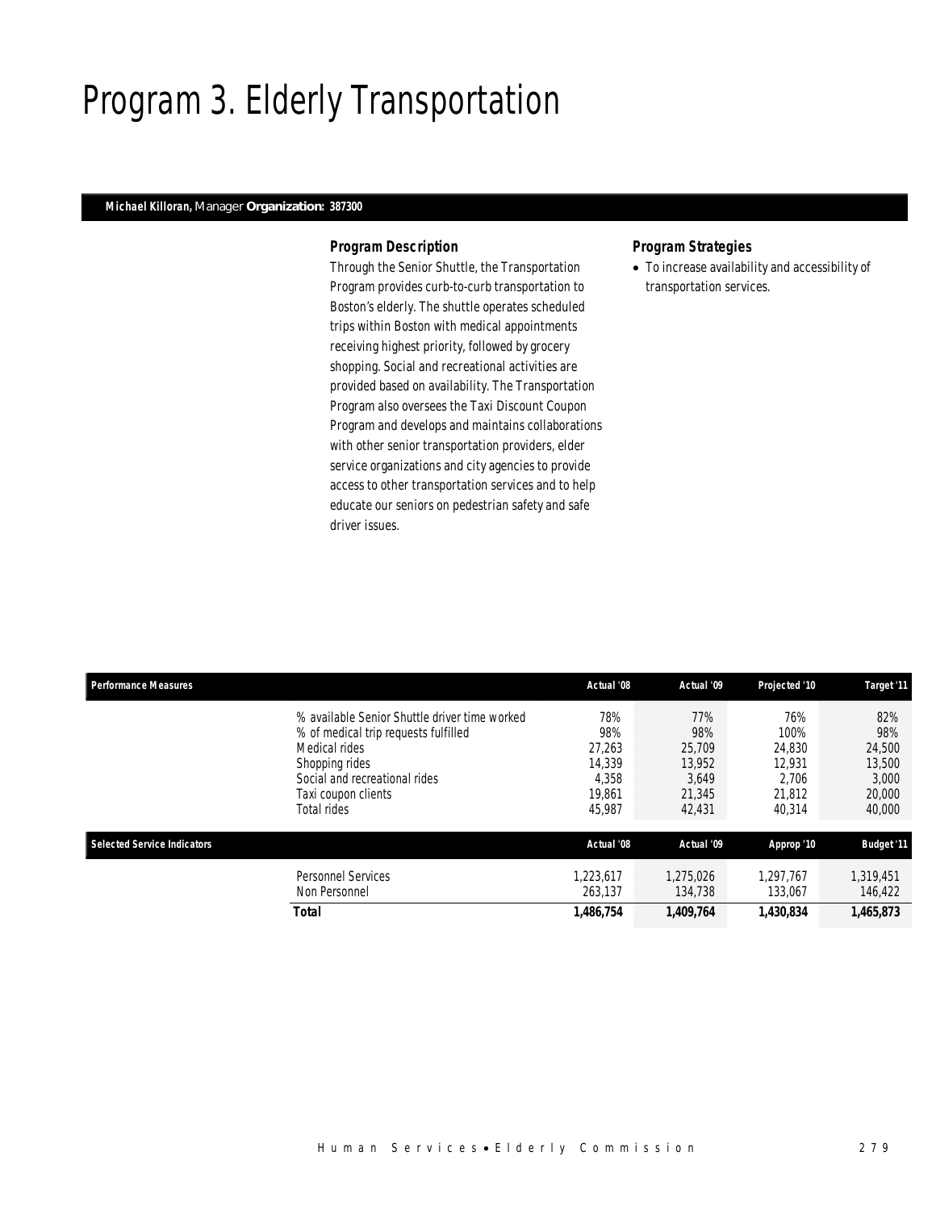# Program 3. Elderly Transportation

**Michael Killoran,** Manager **Organization: 387300**

### Program Description

Through the Senior Shuttle, the Transportation Program provides curb-to-curb transportation to Boston's elderly. The shuttle operates scheduled trips within Boston with medical appointments receiving highest priority, followed by grocery shopping. Social and recreational activities are provided based on availability. The Transportation Program also oversees the Taxi Discount Coupon Program and develops and maintains collaborations with other senior transportation providers, elder service organizations and city agencies to provide access to other transportation services and to help educate our seniors on pedestrian safety and safe driver issues.

### Program Strategies

- To increase availability and accessibility of transportation services.

| Performance Measures | Actual '08 | Actual '09 | Projected '10 | Target '11 |
|---|---|---|---|---|
| % available Senior Shuttle driver time worked | 78% | 77% | 76% | 82% |
| % of medical trip requests fulfilled | 98% | 98% | 100% | 98% |
| Medical rides | 27,263 | 25,709 | 24,830 | 24,500 |
| Shopping rides | 14,339 | 13,952 | 12,931 | 13,500 |
| Social and recreational rides | 4,358 | 3,649 | 2,706 | 3,000 |
| Taxi coupon clients | 19,861 | 21,345 | 21,812 | 20,000 |
| Total rides | 45,987 | 42,431 | 40,314 | 40,000 |

| Selected Service Indicators | Actual '08 | Actual '09 | Approp '10 | Budget '11 |
|---|---|---|---|---|
| Personnel Services | 1,223,617 | 1,275,026 | 1,297,767 | 1,319,451 |
| Non Personnel | 263,137 | 134,738 | 133,067 | 146,422 |
| **Total** | **1,486,754** | **1,409,764** | **1,430,834** | **1,465,873** |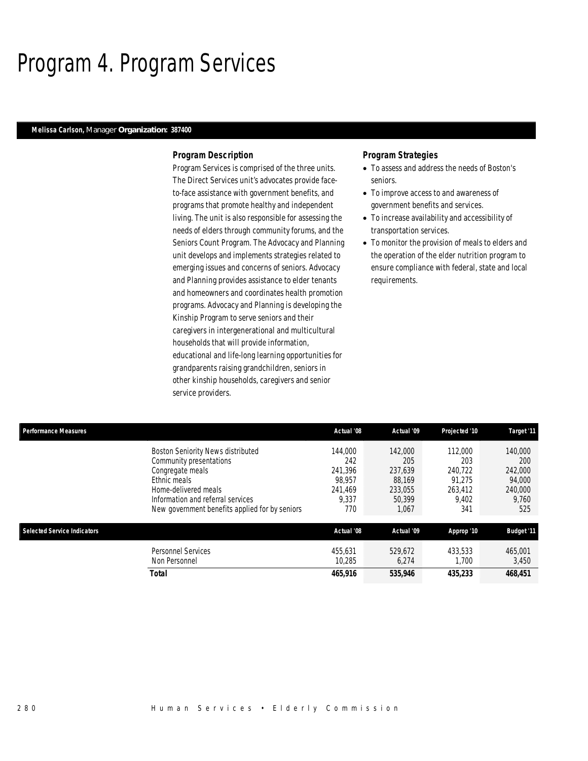# Program 4. Program Services

**Melissa Carlson,** Manager **Organization: 387400**

### *Program Description*

Program Services is comprised of the three units. The Direct Services unit's advocates provide face-to-face assistance with government benefits, and programs that promote healthy and independent living. The unit is also responsible for assessing the needs of elders through community forums, and the Seniors Count Program. The Advocacy and Planning unit develops and implements strategies related to emerging issues and concerns of seniors. Advocacy and Planning provides assistance to elder tenants and homeowners and coordinates health promotion programs. Advocacy and Planning is developing the Kinship Program to serve seniors and their caregivers in intergenerational and multicultural households that will provide information, educational and life-long learning opportunities for grandparents raising grandchildren, seniors in other kinship households, caregivers and senior service providers.

### *Program Strategies*

- To assess and address the needs of Boston's seniors.
- To improve access to and awareness of government benefits and services.
- To increase availability and accessibility of transportation services.
- To monitor the provision of meals to elders and the operation of the elder nutrition program to ensure compliance with federal, state and local requirements.

| Performance Measures | Actual '08 | Actual '09 | Projected '10 | Target '11 |
|---|---|---|---|---|
| Boston Seniority News distributed | 144,000 | 142,000 | 112,000 | 140,000 |
| Community presentations | 242 | 205 | 203 | 200 |
| Congregate meals | 241,396 | 237,639 | 240,722 | 242,000 |
| Ethnic meals | 98,957 | 88,169 | 91,275 | 94,000 |
| Home-delivered meals | 241,469 | 233,055 | 263,412 | 240,000 |
| Information and referral services | 9,337 | 50,399 | 9,402 | 9,760 |
| New government benefits applied for by seniors | 770 | 1,067 | 341 | 525 |

| Selected Service Indicators | Actual '08 | Actual '09 | Approp '10 | Budget '11 |
|---|---|---|---|---|
| Personnel Services | 455,631 | 529,672 | 433,533 | 465,001 |
| Non Personnel | 10,285 | 6,274 | 1,700 | 3,450 |
| **Total** | **465,916** | **535,946** | **435,233** | **468,451** |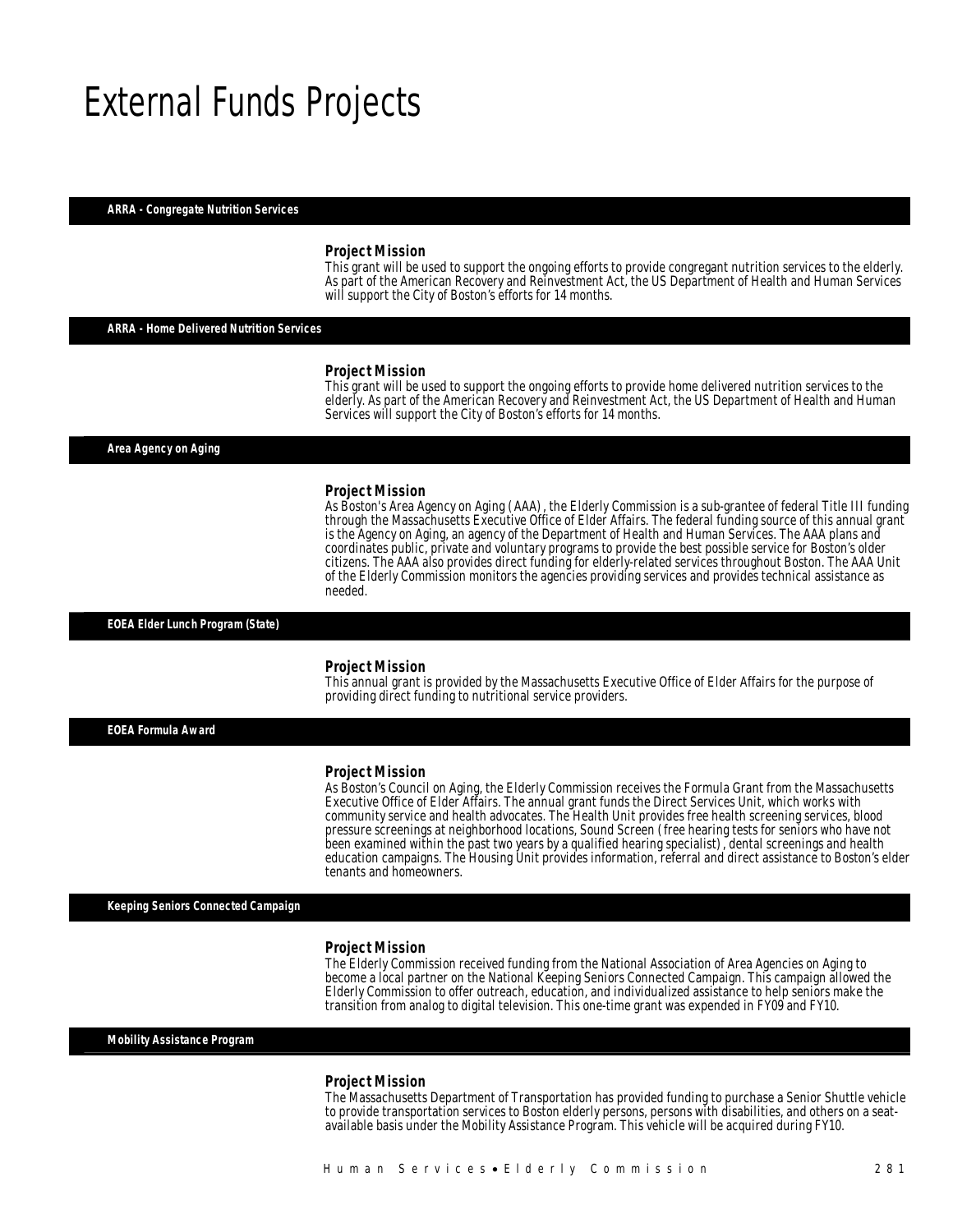# External Funds Projects

## ARRA - Congregate Nutrition Services

### Project Mission

This grant will be used to support the ongoing efforts to provide congregant nutrition services to the elderly. As part of the American Recovery and Reinvestment Act, the US Department of Health and Human Services will support the City of Boston's efforts for 14 months.

## ARRA - Home Delivered Nutrition Services

### Project Mission

This grant will be used to support the ongoing efforts to provide home delivered nutrition services to the elderly. As part of the American Recovery and Reinvestment Act, the US Department of Health and Human Services will support the City of Boston's efforts for 14 months.

## Area Agency on Aging

### Project Mission

As Boston's Area Agency on Aging (AAA), the Elderly Commission is a sub-grantee of federal Title III funding through the Massachusetts Executive Office of Elder Affairs. The federal funding source of this annual grant is the Agency on Aging, an agency of the Department of Health and Human Services. The AAA plans and coordinates public, private and voluntary programs to provide the best possible service for Boston's older citizens. The AAA also provides direct funding for elderly-related services throughout Boston. The AAA Unit of the Elderly Commission monitors the agencies providing services and provides technical assistance as needed.

## EOEA Elder Lunch Program (State)

### Project Mission

This annual grant is provided by the Massachusetts Executive Office of Elder Affairs for the purpose of providing direct funding to nutritional service providers.

## EOEA Formula Award

### Project Mission

As Boston's Council on Aging, the Elderly Commission receives the Formula Grant from the Massachusetts Executive Office of Elder Affairs. The annual grant funds the Direct Services Unit, which works with community service and health advocates. The Health Unit provides free health screening services, blood pressure screenings at neighborhood locations, Sound Screen (free hearing tests for seniors who have not been examined within the past two years by a qualified hearing specialist), dental screenings and health education campaigns. The Housing Unit provides information, referral and direct assistance to Boston's elder tenants and homeowners.

## Keeping Seniors Connected Campaign

### Project Mission

The Elderly Commission received funding from the National Association of Area Agencies on Aging to become a local partner on the National Keeping Seniors Connected Campaign. This campaign allowed the Elderly Commission to offer outreach, education, and individualized assistance to help seniors make the transition from analog to digital television. This one-time grant was expended in FY09 and FY10.

## Mobility Assistance Program

### Project Mission

The Massachusetts Department of Transportation has provided funding to purchase a Senior Shuttle vehicle to provide transportation services to Boston elderly persons, persons with disabilities, and others on a seat-available basis under the Mobility Assistance Program. This vehicle will be acquired during FY10.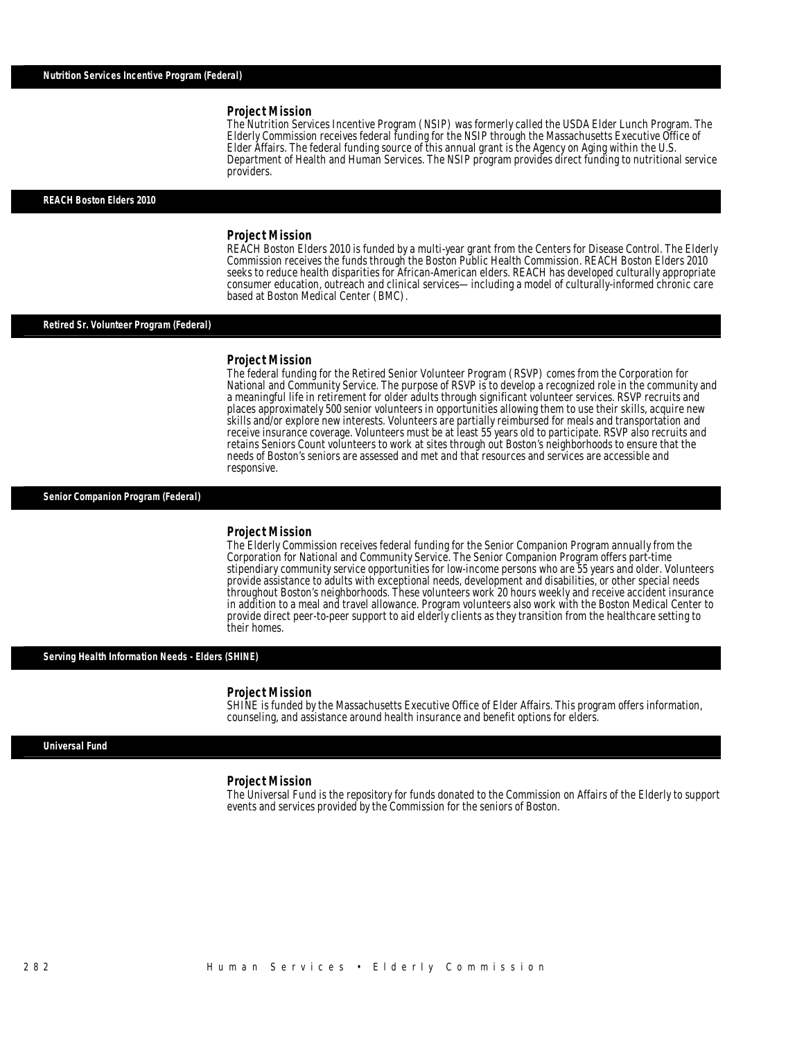## Nutrition Services Incentive Program (Federal)

### Project Mission

The Nutrition Services Incentive Program (NSIP) was formerly called the USDA Elder Lunch Program. The Elderly Commission receives federal funding for the NSIP through the Massachusetts Executive Office of Elder Affairs. The federal funding source of this annual grant is the Agency on Aging within the U.S. Department of Health and Human Services. The NSIP program provides direct funding to nutritional service providers.

## REACH Boston Elders 2010

### Project Mission

REACH Boston Elders 2010 is funded by a multi-year grant from the Centers for Disease Control. The Elderly Commission receives the funds through the Boston Public Health Commission. REACH Boston Elders 2010 seeks to reduce health disparities for African-American elders. REACH has developed culturally appropriate consumer education, outreach and clinical services— including a model of culturally-informed chronic care based at Boston Medical Center (BMC).

## Retired Sr. Volunteer Program (Federal)

### Project Mission

The federal funding for the Retired Senior Volunteer Program (RSVP) comes from the Corporation for National and Community Service. The purpose of RSVP is to develop a recognized role in the community and a meaningful life in retirement for older adults through significant volunteer services. RSVP recruits and places approximately 500 senior volunteers in opportunities allowing them to use their skills, acquire new skills and/or explore new interests. Volunteers are partially reimbursed for meals and transportation and receive insurance coverage. Volunteers must be at least 55 years old to participate. RSVP also recruits and retains Seniors Count volunteers to work at sites through out Boston's neighborhoods to ensure that the needs of Boston's seniors are assessed and met and that resources and services are accessible and responsive.

## Senior Companion Program (Federal)

### Project Mission

The Elderly Commission receives federal funding for the Senior Companion Program annually from the Corporation for National and Community Service. The Senior Companion Program offers part-time stipendiary community service opportunities for low-income persons who are 55 years and older. Volunteers provide assistance to adults with exceptional needs, development and disabilities, or other special needs throughout Boston's neighborhoods. These volunteers work 20 hours weekly and receive accident insurance in addition to a meal and travel allowance. Program volunteers also work with the Boston Medical Center to provide direct peer-to-peer support to aid elderly clients as they transition from the healthcare setting to their homes.

## Serving Health Information Needs - Elders (SHINE)

### Project Mission

SHINE is funded by the Massachusetts Executive Office of Elder Affairs. This program offers information, counseling, and assistance around health insurance and benefit options for elders.

## Universal Fund

### Project Mission

The Universal Fund is the repository for funds donated to the Commission on Affairs of the Elderly to support events and services provided by the Commission for the seniors of Boston.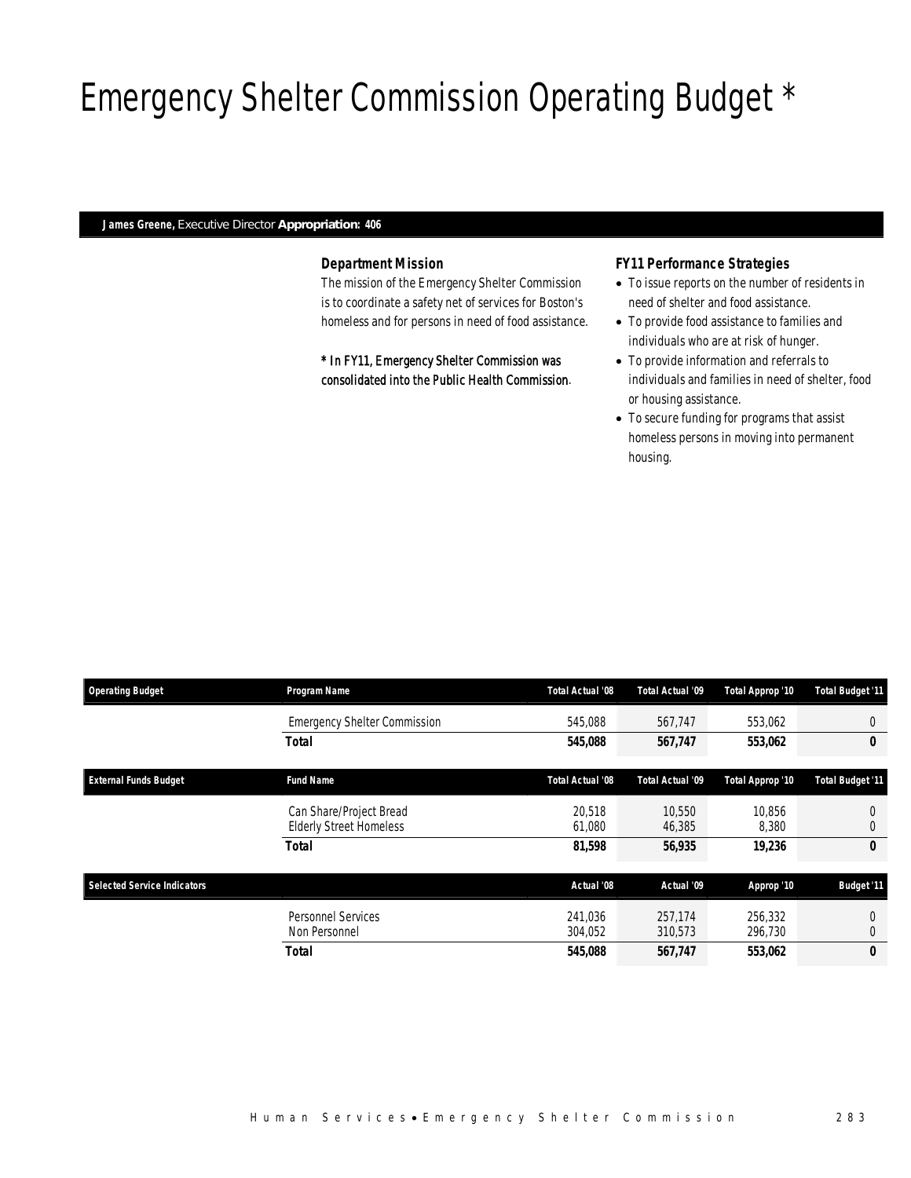# Emergency Shelter Commission Operating Budget *

**James Greene,** Executive Director **Appropriation: 406**

### *Department Mission*

*The mission of the Emergency Shelter Commission is to coordinate a safety net of services for Boston's homeless and for persons in need of food assistance.*

***\* In FY11, Emergency Shelter Commission was consolidated into the Public Health Commission.***

### *FY11 Performance Strategies*

- To issue reports on the number of residents in need of shelter and food assistance.
- To provide food assistance to families and individuals who are at risk of hunger.
- To provide information and referrals to individuals and families in need of shelter, food or housing assistance.
- To secure funding for programs that assist homeless persons in moving into permanent housing.

| Operating Budget | Program Name | Total Actual '08 | Total Actual '09 | Total Approp '10 | Total Budget '11 |
|---|---|---|---|---|---|
| | Emergency Shelter Commission | 545,088 | 567,747 | 553,062 | 0 |
| | **Total** | **545,088** | **567,747** | **553,062** | **0** |

| External Funds Budget | Fund Name | Total Actual '08 | Total Actual '09 | Total Approp '10 | Total Budget '11 |
|---|---|---|---|---|---|
| | Can Share/Project Bread | 20,518 | 10,550 | 10,856 | 0 |
| | Elderly Street Homeless | 61,080 | 46,385 | 8,380 | 0 |
| | **Total** | **81,598** | **56,935** | **19,236** | **0** |

| Selected Service Indicators | | Actual '08 | Actual '09 | Approp '10 | Budget '11 |
|---|---|---|---|---|---|
| | Personnel Services | 241,036 | 257,174 | 256,332 | 0 |
| | Non Personnel | 304,052 | 310,573 | 296,730 | 0 |
| | **Total** | **545,088** | **567,747** | **553,062** | **0** |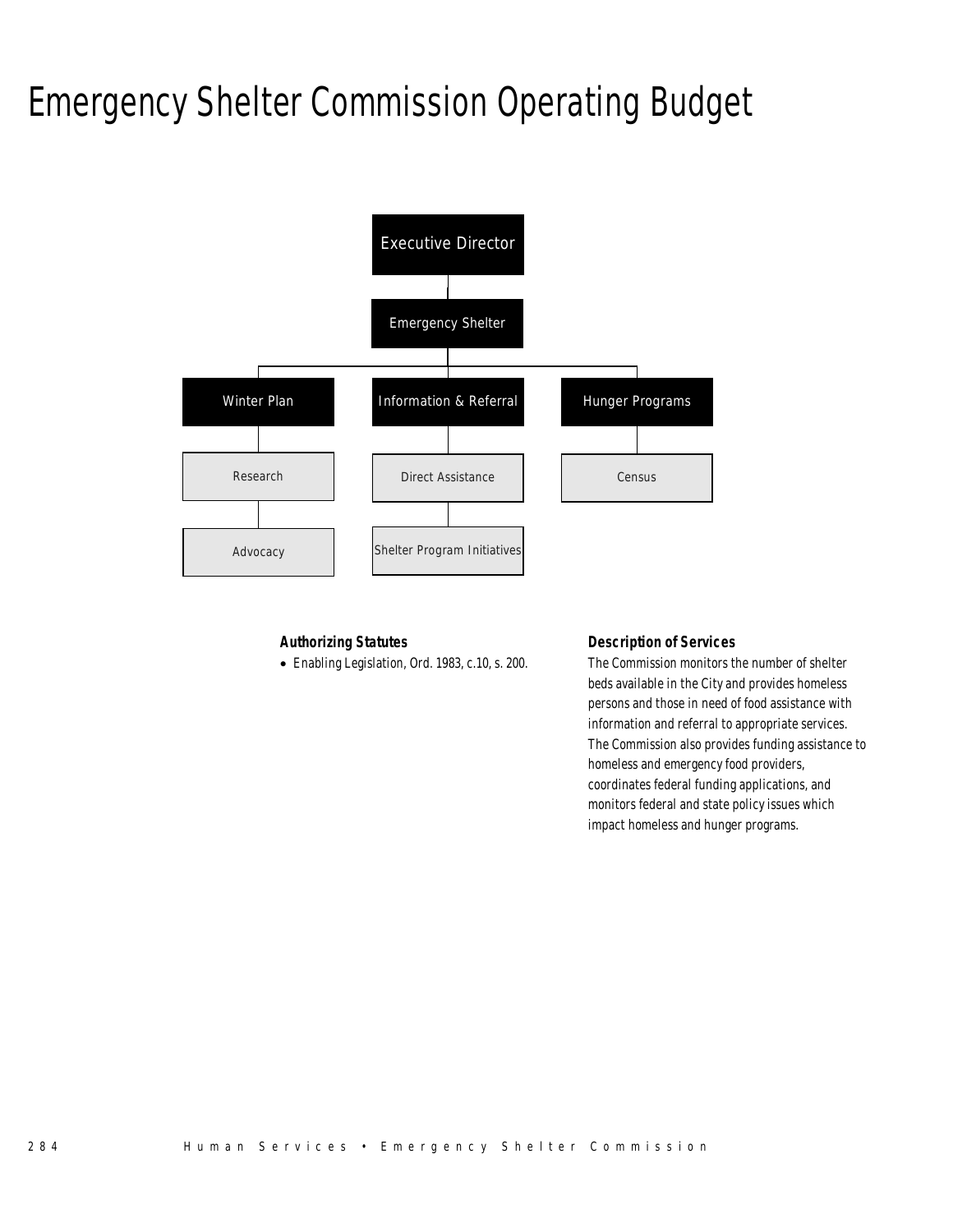# Emergency Shelter Commission Operating Budget

Executive Director

Emergency Shelter

Winter Plan

Research

Advocacy

Information & Referral

Direct Assistance

Shelter Program Initiatives

Hunger Programs

Census

### Authorizing Statutes

- Enabling Legislation, Ord. 1983, c.10, s. 200.

### Description of Services

The Commission monitors the number of shelter beds available in the City and provides homeless persons and those in need of food assistance with information and referral to appropriate services. The Commission also provides funding assistance to homeless and emergency food providers, coordinates federal funding applications, and monitors federal and state policy issues which impact homeless and hunger programs.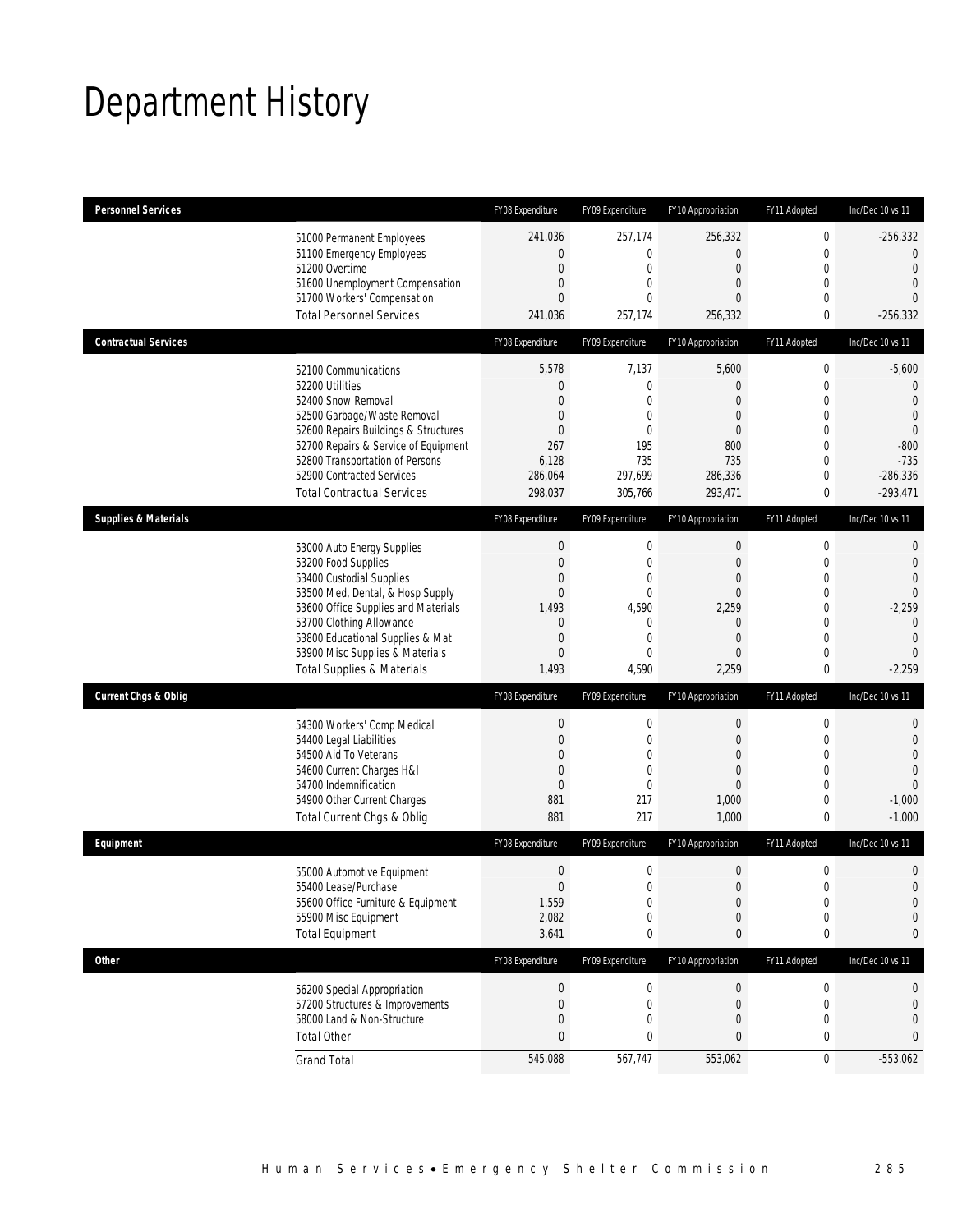# Department History

| Personnel Services | FY08 Expenditure | FY09 Expenditure | FY10 Appropriation | FY11 Adopted | Inc/Dec 10 vs 11 |
|---|---|---|---|---|---|
| 51000 Permanent Employees | 241,036 | 257,174 | 256,332 | 0 | -256,332 |
| 51100 Emergency Employees | 0 | 0 | 0 | 0 | 0 |
| 51200 Overtime | 0 | 0 | 0 | 0 | 0 |
| 51600 Unemployment Compensation | 0 | 0 | 0 | 0 | 0 |
| 51700 Workers' Compensation | 0 | 0 | 0 | 0 | 0 |
| Total Personnel Services | 241,036 | 257,174 | 256,332 | 0 | -256,332 |

| Contractual Services | FY08 Expenditure | FY09 Expenditure | FY10 Appropriation | FY11 Adopted | Inc/Dec 10 vs 11 |
|---|---|---|---|---|---|
| 52100 Communications | 5,578 | 7,137 | 5,600 | 0 | -5,600 |
| 52200 Utilities | 0 | 0 | 0 | 0 | 0 |
| 52400 Snow Removal | 0 | 0 | 0 | 0 | 0 |
| 52500 Garbage/Waste Removal | 0 | 0 | 0 | 0 | 0 |
| 52600 Repairs Buildings & Structures | 0 | 0 | 0 | 0 | 0 |
| 52700 Repairs & Service of Equipment | 267 | 195 | 800 | 0 | -800 |
| 52800 Transportation of Persons | 6,128 | 735 | 735 | 0 | -735 |
| 52900 Contracted Services | 286,064 | 297,699 | 286,336 | 0 | -286,336 |
| Total Contractual Services | 298,037 | 305,766 | 293,471 | 0 | -293,471 |

| Supplies & Materials | FY08 Expenditure | FY09 Expenditure | FY10 Appropriation | FY11 Adopted | Inc/Dec 10 vs 11 |
|---|---|---|---|---|---|
| 53000 Auto Energy Supplies | 0 | 0 | 0 | 0 | 0 |
| 53200 Food Supplies | 0 | 0 | 0 | 0 | 0 |
| 53400 Custodial Supplies | 0 | 0 | 0 | 0 | 0 |
| 53500 Med, Dental, & Hosp Supply | 0 | 0 | 0 | 0 | 0 |
| 53600 Office Supplies and Materials | 1,493 | 4,590 | 2,259 | 0 | -2,259 |
| 53700 Clothing Allowance | 0 | 0 | 0 | 0 | 0 |
| 53800 Educational Supplies & Mat | 0 | 0 | 0 | 0 | 0 |
| 53900 Misc Supplies & Materials | 0 | 0 | 0 | 0 | 0 |
| Total Supplies & Materials | 1,493 | 4,590 | 2,259 | 0 | -2,259 |

| Current Chgs & Oblig | FY08 Expenditure | FY09 Expenditure | FY10 Appropriation | FY11 Adopted | Inc/Dec 10 vs 11 |
|---|---|---|---|---|---|
| 54300 Workers' Comp Medical | 0 | 0 | 0 | 0 | 0 |
| 54400 Legal Liabilities | 0 | 0 | 0 | 0 | 0 |
| 54500 Aid To Veterans | 0 | 0 | 0 | 0 | 0 |
| 54600 Current Charges H&I | 0 | 0 | 0 | 0 | 0 |
| 54700 Indemnification | 0 | 0 | 0 | 0 | 0 |
| 54900 Other Current Charges | 881 | 217 | 1,000 | 0 | -1,000 |
| Total Current Chgs & Oblig | 881 | 217 | 1,000 | 0 | -1,000 |

| Equipment | FY08 Expenditure | FY09 Expenditure | FY10 Appropriation | FY11 Adopted | Inc/Dec 10 vs 11 |
|---|---|---|---|---|---|
| 55000 Automotive Equipment | 0 | 0 | 0 | 0 | 0 |
| 55400 Lease/Purchase | 0 | 0 | 0 | 0 | 0 |
| 55600 Office Furniture & Equipment | 1,559 | 0 | 0 | 0 | 0 |
| 55900 Misc Equipment | 2,082 | 0 | 0 | 0 | 0 |
| Total Equipment | 3,641 | 0 | 0 | 0 | 0 |

| Other | FY08 Expenditure | FY09 Expenditure | FY10 Appropriation | FY11 Adopted | Inc/Dec 10 vs 11 |
|---|---|---|---|---|---|
| 56200 Special Appropriation | 0 | 0 | 0 | 0 | 0 |
| 57200 Structures & Improvements | 0 | 0 | 0 | 0 | 0 |
| 58000 Land & Non-Structure | 0 | 0 | 0 | 0 | 0 |
| Total Other | 0 | 0 | 0 | 0 | 0 |
| Grand Total | 545,088 | 567,747 | 553,062 | 0 | -553,062 |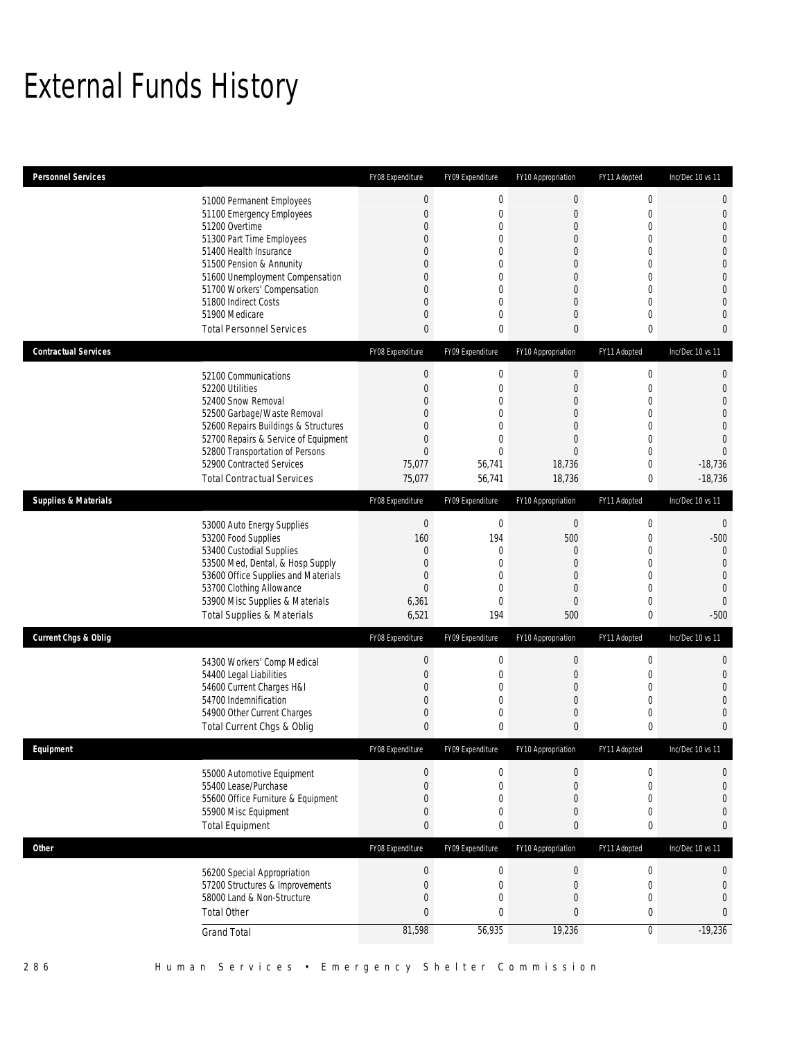# External Funds History

| Personnel Services | FY08 Expenditure | FY09 Expenditure | FY10 Appropriation | FY11 Adopted | Inc/Dec 10 vs 11 |
|---|---|---|---|---|---|
| 51000 Permanent Employees | 0 | 0 | 0 | 0 | 0 |
| 51100 Emergency Employees | 0 | 0 | 0 | 0 | 0 |
| 51200 Overtime | 0 | 0 | 0 | 0 | 0 |
| 51300 Part Time Employees | 0 | 0 | 0 | 0 | 0 |
| 51400 Health Insurance | 0 | 0 | 0 | 0 | 0 |
| 51500 Pension & Annunity | 0 | 0 | 0 | 0 | 0 |
| 51600 Unemployment Compensation | 0 | 0 | 0 | 0 | 0 |
| 51700 Workers' Compensation | 0 | 0 | 0 | 0 | 0 |
| 51800 Indirect Costs | 0 | 0 | 0 | 0 | 0 |
| 51900 Medicare | 0 | 0 | 0 | 0 | 0 |
| Total Personnel Services | 0 | 0 | 0 | 0 | 0 |

| Contractual Services | FY08 Expenditure | FY09 Expenditure | FY10 Appropriation | FY11 Adopted | Inc/Dec 10 vs 11 |
|---|---|---|---|---|---|
| 52100 Communications | 0 | 0 | 0 | 0 | 0 |
| 52200 Utilities | 0 | 0 | 0 | 0 | 0 |
| 52400 Snow Removal | 0 | 0 | 0 | 0 | 0 |
| 52500 Garbage/Waste Removal | 0 | 0 | 0 | 0 | 0 |
| 52600 Repairs Buildings & Structures | 0 | 0 | 0 | 0 | 0 |
| 52700 Repairs & Service of Equipment | 0 | 0 | 0 | 0 | 0 |
| 52800 Transportation of Persons | 0 | 0 | 0 | 0 | 0 |
| 52900 Contracted Services | 75,077 | 56,741 | 18,736 | 0 | -18,736 |
| Total Contractual Services | 75,077 | 56,741 | 18,736 | 0 | -18,736 |

| Supplies & Materials | FY08 Expenditure | FY09 Expenditure | FY10 Appropriation | FY11 Adopted | Inc/Dec 10 vs 11 |
|---|---|---|---|---|---|
| 53000 Auto Energy Supplies | 0 | 0 | 0 | 0 | 0 |
| 53200 Food Supplies | 160 | 194 | 500 | 0 | -500 |
| 53400 Custodial Supplies | 0 | 0 | 0 | 0 | 0 |
| 53500 Med, Dental, & Hosp Supply | 0 | 0 | 0 | 0 | 0 |
| 53600 Office Supplies and Materials | 0 | 0 | 0 | 0 | 0 |
| 53700 Clothing Allowance | 0 | 0 | 0 | 0 | 0 |
| 53900 Misc Supplies & Materials | 6,361 | 0 | 0 | 0 | 0 |
| Total Supplies & Materials | 6,521 | 194 | 500 | 0 | -500 |

| Current Chgs & Oblig | FY08 Expenditure | FY09 Expenditure | FY10 Appropriation | FY11 Adopted | Inc/Dec 10 vs 11 |
|---|---|---|---|---|---|
| 54300 Workers' Comp Medical | 0 | 0 | 0 | 0 | 0 |
| 54400 Legal Liabilities | 0 | 0 | 0 | 0 | 0 |
| 54600 Current Charges H&I | 0 | 0 | 0 | 0 | 0 |
| 54700 Indemnification | 0 | 0 | 0 | 0 | 0 |
| 54900 Other Current Charges | 0 | 0 | 0 | 0 | 0 |
| Total Current Chgs & Oblig | 0 | 0 | 0 | 0 | 0 |

| Equipment | FY08 Expenditure | FY09 Expenditure | FY10 Appropriation | FY11 Adopted | Inc/Dec 10 vs 11 |
|---|---|---|---|---|---|
| 55000 Automotive Equipment | 0 | 0 | 0 | 0 | 0 |
| 55400 Lease/Purchase | 0 | 0 | 0 | 0 | 0 |
| 55600 Office Furniture & Equipment | 0 | 0 | 0 | 0 | 0 |
| 55900 Misc Equipment | 0 | 0 | 0 | 0 | 0 |
| Total Equipment | 0 | 0 | 0 | 0 | 0 |

| Other | FY08 Expenditure | FY09 Expenditure | FY10 Appropriation | FY11 Adopted | Inc/Dec 10 vs 11 |
|---|---|---|---|---|---|
| 56200 Special Appropriation | 0 | 0 | 0 | 0 | 0 |
| 57200 Structures & Improvements | 0 | 0 | 0 | 0 | 0 |
| 58000 Land & Non-Structure | 0 | 0 | 0 | 0 | 0 |
| Total Other | 0 | 0 | 0 | 0 | 0 |
| Grand Total | 81,598 | 56,935 | 19,236 | 0 | -19,236 |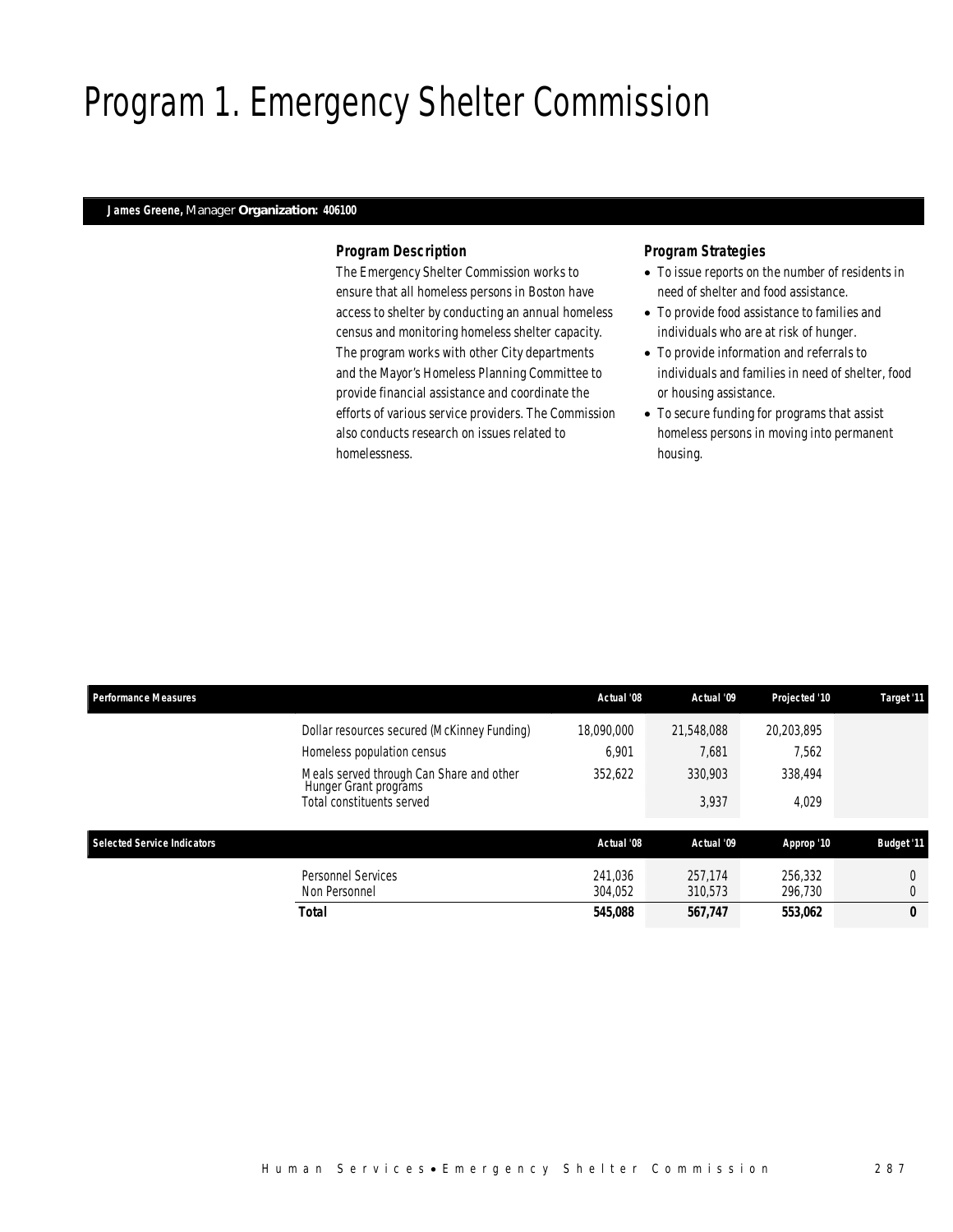# Program 1. Emergency Shelter Commission

**James Greene,** Manager **Organization: 406100**

### *Program Description*

The Emergency Shelter Commission works to ensure that all homeless persons in Boston have access to shelter by conducting an annual homeless census and monitoring homeless shelter capacity. The program works with other City departments and the Mayor's Homeless Planning Committee to provide financial assistance and coordinate the efforts of various service providers. The Commission also conducts research on issues related to homelessness.

### *Program Strategies*

- To issue reports on the number of residents in need of shelter and food assistance.
- To provide food assistance to families and individuals who are at risk of hunger.
- To provide information and referrals to individuals and families in need of shelter, food or housing assistance.
- To secure funding for programs that assist homeless persons in moving into permanent housing.

| Performance Measures | Actual '08 | Actual '09 | Projected '10 | Target '11 |
|---|---|---|---|---|
| Dollar resources secured (McKinney Funding) | 18,090,000 | 21,548,088 | 20,203,895 | |
| Homeless population census | 6,901 | 7,681 | 7,562 | |
| Meals served through Can Share and other Hunger Grant programs | 352,622 | 330,903 | 338,494 | |
| Total constituents served | | 3,937 | 4,029 | |

| Selected Service Indicators | Actual '08 | Actual '09 | Approp '10 | Budget '11 |
|---|---|---|---|---|
| Personnel Services | 241,036 | 257,174 | 256,332 | 0 |
| Non Personnel | 304,052 | 310,573 | 296,730 | 0 |
| **Total** | **545,088** | **567,747** | **553,062** | **0** |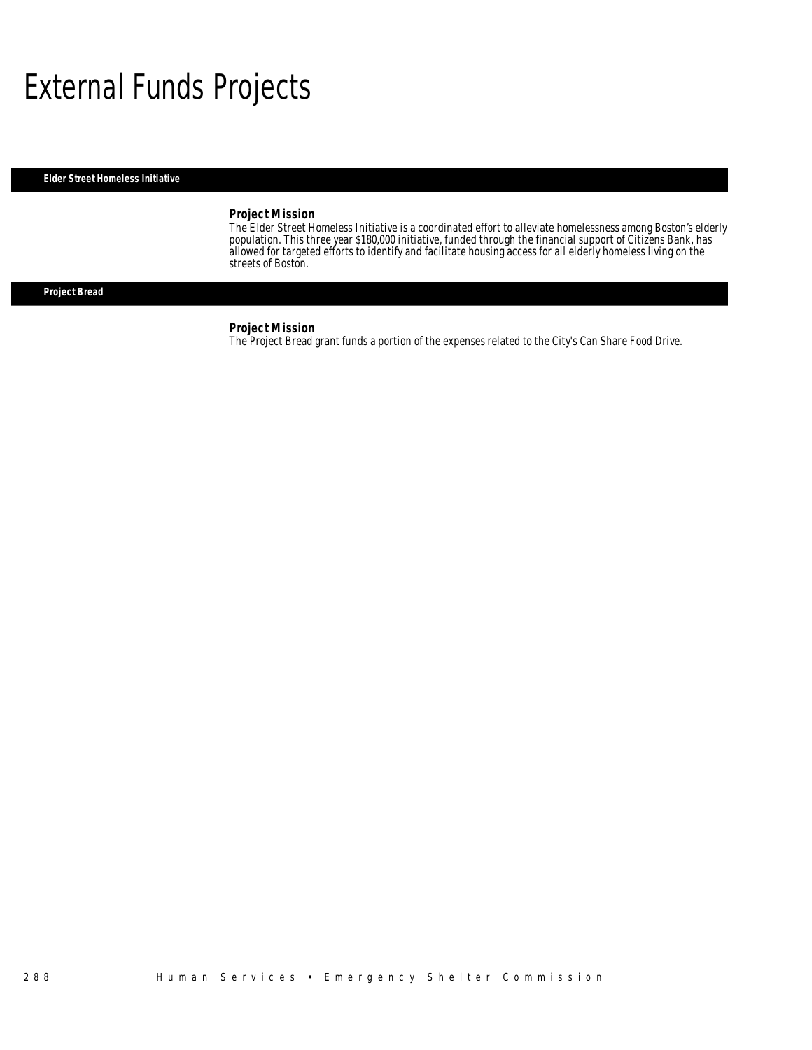# External Funds Projects

## Elder Street Homeless Initiative

### Project Mission

The Elder Street Homeless Initiative is a coordinated effort to alleviate homelessness among Boston's elderly population. This three year $180,000 initiative, funded through the financial support of Citizens Bank, has allowed for targeted efforts to identify and facilitate housing access for all elderly homeless living on the streets of Boston.

## Project Bread

### Project Mission

The Project Bread grant funds a portion of the expenses related to the City's Can Share Food Drive.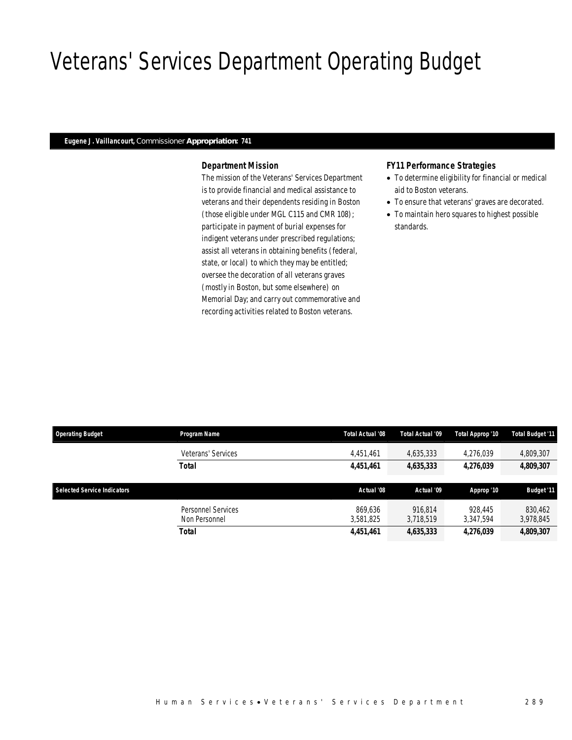# Veterans' Services Department Operating Budget

**Eugene J. Vaillancourt,** Commissioner **Appropriation: 741**

### Department Mission

The mission of the Veterans' Services Department is to provide financial and medical assistance to veterans and their dependents residing in Boston (those eligible under MGL C115 and CMR 108); participate in payment of burial expenses for indigent veterans under prescribed regulations; assist all veterans in obtaining benefits (federal, state, or local) to which they may be entitled; oversee the decoration of all veterans graves (mostly in Boston, but some elsewhere) on Memorial Day; and carry out commemorative and recording activities related to Boston veterans.

### FY11 Performance Strategies

- To determine eligibility for financial or medical aid to Boston veterans.
- To ensure that veterans' graves are decorated.
- To maintain hero squares to highest possible standards.

| Operating Budget | Program Name | Total Actual '08 | Total Actual '09 | Total Approp '10 | Total Budget '11 |
|---|---|---|---|---|---|
| | Veterans' Services | 4,451,461 | 4,635,333 | 4,276,039 | 4,809,307 |
| | **Total** | **4,451,461** | **4,635,333** | **4,276,039** | **4,809,307** |

| Selected Service Indicators | | Actual '08 | Actual '09 | Approp '10 | Budget '11 |
|---|---|---|---|---|---|
| | Personnel Services | 869,636 | 916,814 | 928,445 | 830,462 |
| | Non Personnel | 3,581,825 | 3,718,519 | 3,347,594 | 3,978,845 |
| | **Total** | **4,451,461** | **4,635,333** | **4,276,039** | **4,809,307** |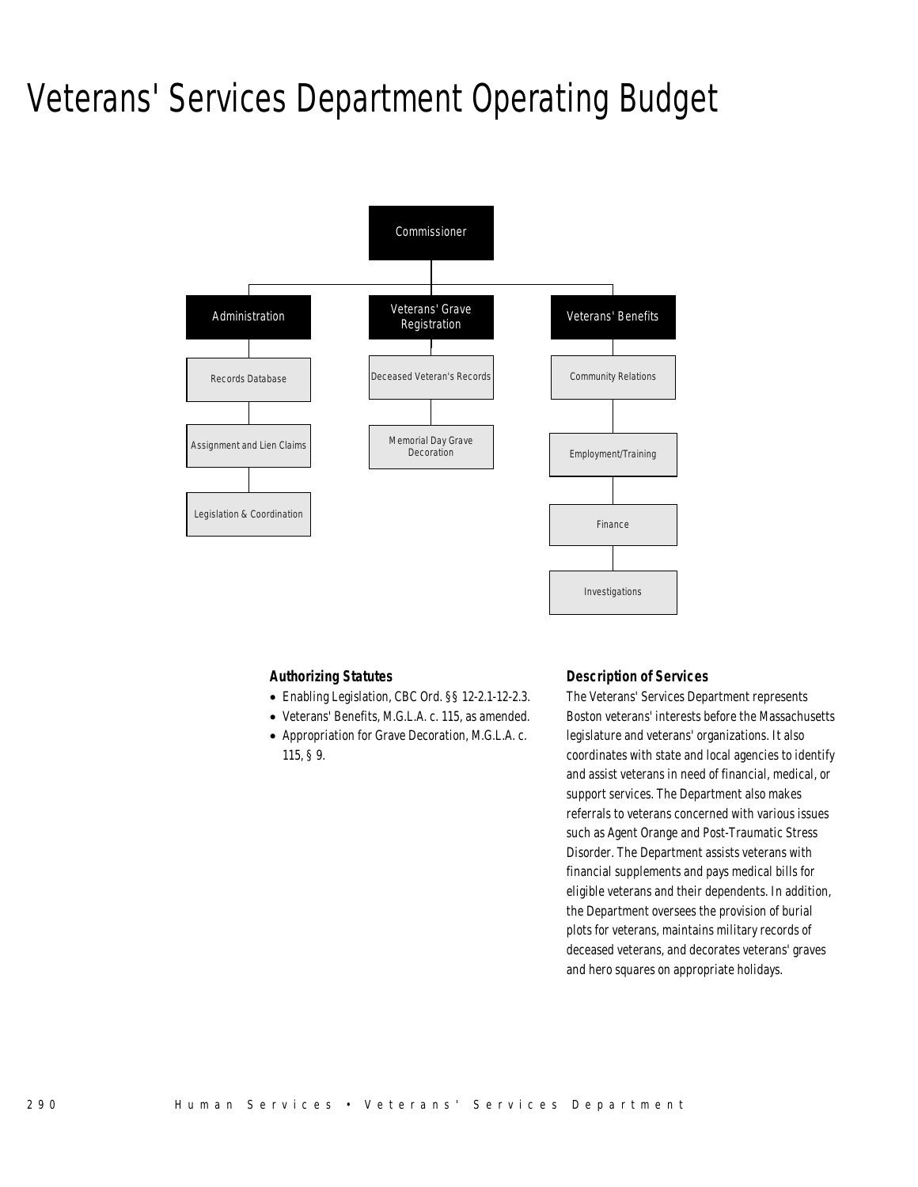# Veterans' Services Department Operating Budget

- Commissioner
  - Administration
    - Records Database
    - Assignment and Lien Claims
    - Legislation & Coordination
  - Veterans' Grave Registration
    - Deceased Veteran's Records
    - Memorial Day Grave Decoration
  - Veterans' Benefits
    - Community Relations
    - Employment/Training
    - Finance
    - Investigations

### Authorizing Statutes

- Enabling Legislation, CBC Ord. §§ 12-2.1-12-2.3.
- Veterans' Benefits, M.G.L.A. c. 115, as amended.
- Appropriation for Grave Decoration, M.G.L.A. c. 115, § 9.

### Description of Services

The Veterans' Services Department represents Boston veterans' interests before the Massachusetts legislature and veterans' organizations. It also coordinates with state and local agencies to identify and assist veterans in need of financial, medical, or support services. The Department also makes referrals to veterans concerned with various issues such as Agent Orange and Post-Traumatic Stress Disorder. The Department assists veterans with financial supplements and pays medical bills for eligible veterans and their dependents. In addition, the Department oversees the provision of burial plots for veterans, maintains military records of deceased veterans, and decorates veterans' graves and hero squares on appropriate holidays.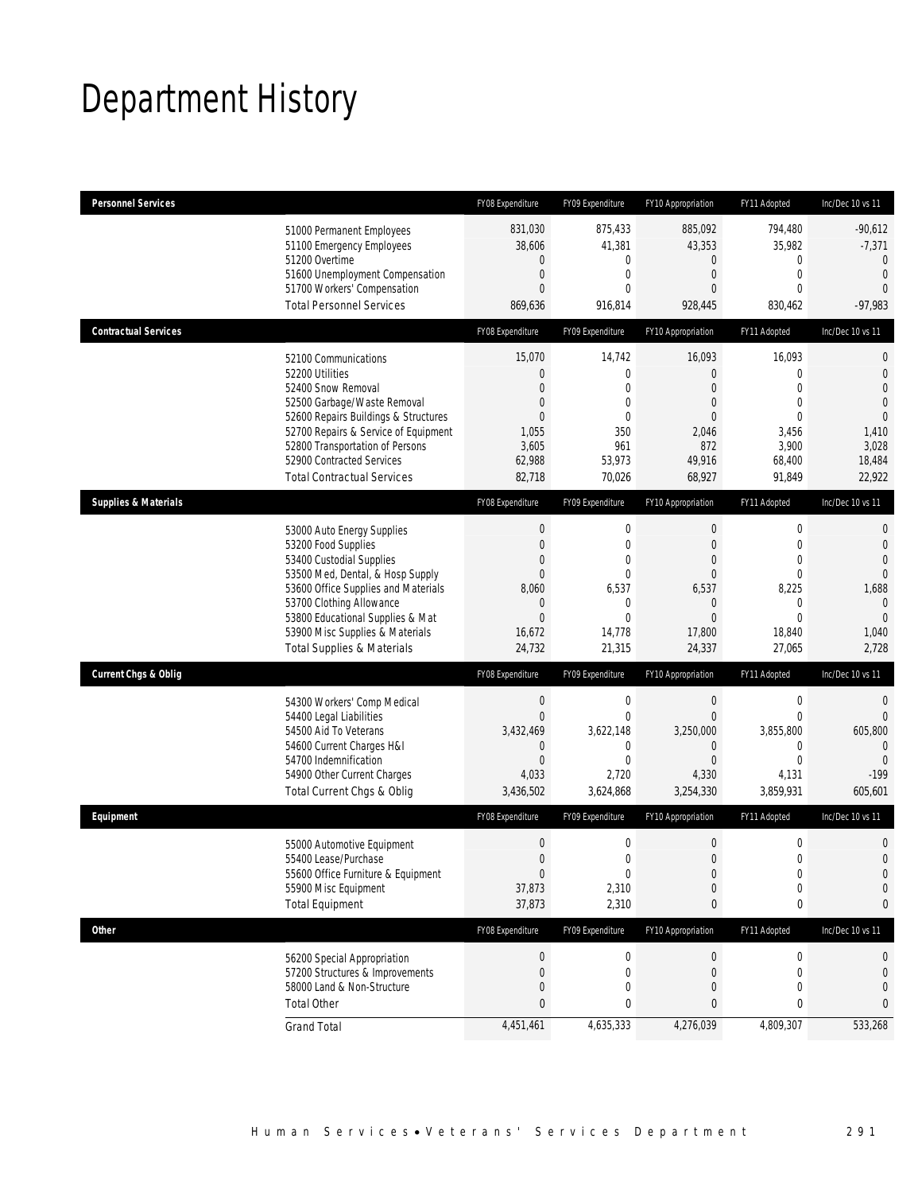# Department History

| Personnel Services | FY08 Expenditure | FY09 Expenditure | FY10 Appropriation | FY11 Adopted | Inc/Dec 10 vs 11 |
|---|---|---|---|---|---|
| 51000 Permanent Employees | 831,030 | 875,433 | 885,092 | 794,480 | -90,612 |
| 51100 Emergency Employees | 38,606 | 41,381 | 43,353 | 35,982 | -7,371 |
| 51200 Overtime | 0 | 0 | 0 | 0 | 0 |
| 51600 Unemployment Compensation | 0 | 0 | 0 | 0 | 0 |
| 51700 Workers' Compensation | 0 | 0 | 0 | 0 | 0 |
| Total Personnel Services | 869,636 | 916,814 | 928,445 | 830,462 | -97,983 |

| Contractual Services | FY08 Expenditure | FY09 Expenditure | FY10 Appropriation | FY11 Adopted | Inc/Dec 10 vs 11 |
|---|---|---|---|---|---|
| 52100 Communications | 15,070 | 14,742 | 16,093 | 16,093 | 0 |
| 52200 Utilities | 0 | 0 | 0 | 0 | 0 |
| 52400 Snow Removal | 0 | 0 | 0 | 0 | 0 |
| 52500 Garbage/Waste Removal | 0 | 0 | 0 | 0 | 0 |
| 52600 Repairs Buildings & Structures | 0 | 0 | 0 | 0 | 0 |
| 52700 Repairs & Service of Equipment | 1,055 | 350 | 2,046 | 3,456 | 1,410 |
| 52800 Transportation of Persons | 3,605 | 961 | 872 | 3,900 | 3,028 |
| 52900 Contracted Services | 62,988 | 53,973 | 49,916 | 68,400 | 18,484 |
| Total Contractual Services | 82,718 | 70,026 | 68,927 | 91,849 | 22,922 |

| Supplies & Materials | FY08 Expenditure | FY09 Expenditure | FY10 Appropriation | FY11 Adopted | Inc/Dec 10 vs 11 |
|---|---|---|---|---|---|
| 53000 Auto Energy Supplies | 0 | 0 | 0 | 0 | 0 |
| 53200 Food Supplies | 0 | 0 | 0 | 0 | 0 |
| 53400 Custodial Supplies | 0 | 0 | 0 | 0 | 0 |
| 53500 Med, Dental, & Hosp Supply | 0 | 0 | 0 | 0 | 0 |
| 53600 Office Supplies and Materials | 8,060 | 6,537 | 6,537 | 8,225 | 1,688 |
| 53700 Clothing Allowance | 0 | 0 | 0 | 0 | 0 |
| 53800 Educational Supplies & Mat | 0 | 0 | 0 | 0 | 0 |
| 53900 Misc Supplies & Materials | 16,672 | 14,778 | 17,800 | 18,840 | 1,040 |
| Total Supplies & Materials | 24,732 | 21,315 | 24,337 | 27,065 | 2,728 |

| Current Chgs & Oblig | FY08 Expenditure | FY09 Expenditure | FY10 Appropriation | FY11 Adopted | Inc/Dec 10 vs 11 |
|---|---|---|---|---|---|
| 54300 Workers' Comp Medical | 0 | 0 | 0 | 0 | 0 |
| 54400 Legal Liabilities | 0 | 0 | 0 | 0 | 0 |
| 54500 Aid To Veterans | 3,432,469 | 3,622,148 | 3,250,000 | 3,855,800 | 605,800 |
| 54600 Current Charges H&I | 0 | 0 | 0 | 0 | 0 |
| 54700 Indemnification | 0 | 0 | 0 | 0 | 0 |
| 54900 Other Current Charges | 4,033 | 2,720 | 4,330 | 4,131 | -199 |
| Total Current Chgs & Oblig | 3,436,502 | 3,624,868 | 3,254,330 | 3,859,931 | 605,601 |

| Equipment | FY08 Expenditure | FY09 Expenditure | FY10 Appropriation | FY11 Adopted | Inc/Dec 10 vs 11 |
|---|---|---|---|---|---|
| 55000 Automotive Equipment | 0 | 0 | 0 | 0 | 0 |
| 55400 Lease/Purchase | 0 | 0 | 0 | 0 | 0 |
| 55600 Office Furniture & Equipment | 0 | 0 | 0 | 0 | 0 |
| 55900 Misc Equipment | 37,873 | 2,310 | 0 | 0 | 0 |
| Total Equipment | 37,873 | 2,310 | 0 | 0 | 0 |

| Other | FY08 Expenditure | FY09 Expenditure | FY10 Appropriation | FY11 Adopted | Inc/Dec 10 vs 11 |
|---|---|---|---|---|---|
| 56200 Special Appropriation | 0 | 0 | 0 | 0 | 0 |
| 57200 Structures & Improvements | 0 | 0 | 0 | 0 | 0 |
| 58000 Land & Non-Structure | 0 | 0 | 0 | 0 | 0 |
| Total Other | 0 | 0 | 0 | 0 | 0 |
| Grand Total | 4,451,461 | 4,635,333 | 4,276,039 | 4,809,307 | 533,268 |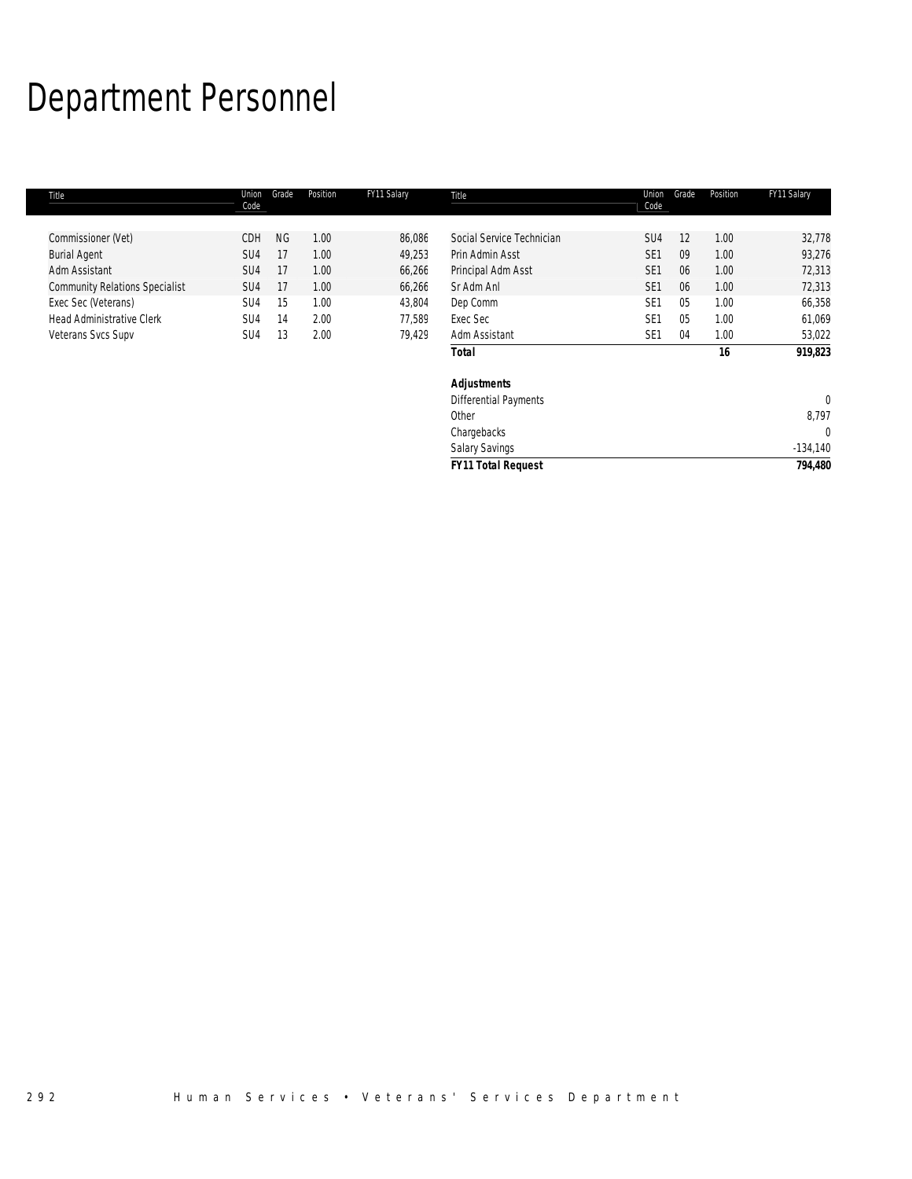# Department Personnel

| Title | Union Code | Grade | Position | FY11 Salary |
|---|---|---|---|---|
| Commissioner (Vet) | CDH | NG | 1.00 | 86,086 |
| Burial Agent | SU4 | 17 | 1.00 | 49,253 |
| Adm Assistant | SU4 | 17 | 1.00 | 66,266 |
| Community Relations Specialist | SU4 | 17 | 1.00 | 66,266 |
| Exec Sec (Veterans) | SU4 | 15 | 1.00 | 43,804 |
| Head Administrative Clerk | SU4 | 14 | 2.00 | 77,589 |
| Veterans Svcs Supv | SU4 | 13 | 2.00 | 79,429 |
| Social Service Technician | SU4 | 12 | 1.00 | 32,778 |
| Prin Admin Asst | SE1 | 09 | 1.00 | 93,276 |
| Principal Adm Asst | SE1 | 06 | 1.00 | 72,313 |
| Sr Adm Anl | SE1 | 06 | 1.00 | 72,313 |
| Dep Comm | SE1 | 05 | 1.00 | 66,358 |
| Exec Sec | SE1 | 05 | 1.00 | 61,069 |
| Adm Assistant | SE1 | 04 | 1.00 | 53,022 |
| ***Total*** | | | ***16*** | ***919,823*** |
| ***Adjustments*** | | | | |
| Differential Payments | | | | 0 |
| Other | | | | 8,797 |
| Chargebacks | | | | 0 |
| Salary Savings | | | | -134,140 |
| ***FY11 Total Request*** | | | | ***794,480*** |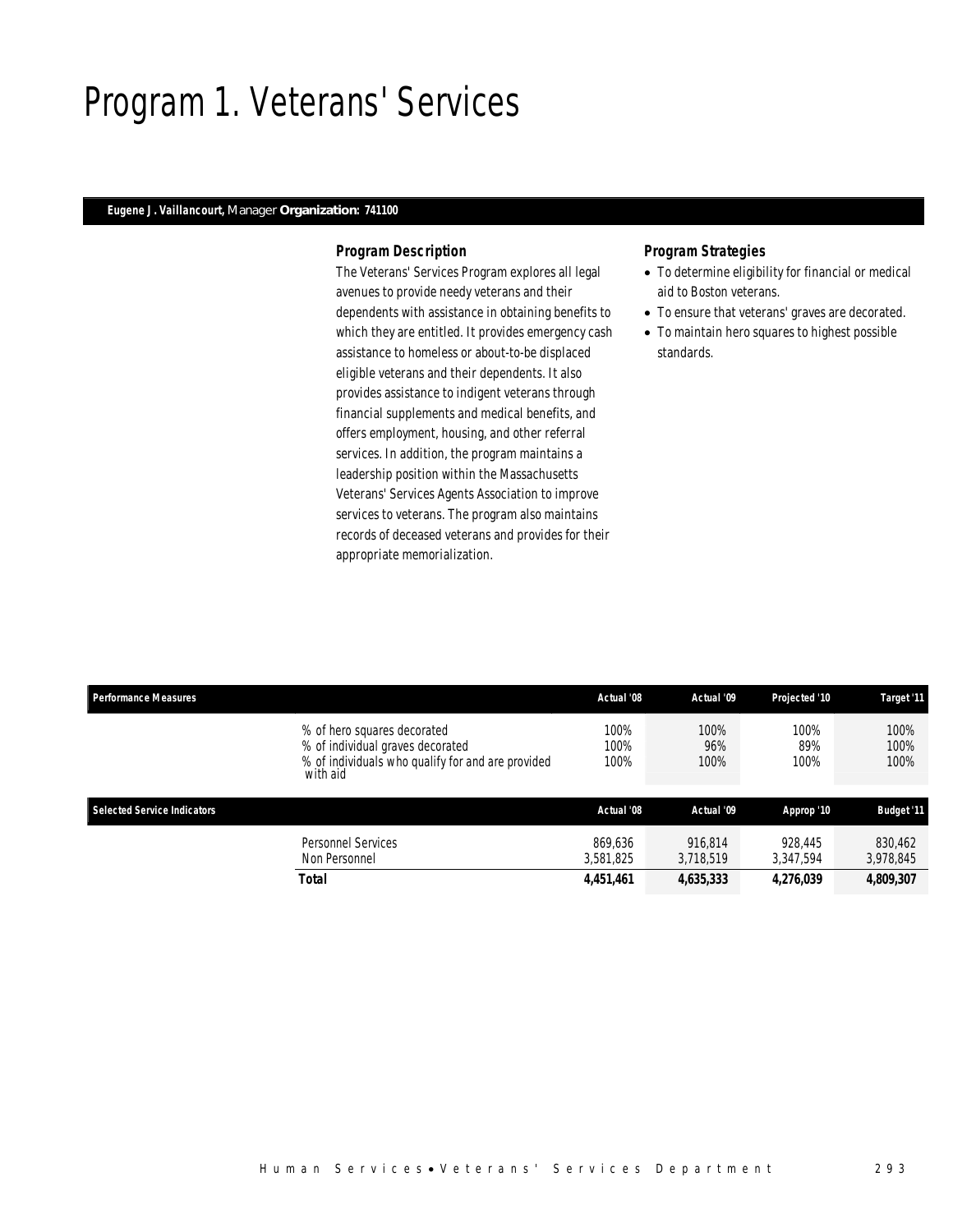# Program 1. Veterans' Services

***Eugene J. Vaillancourt,*** *Manager* ***Organization: 741100***

### *Program Description*

The Veterans' Services Program explores all legal avenues to provide needy veterans and their dependents with assistance in obtaining benefits to which they are entitled. It provides emergency cash assistance to homeless or about-to-be displaced eligible veterans and their dependents. It also provides assistance to indigent veterans through financial supplements and medical benefits, and offers employment, housing, and other referral services. In addition, the program maintains a leadership position within the Massachusetts Veterans' Services Agents Association to improve services to veterans. The program also maintains records of deceased veterans and provides for their appropriate memorialization.

### *Program Strategies*

- To determine eligibility for financial or medical aid to Boston veterans.
- To ensure that veterans' graves are decorated.
- To maintain hero squares to highest possible standards.

| Performance Measures | | Actual '08 | Actual '09 | Projected '10 | Target '11 |
|---|---|---|---|---|---|
| | % of hero squares decorated | 100% | 100% | 100% | 100% |
| | % of individual graves decorated | 100% | 96% | 89% | 100% |
| | % of individuals who qualify for and are provided with aid | 100% | 100% | 100% | 100% |

| Selected Service Indicators | | Actual '08 | Actual '09 | Approp '10 | Budget '11 |
|---|---|---|---|---|---|
| | Personnel Services | 869,636 | 916,814 | 928,445 | 830,462 |
| | Non Personnel | 3,581,825 | 3,718,519 | 3,347,594 | 3,978,845 |
| | **Total** | **4,451,461** | **4,635,333** | **4,276,039** | **4,809,307** |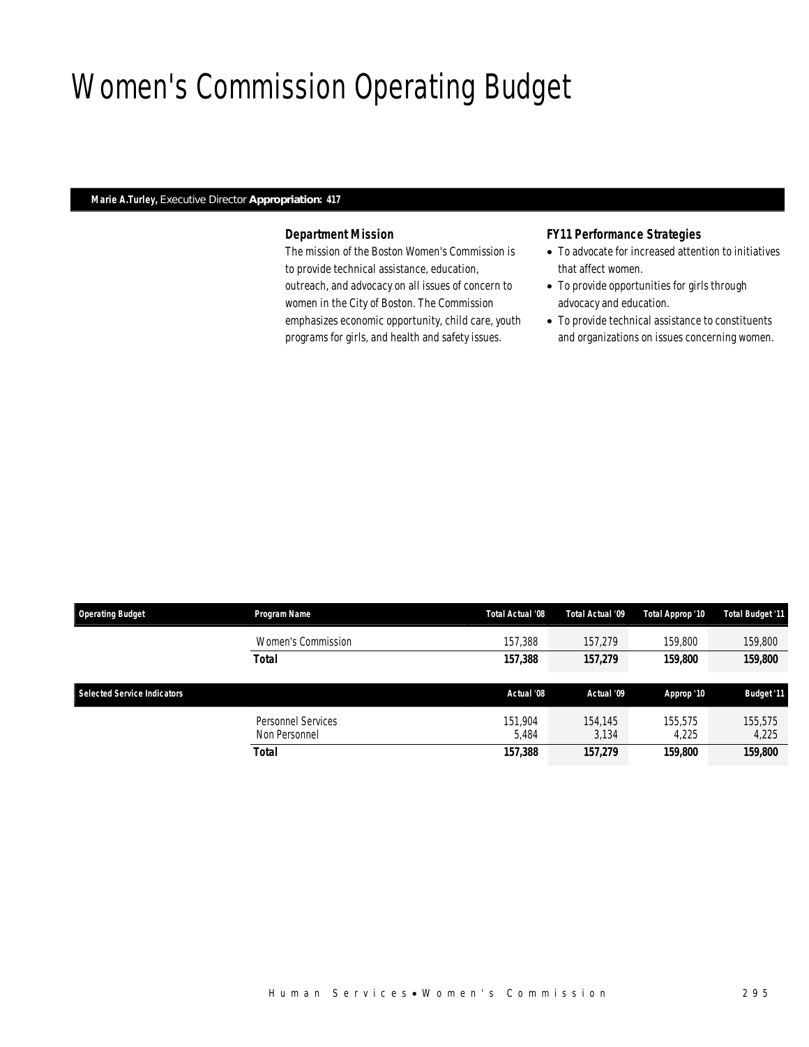# Women's Commission Operating Budget

**Marie A.Turley,** Executive Director **Appropriation: 417**

### *Department Mission*

The mission of the Boston Women's Commission is to provide technical assistance, education, outreach, and advocacy on all issues of concern to women in the City of Boston. The Commission emphasizes economic opportunity, child care, youth programs for girls, and health and safety issues.

### *FY11 Performance Strategies*

- To advocate for increased attention to initiatives that affect women.
- To provide opportunities for girls through advocacy and education.
- To provide technical assistance to constituents and organizations on issues concerning women.

| Operating Budget | Program Name | Total Actual '08 | Total Actual '09 | Total Approp '10 | Total Budget '11 |
|---|---|---|---|---|---|
| | Women's Commission | 157,388 | 157,279 | 159,800 | 159,800 |
| | **Total** | **157,388** | **157,279** | **159,800** | **159,800** |

| Selected Service Indicators | | Actual '08 | Actual '09 | Approp '10 | Budget '11 |
|---|---|---|---|---|---|
| | Personnel Services | 151,904 | 154,145 | 155,575 | 155,575 |
| | Non Personnel | 5,484 | 3,134 | 4,225 | 4,225 |
| | **Total** | **157,388** | **157,279** | **159,800** | **159,800** |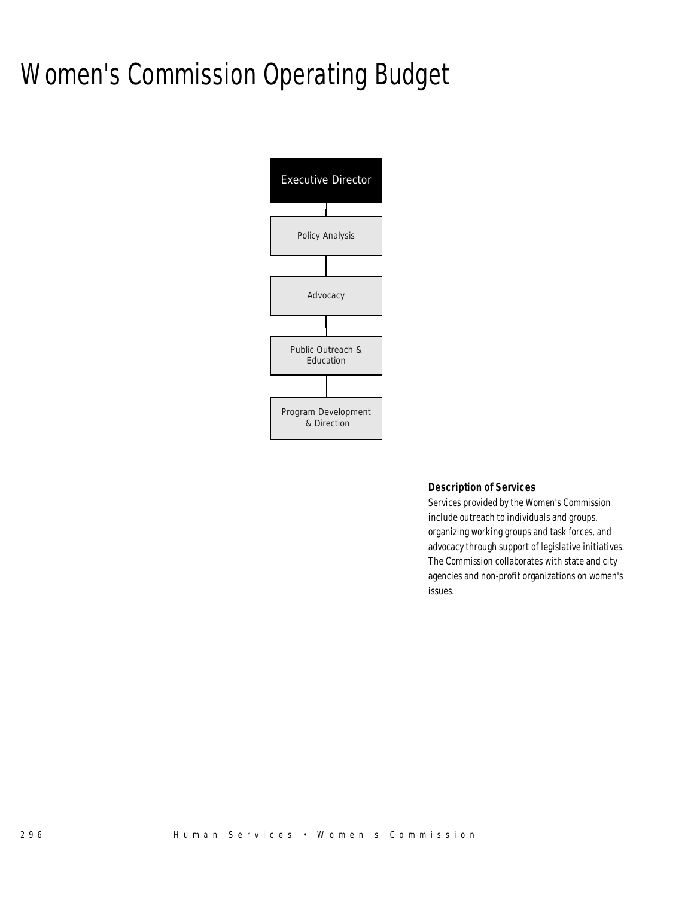# Women's Commission Operating Budget

Executive Director

Policy Analysis

Advocacy

Public Outreach & Education

Program Development & Direction

**Description of Services**

Services provided by the Women's Commission include outreach to individuals and groups, organizing working groups and task forces, and advocacy through support of legislative initiatives. The Commission collaborates with state and city agencies and non-profit organizations on women's issues.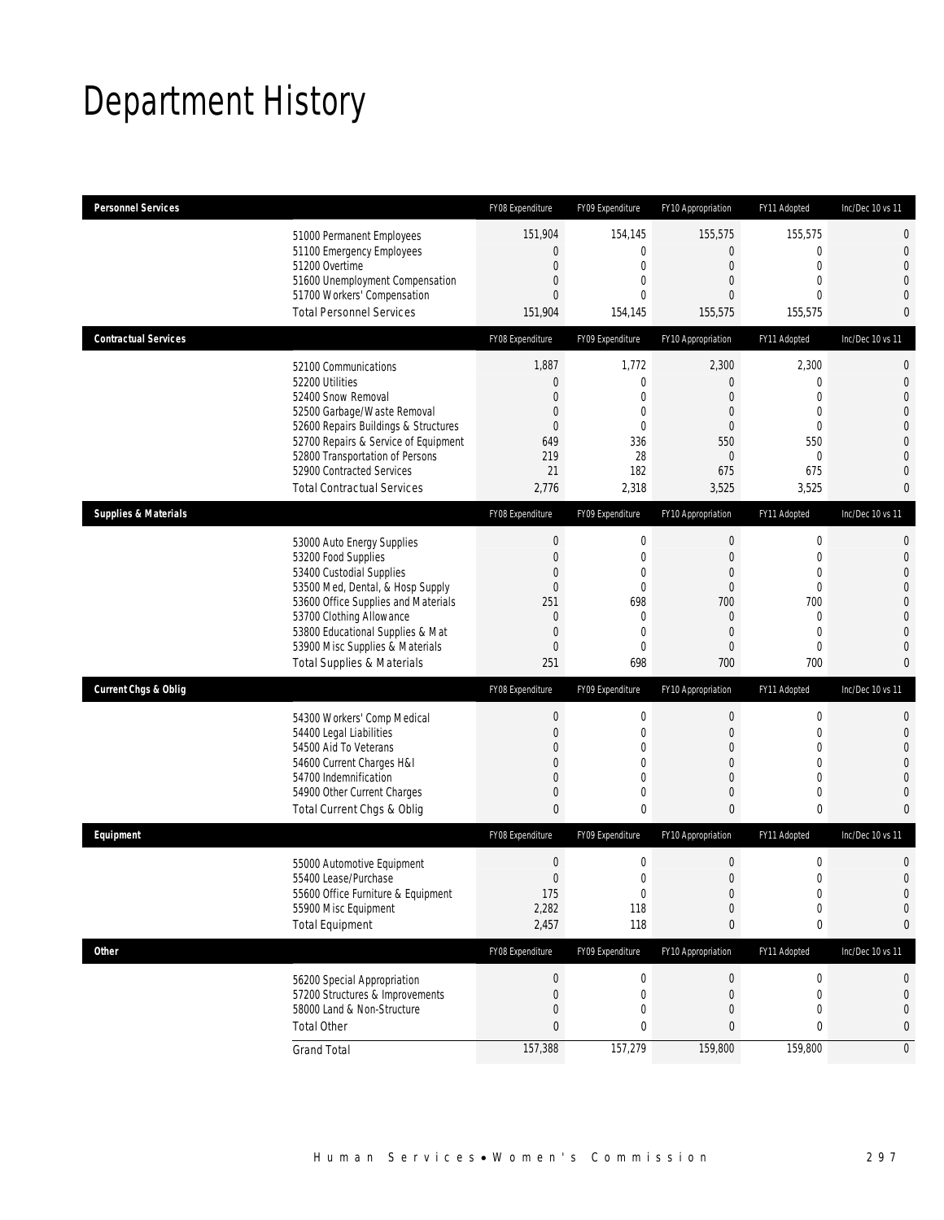# Department History

| Personnel Services | FY08 Expenditure | FY09 Expenditure | FY10 Appropriation | FY11 Adopted | Inc/Dec 10 vs 11 |
|---|---|---|---|---|---|
| 51000 Permanent Employees | 151,904 | 154,145 | 155,575 | 155,575 | 0 |
| 51100 Emergency Employees | 0 | 0 | 0 | 0 | 0 |
| 51200 Overtime | 0 | 0 | 0 | 0 | 0 |
| 51600 Unemployment Compensation | 0 | 0 | 0 | 0 | 0 |
| 51700 Workers' Compensation | 0 | 0 | 0 | 0 | 0 |
| Total Personnel Services | 151,904 | 154,145 | 155,575 | 155,575 | 0 |

| Contractual Services | FY08 Expenditure | FY09 Expenditure | FY10 Appropriation | FY11 Adopted | Inc/Dec 10 vs 11 |
|---|---|---|---|---|---|
| 52100 Communications | 1,887 | 1,772 | 2,300 | 2,300 | 0 |
| 52200 Utilities | 0 | 0 | 0 | 0 | 0 |
| 52400 Snow Removal | 0 | 0 | 0 | 0 | 0 |
| 52500 Garbage/Waste Removal | 0 | 0 | 0 | 0 | 0 |
| 52600 Repairs Buildings & Structures | 0 | 0 | 0 | 0 | 0 |
| 52700 Repairs & Service of Equipment | 649 | 336 | 550 | 550 | 0 |
| 52800 Transportation of Persons | 219 | 28 | 0 | 0 | 0 |
| 52900 Contracted Services | 21 | 182 | 675 | 675 | 0 |
| Total Contractual Services | 2,776 | 2,318 | 3,525 | 3,525 | 0 |

| Supplies & Materials | FY08 Expenditure | FY09 Expenditure | FY10 Appropriation | FY11 Adopted | Inc/Dec 10 vs 11 |
|---|---|---|---|---|---|
| 53000 Auto Energy Supplies | 0 | 0 | 0 | 0 | 0 |
| 53200 Food Supplies | 0 | 0 | 0 | 0 | 0 |
| 53400 Custodial Supplies | 0 | 0 | 0 | 0 | 0 |
| 53500 Med, Dental, & Hosp Supply | 0 | 0 | 0 | 0 | 0 |
| 53600 Office Supplies and Materials | 251 | 698 | 700 | 700 | 0 |
| 53700 Clothing Allowance | 0 | 0 | 0 | 0 | 0 |
| 53800 Educational Supplies & Mat | 0 | 0 | 0 | 0 | 0 |
| 53900 Misc Supplies & Materials | 0 | 0 | 0 | 0 | 0 |
| Total Supplies & Materials | 251 | 698 | 700 | 700 | 0 |

| Current Chgs & Oblig | FY08 Expenditure | FY09 Expenditure | FY10 Appropriation | FY11 Adopted | Inc/Dec 10 vs 11 |
|---|---|---|---|---|---|
| 54300 Workers' Comp Medical | 0 | 0 | 0 | 0 | 0 |
| 54400 Legal Liabilities | 0 | 0 | 0 | 0 | 0 |
| 54500 Aid To Veterans | 0 | 0 | 0 | 0 | 0 |
| 54600 Current Charges H&I | 0 | 0 | 0 | 0 | 0 |
| 54700 Indemnification | 0 | 0 | 0 | 0 | 0 |
| 54900 Other Current Charges | 0 | 0 | 0 | 0 | 0 |
| Total Current Chgs & Oblig | 0 | 0 | 0 | 0 | 0 |

| Equipment | FY08 Expenditure | FY09 Expenditure | FY10 Appropriation | FY11 Adopted | Inc/Dec 10 vs 11 |
|---|---|---|---|---|---|
| 55000 Automotive Equipment | 0 | 0 | 0 | 0 | 0 |
| 55400 Lease/Purchase | 0 | 0 | 0 | 0 | 0 |
| 55600 Office Furniture & Equipment | 175 | 0 | 0 | 0 | 0 |
| 55900 Misc Equipment | 2,282 | 118 | 0 | 0 | 0 |
| Total Equipment | 2,457 | 118 | 0 | 0 | 0 |

| Other | FY08 Expenditure | FY09 Expenditure | FY10 Appropriation | FY11 Adopted | Inc/Dec 10 vs 11 |
|---|---|---|---|---|---|
| 56200 Special Appropriation | 0 | 0 | 0 | 0 | 0 |
| 57200 Structures & Improvements | 0 | 0 | 0 | 0 | 0 |
| 58000 Land & Non-Structure | 0 | 0 | 0 | 0 | 0 |
| Total Other | 0 | 0 | 0 | 0 | 0 |
| Grand Total | 157,388 | 157,279 | 159,800 | 159,800 | 0 |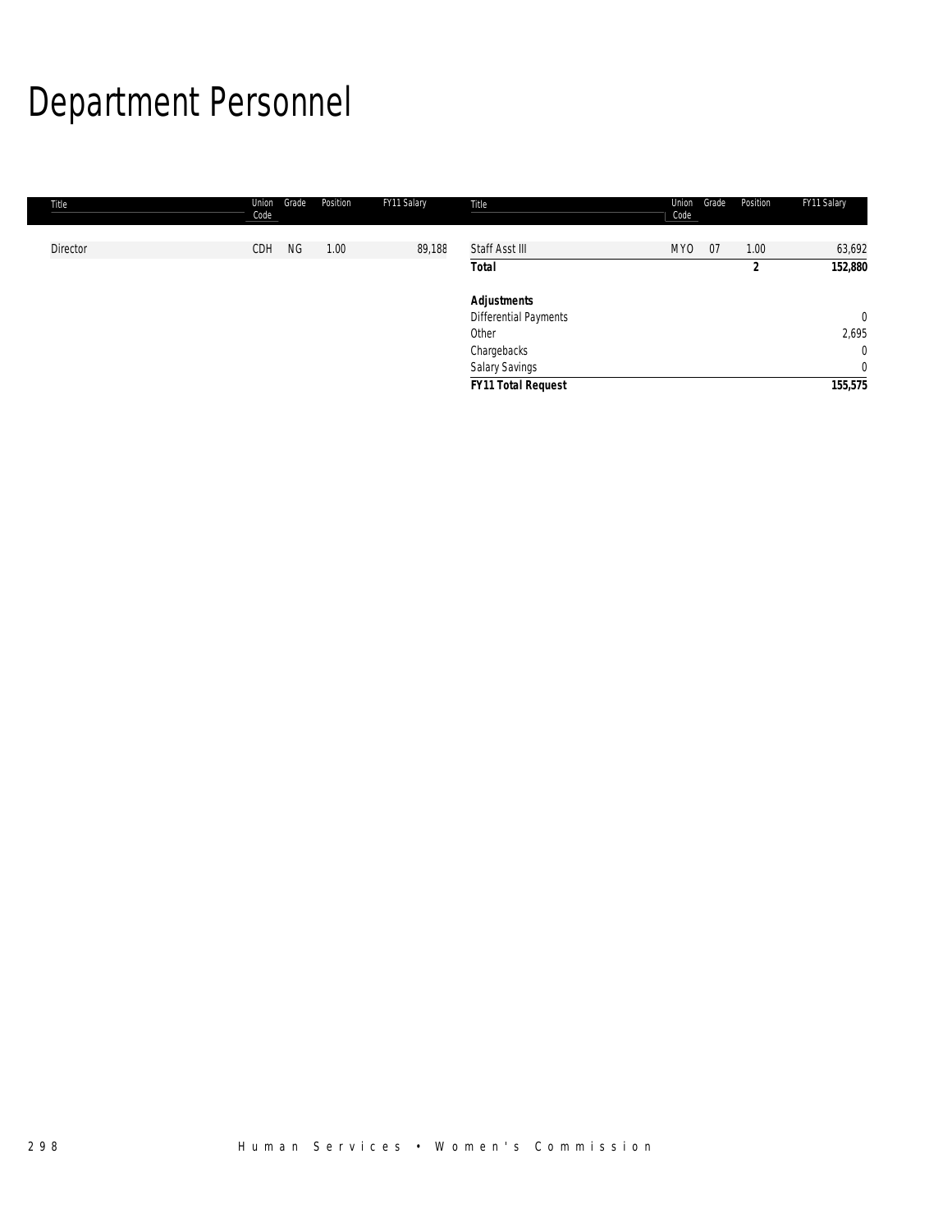# Department Personnel

| Title | Union Code | Grade | Position | FY11 Salary | Title | Union Code | Grade | Position | FY11 Salary |
|---|---|---|---|---|---|---|---|---|---|
| Director | CDH | NG | 1.00 | 89,188 | Staff Asst III | MYO | 07 | 1.00 | 63,692 |
| | | | | | **Total** | | | **2** | **152,880** |
| | | | | | | | | | |
| | | | | | ***Adjustments*** | | | | |
| | | | | | Differential Payments | | | | 0 |
| | | | | | Other | | | | 2,695 |
| | | | | | Chargebacks | | | | 0 |
| | | | | | Salary Savings | | | | 0 |
| | | | | | ***FY11 Total Request*** | | | | **155,575** |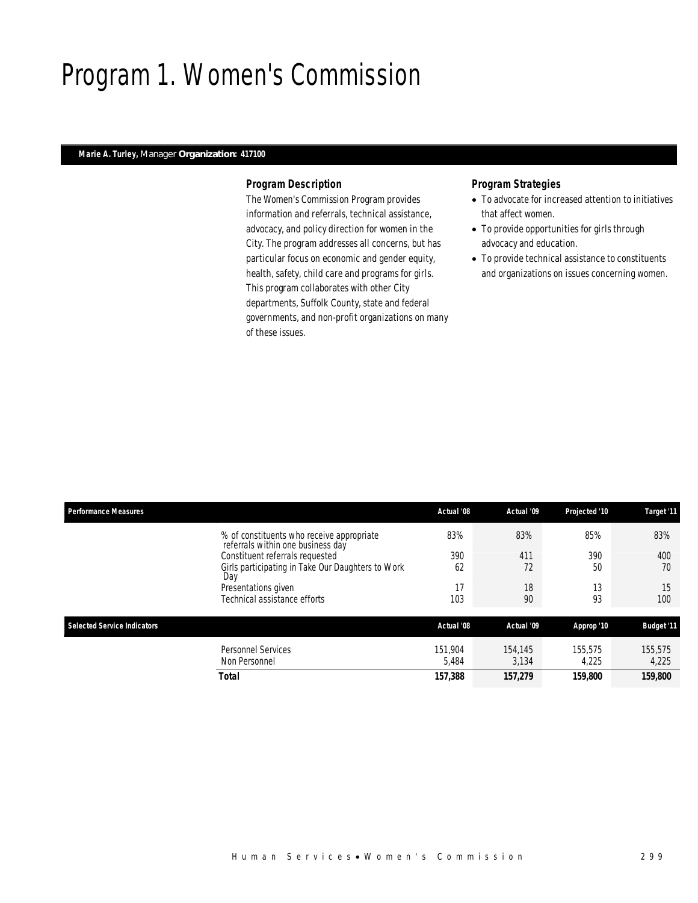# Program 1. Women's Commission

**Marie A. Turley,** Manager **Organization: 417100**

### Program Description

The Women's Commission Program provides information and referrals, technical assistance, advocacy, and policy direction for women in the City. The program addresses all concerns, but has particular focus on economic and gender equity, health, safety, child care and programs for girls. This program collaborates with other City departments, Suffolk County, state and federal governments, and non-profit organizations on many of these issues.

### Program Strategies

- To advocate for increased attention to initiatives that affect women.
- To provide opportunities for girls through advocacy and education.
- To provide technical assistance to constituents and organizations on issues concerning women.

| Performance Measures | Actual '08 | Actual '09 | Projected '10 | Target '11 |
|---|---|---|---|---|
| % of constituents who receive appropriate referrals within one business day | 83% | 83% | 85% | 83% |
| Constituent referrals requested | 390 | 411 | 390 | 400 |
| Girls participating in Take Our Daughters to Work Day | 62 | 72 | 50 | 70 |
| Presentations given | 17 | 18 | 13 | 15 |
| Technical assistance efforts | 103 | 90 | 93 | 100 |

| Selected Service Indicators | Actual '08 | Actual '09 | Approp '10 | Budget '11 |
|---|---|---|---|---|
| Personnel Services | 151,904 | 154,145 | 155,575 | 155,575 |
| Non Personnel | 5,484 | 3,134 | 4,225 | 4,225 |
| **Total** | **157,388** | **157,279** | **159,800** | **159,800** |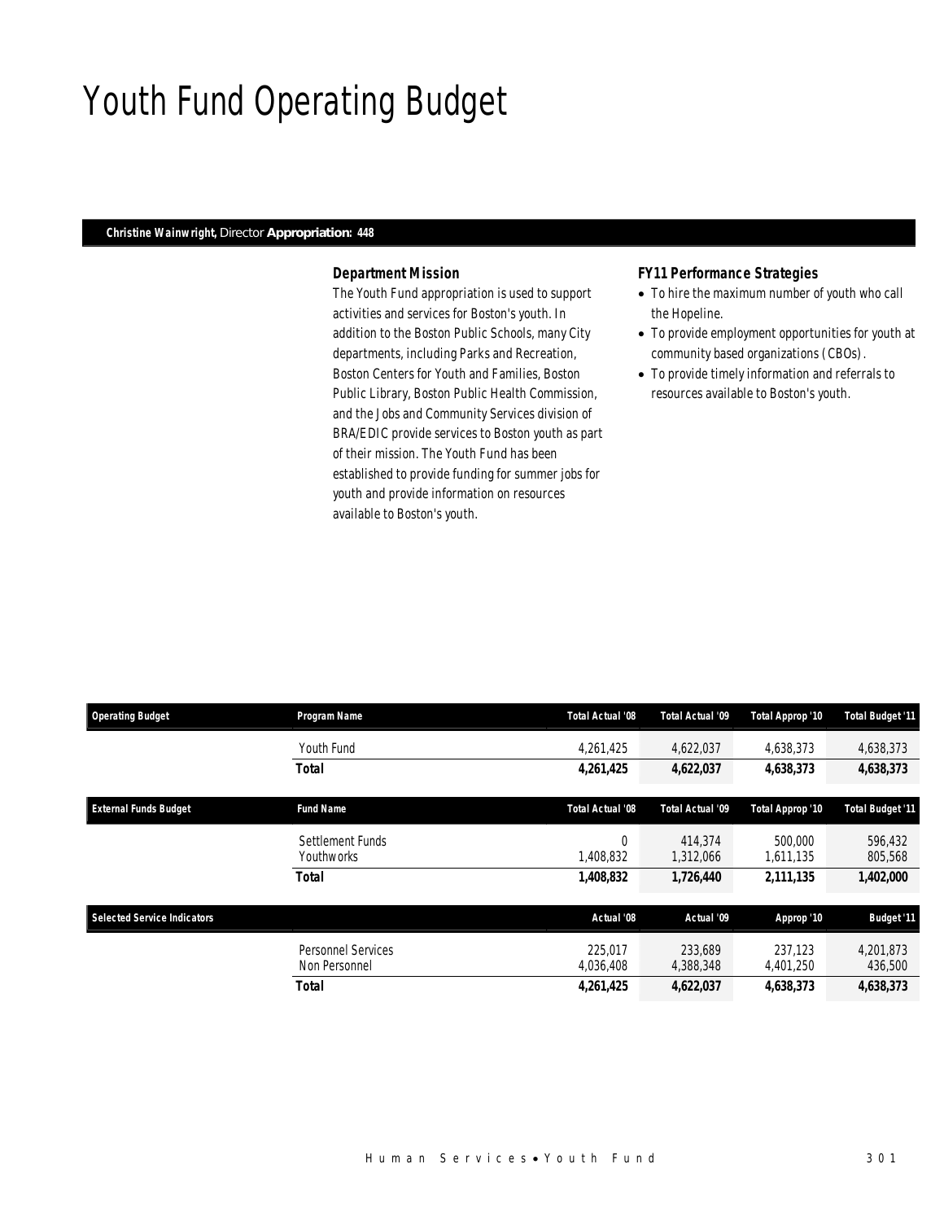# Youth Fund Operating Budget

**Christine Wainwright,** Director **Appropriation: 448**

### Department Mission

The Youth Fund appropriation is used to support activities and services for Boston's youth. In addition to the Boston Public Schools, many City departments, including Parks and Recreation, Boston Centers for Youth and Families, Boston Public Library, Boston Public Health Commission, and the Jobs and Community Services division of BRA/EDIC provide services to Boston youth as part of their mission. The Youth Fund has been established to provide funding for summer jobs for youth and provide information on resources available to Boston's youth.

### FY11 Performance Strategies

- To hire the maximum number of youth who call the Hopeline.
- To provide employment opportunities for youth at community based organizations (CBOs).
- To provide timely information and referrals to resources available to Boston's youth.

| Operating Budget | Program Name | Total Actual '08 | Total Actual '09 | Total Approp '10 | Total Budget '11 |
|---|---|---|---|---|---|
| | Youth Fund | 4,261,425 | 4,622,037 | 4,638,373 | 4,638,373 |
| | **Total** | **4,261,425** | **4,622,037** | **4,638,373** | **4,638,373** |

| External Funds Budget | Fund Name | Total Actual '08 | Total Actual '09 | Total Approp '10 | Total Budget '11 |
|---|---|---|---|---|---|
| | Settlement Funds | 0 | 414,374 | 500,000 | 596,432 |
| | Youthworks | 1,408,832 | 1,312,066 | 1,611,135 | 805,568 |
| | **Total** | **1,408,832** | **1,726,440** | **2,111,135** | **1,402,000** |

| Selected Service Indicators | | Actual '08 | Actual '09 | Approp '10 | Budget '11 |
|---|---|---|---|---|---|
| | Personnel Services | 225,017 | 233,689 | 237,123 | 4,201,873 |
| | Non Personnel | 4,036,408 | 4,388,348 | 4,401,250 | 436,500 |
| | **Total** | **4,261,425** | **4,622,037** | **4,638,373** | **4,638,373** |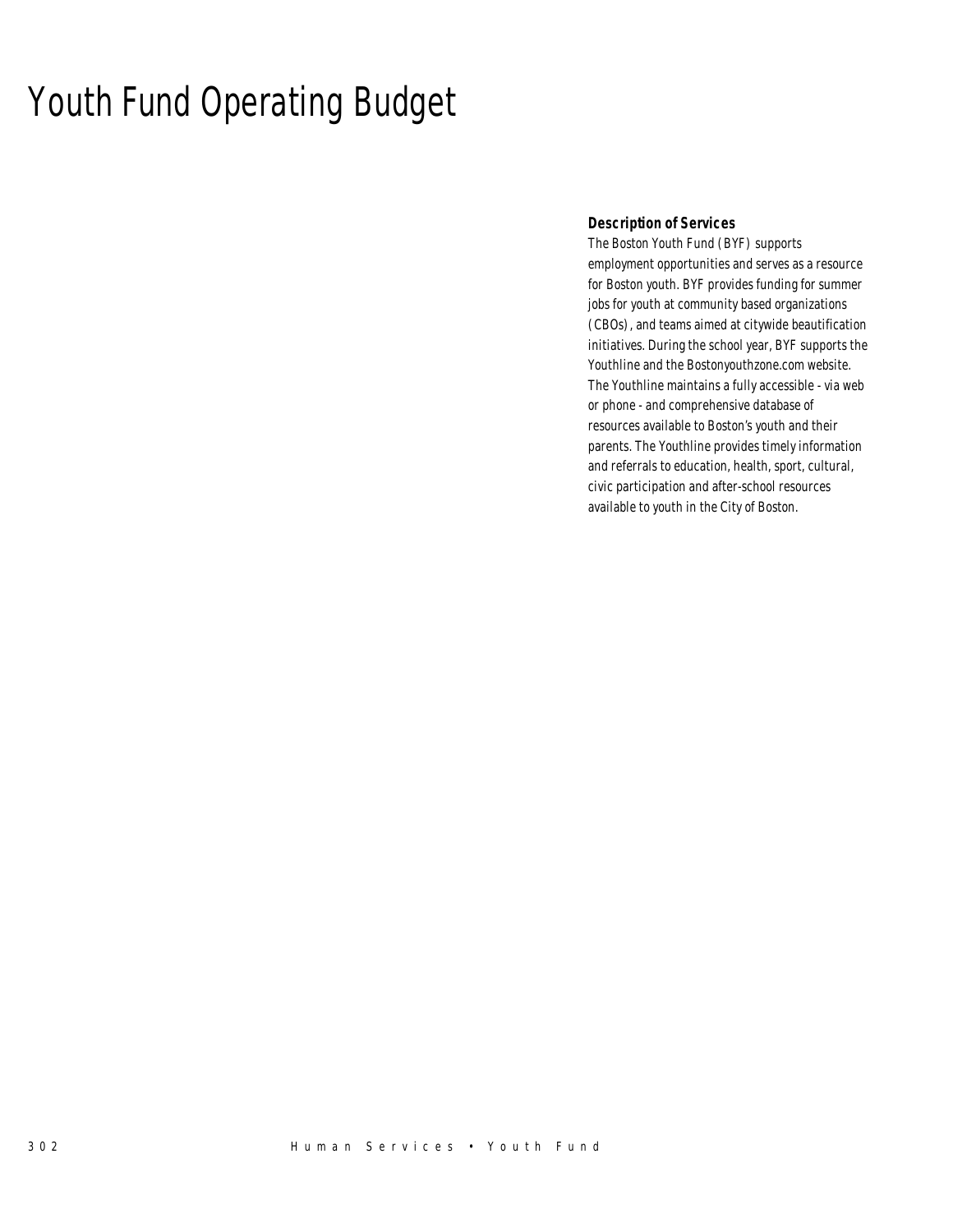# Youth Fund Operating Budget

**Description of Services**

The Boston Youth Fund (BYF) supports employment opportunities and serves as a resource for Boston youth. BYF provides funding for summer jobs for youth at community based organizations (CBOs), and teams aimed at citywide beautification initiatives. During the school year, BYF supports the Youthline and the Bostonyouthzone.com website. The Youthline maintains a fully accessible - via web or phone - and comprehensive database of resources available to Boston's youth and their parents. The Youthline provides timely information and referrals to education, health, sport, cultural, civic participation and after-school resources available to youth in the City of Boston.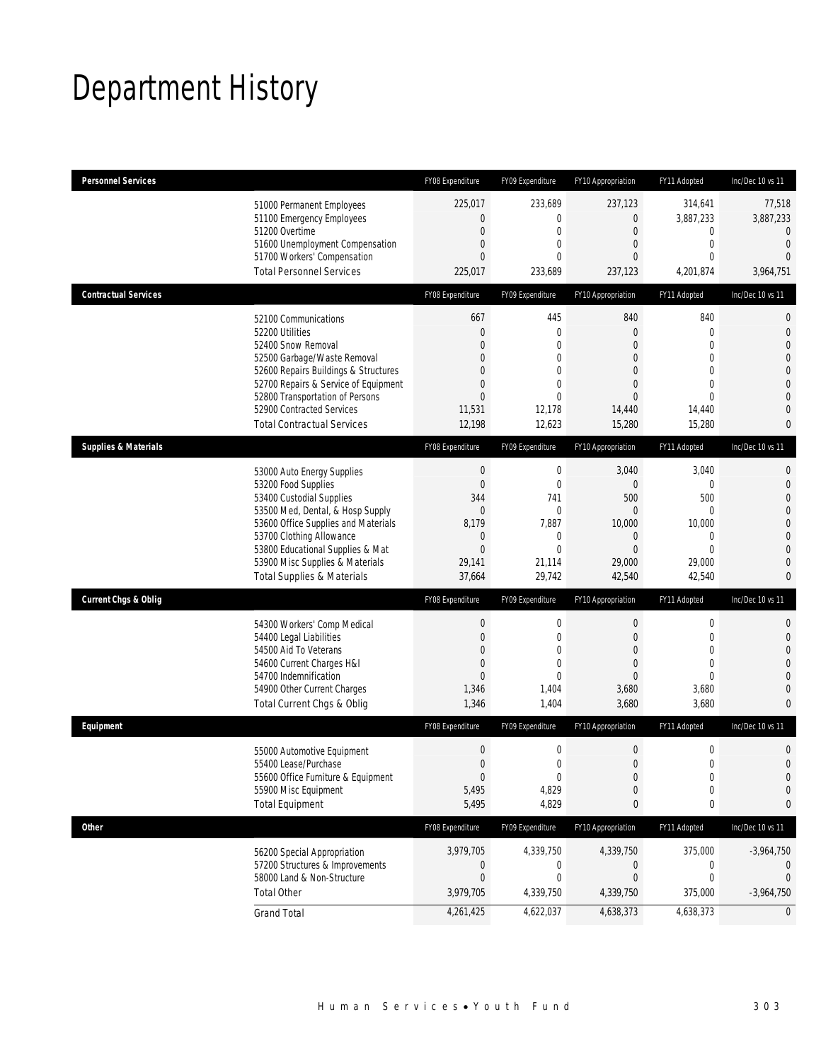# Department History

| Personnel Services | FY08 Expenditure | FY09 Expenditure | FY10 Appropriation | FY11 Adopted | Inc/Dec 10 vs 11 |
|---|---|---|---|---|---|
| 51000 Permanent Employees | 225,017 | 233,689 | 237,123 | 314,641 | 77,518 |
| 51100 Emergency Employees | 0 | 0 | 0 | 3,887,233 | 3,887,233 |
| 51200 Overtime | 0 | 0 | 0 | 0 | 0 |
| 51600 Unemployment Compensation | 0 | 0 | 0 | 0 | 0 |
| 51700 Workers' Compensation | 0 | 0 | 0 | 0 | 0 |
| Total Personnel Services | 225,017 | 233,689 | 237,123 | 4,201,874 | 3,964,751 |

| Contractual Services | FY08 Expenditure | FY09 Expenditure | FY10 Appropriation | FY11 Adopted | Inc/Dec 10 vs 11 |
|---|---|---|---|---|---|
| 52100 Communications | 667 | 445 | 840 | 840 | 0 |
| 52200 Utilities | 0 | 0 | 0 | 0 | 0 |
| 52400 Snow Removal | 0 | 0 | 0 | 0 | 0 |
| 52500 Garbage/Waste Removal | 0 | 0 | 0 | 0 | 0 |
| 52600 Repairs Buildings & Structures | 0 | 0 | 0 | 0 | 0 |
| 52700 Repairs & Service of Equipment | 0 | 0 | 0 | 0 | 0 |
| 52800 Transportation of Persons | 0 | 0 | 0 | 0 | 0 |
| 52900 Contracted Services | 11,531 | 12,178 | 14,440 | 14,440 | 0 |
| Total Contractual Services | 12,198 | 12,623 | 15,280 | 15,280 | 0 |

| Supplies & Materials | FY08 Expenditure | FY09 Expenditure | FY10 Appropriation | FY11 Adopted | Inc/Dec 10 vs 11 |
|---|---|---|---|---|---|
| 53000 Auto Energy Supplies | 0 | 0 | 3,040 | 3,040 | 0 |
| 53200 Food Supplies | 0 | 0 | 0 | 0 | 0 |
| 53400 Custodial Supplies | 344 | 741 | 500 | 500 | 0 |
| 53500 Med, Dental, & Hosp Supply | 0 | 0 | 0 | 0 | 0 |
| 53600 Office Supplies and Materials | 8,179 | 7,887 | 10,000 | 10,000 | 0 |
| 53700 Clothing Allowance | 0 | 0 | 0 | 0 | 0 |
| 53800 Educational Supplies & Mat | 0 | 0 | 0 | 0 | 0 |
| 53900 Misc Supplies & Materials | 29,141 | 21,114 | 29,000 | 29,000 | 0 |
| Total Supplies & Materials | 37,664 | 29,742 | 42,540 | 42,540 | 0 |

| Current Chgs & Oblig | FY08 Expenditure | FY09 Expenditure | FY10 Appropriation | FY11 Adopted | Inc/Dec 10 vs 11 |
|---|---|---|---|---|---|
| 54300 Workers' Comp Medical | 0 | 0 | 0 | 0 | 0 |
| 54400 Legal Liabilities | 0 | 0 | 0 | 0 | 0 |
| 54500 Aid To Veterans | 0 | 0 | 0 | 0 | 0 |
| 54600 Current Charges H&I | 0 | 0 | 0 | 0 | 0 |
| 54700 Indemnification | 0 | 0 | 0 | 0 | 0 |
| 54900 Other Current Charges | 1,346 | 1,404 | 3,680 | 3,680 | 0 |
| Total Current Chgs & Oblig | 1,346 | 1,404 | 3,680 | 3,680 | 0 |

| Equipment | FY08 Expenditure | FY09 Expenditure | FY10 Appropriation | FY11 Adopted | Inc/Dec 10 vs 11 |
|---|---|---|---|---|---|
| 55000 Automotive Equipment | 0 | 0 | 0 | 0 | 0 |
| 55400 Lease/Purchase | 0 | 0 | 0 | 0 | 0 |
| 55600 Office Furniture & Equipment | 0 | 0 | 0 | 0 | 0 |
| 55900 Misc Equipment | 5,495 | 4,829 | 0 | 0 | 0 |
| Total Equipment | 5,495 | 4,829 | 0 | 0 | 0 |

| Other | FY08 Expenditure | FY09 Expenditure | FY10 Appropriation | FY11 Adopted | Inc/Dec 10 vs 11 |
|---|---|---|---|---|---|
| 56200 Special Appropriation | 3,979,705 | 4,339,750 | 4,339,750 | 375,000 | -3,964,750 |
| 57200 Structures & Improvements | 0 | 0 | 0 | 0 | 0 |
| 58000 Land & Non-Structure | 0 | 0 | 0 | 0 | 0 |
| Total Other | 3,979,705 | 4,339,750 | 4,339,750 | 375,000 | -3,964,750 |
| Grand Total | 4,261,425 | 4,622,037 | 4,638,373 | 4,638,373 | 0 |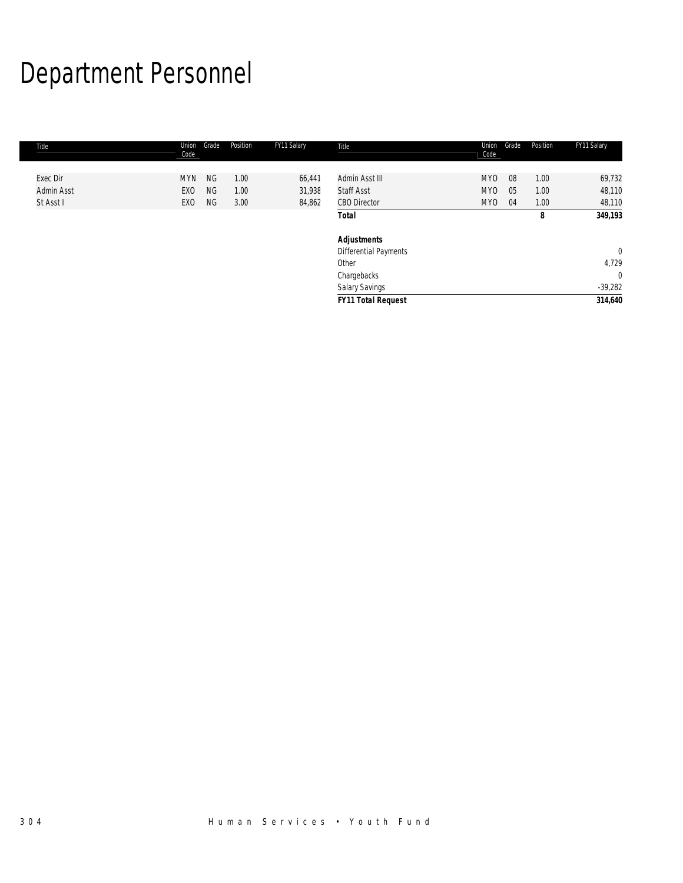# Department Personnel

| Title | Union Code | Grade | Position | FY11 Salary |
|---|---|---|---|---|
| Exec Dir | MYN | NG | 1.00 | 66,441 |
| Admin Asst | EXO | NG | 1.00 | 31,938 |
| St Asst I | EXO | NG | 3.00 | 84,862 |
| Admin Asst III | MYO | 08 | 1.00 | 69,732 |
| Staff Asst | MYO | 05 | 1.00 | 48,110 |
| CBO Director | MYO | 04 | 1.00 | 48,110 |
| **Total** | | | **8** | **349,193** |
| | | | | |
| ***Adjustments*** | | | | |
| Differential Payments | | | | 0 |
| Other | | | | 4,729 |
| Chargebacks | | | | 0 |
| Salary Savings | | | | -39,282 |
| ***FY11 Total Request*** | | | | ***314,640*** |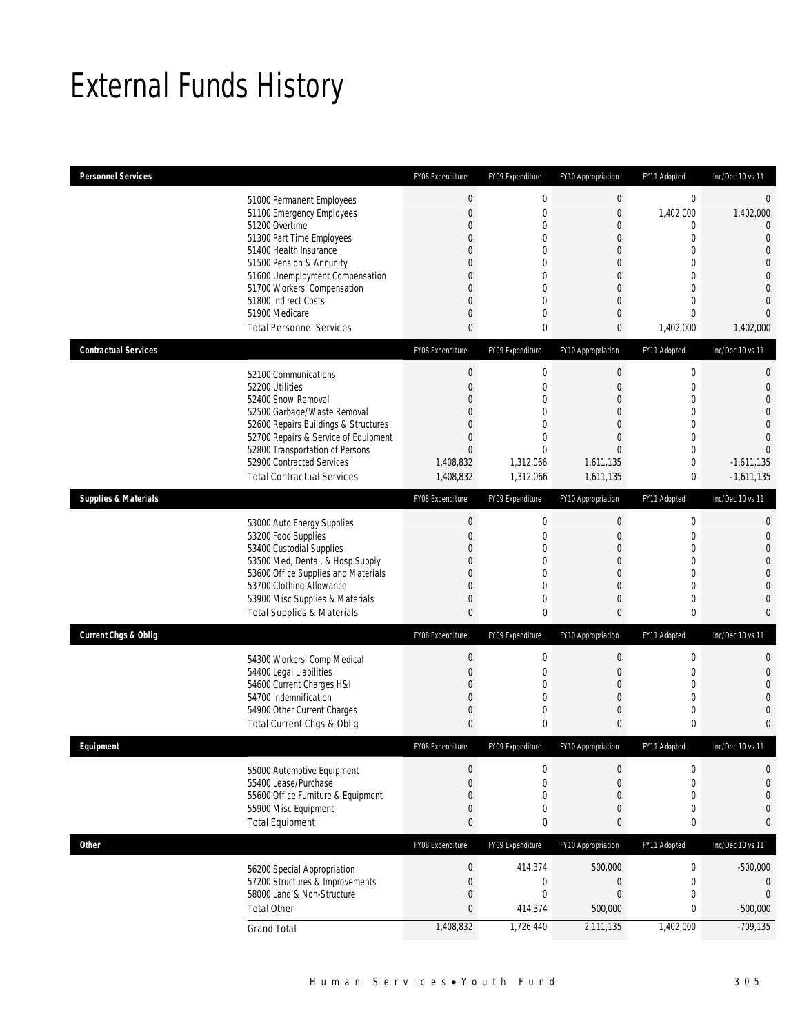# External Funds History

| Personnel Services | | FY08 Expenditure | FY09 Expenditure | FY10 Appropriation | FY11 Adopted | Inc/Dec 10 vs 11 |
|---|---|---|---|---|---|---|
| | 51000 Permanent Employees | 0 | 0 | 0 | 0 | 0 |
| | 51100 Emergency Employees | 0 | 0 | 0 | 1,402,000 | 1,402,000 |
| | 51200 Overtime | 0 | 0 | 0 | 0 | 0 |
| | 51300 Part Time Employees | 0 | 0 | 0 | 0 | 0 |
| | 51400 Health Insurance | 0 | 0 | 0 | 0 | 0 |
| | 51500 Pension & Annunity | 0 | 0 | 0 | 0 | 0 |
| | 51600 Unemployment Compensation | 0 | 0 | 0 | 0 | 0 |
| | 51700 Workers' Compensation | 0 | 0 | 0 | 0 | 0 |
| | 51800 Indirect Costs | 0 | 0 | 0 | 0 | 0 |
| | 51900 Medicare | 0 | 0 | 0 | 0 | 0 |
| | Total Personnel Services | 0 | 0 | 0 | 1,402,000 | 1,402,000 |
| **Contractual Services** | | FY08 Expenditure | FY09 Expenditure | FY10 Appropriation | FY11 Adopted | Inc/Dec 10 vs 11 |
| | 52100 Communications | 0 | 0 | 0 | 0 | 0 |
| | 52200 Utilities | 0 | 0 | 0 | 0 | 0 |
| | 52400 Snow Removal | 0 | 0 | 0 | 0 | 0 |
| | 52500 Garbage/Waste Removal | 0 | 0 | 0 | 0 | 0 |
| | 52600 Repairs Buildings & Structures | 0 | 0 | 0 | 0 | 0 |
| | 52700 Repairs & Service of Equipment | 0 | 0 | 0 | 0 | 0 |
| | 52800 Transportation of Persons | 0 | 0 | 0 | 0 | 0 |
| | 52900 Contracted Services | 1,408,832 | 1,312,066 | 1,611,135 | 0 | -1,611,135 |
| | Total Contractual Services | 1,408,832 | 1,312,066 | 1,611,135 | 0 | -1,611,135 |
| **Supplies & Materials** | | FY08 Expenditure | FY09 Expenditure | FY10 Appropriation | FY11 Adopted | Inc/Dec 10 vs 11 |
| | 53000 Auto Energy Supplies | 0 | 0 | 0 | 0 | 0 |
| | 53200 Food Supplies | 0 | 0 | 0 | 0 | 0 |
| | 53400 Custodial Supplies | 0 | 0 | 0 | 0 | 0 |
| | 53500 Med, Dental, & Hosp Supply | 0 | 0 | 0 | 0 | 0 |
| | 53600 Office Supplies and Materials | 0 | 0 | 0 | 0 | 0 |
| | 53700 Clothing Allowance | 0 | 0 | 0 | 0 | 0 |
| | 53900 Misc Supplies & Materials | 0 | 0 | 0 | 0 | 0 |
| | Total Supplies & Materials | 0 | 0 | 0 | 0 | 0 |
| **Current Chgs & Oblig** | | FY08 Expenditure | FY09 Expenditure | FY10 Appropriation | FY11 Adopted | Inc/Dec 10 vs 11 |
| | 54300 Workers' Comp Medical | 0 | 0 | 0 | 0 | 0 |
| | 54400 Legal Liabilities | 0 | 0 | 0 | 0 | 0 |
| | 54600 Current Charges H&I | 0 | 0 | 0 | 0 | 0 |
| | 54700 Indemnification | 0 | 0 | 0 | 0 | 0 |
| | 54900 Other Current Charges | 0 | 0 | 0 | 0 | 0 |
| | Total Current Chgs & Oblig | 0 | 0 | 0 | 0 | 0 |
| **Equipment** | | FY08 Expenditure | FY09 Expenditure | FY10 Appropriation | FY11 Adopted | Inc/Dec 10 vs 11 |
| | 55000 Automotive Equipment | 0 | 0 | 0 | 0 | 0 |
| | 55400 Lease/Purchase | 0 | 0 | 0 | 0 | 0 |
| | 55600 Office Furniture & Equipment | 0 | 0 | 0 | 0 | 0 |
| | 55900 Misc Equipment | 0 | 0 | 0 | 0 | 0 |
| | Total Equipment | 0 | 0 | 0 | 0 | 0 |
| **Other** | | FY08 Expenditure | FY09 Expenditure | FY10 Appropriation | FY11 Adopted | Inc/Dec 10 vs 11 |
| | 56200 Special Appropriation | 0 | 414,374 | 500,000 | 0 | -500,000 |
| | 57200 Structures & Improvements | 0 | 0 | 0 | 0 | 0 |
| | 58000 Land & Non-Structure | 0 | 0 | 0 | 0 | 0 |
| | Total Other | 0 | 414,374 | 500,000 | 0 | -500,000 |
| | Grand Total | 1,408,832 | 1,726,440 | 2,111,135 | 1,402,000 | -709,135 |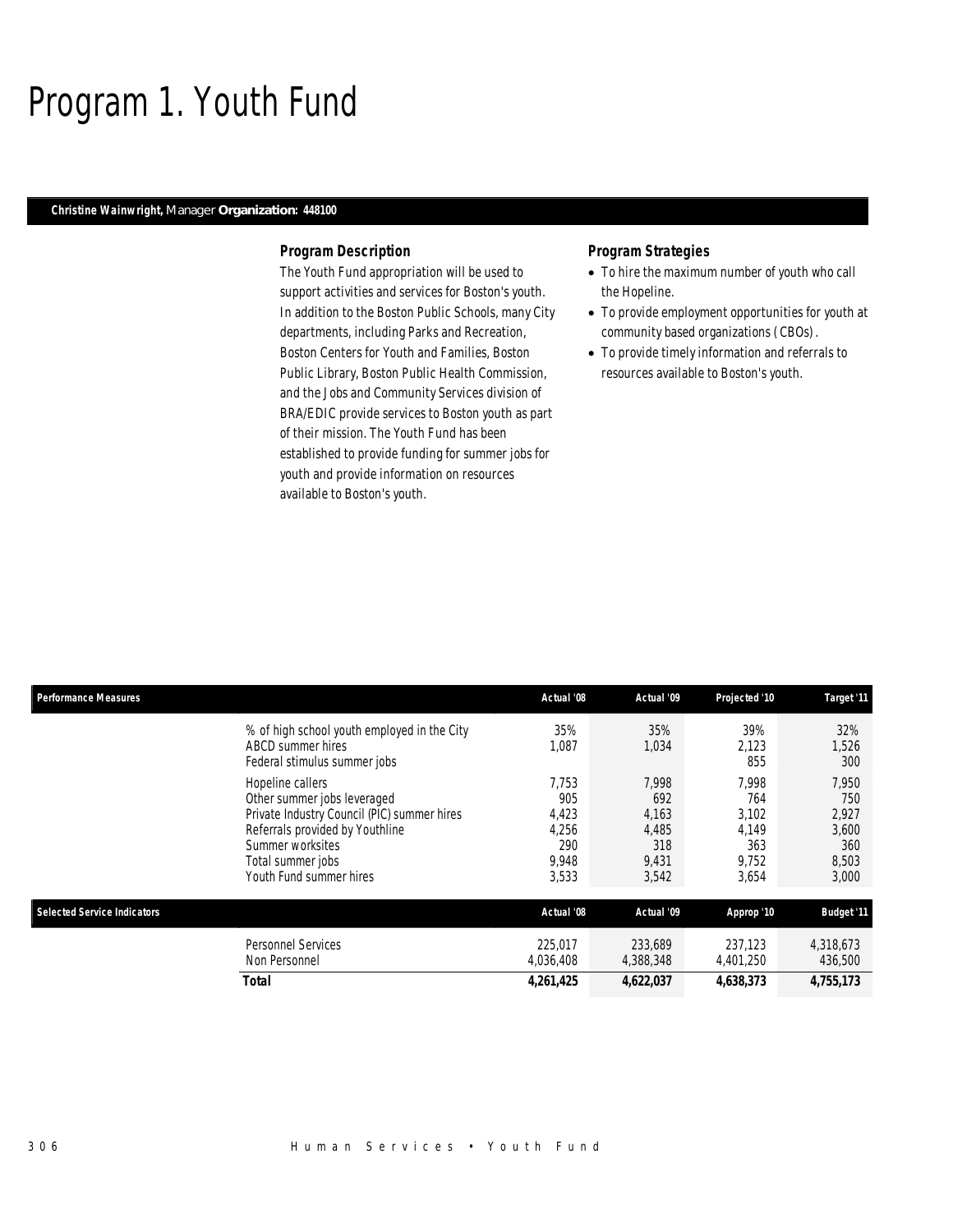# Program 1. Youth Fund

**Christine Wainwright,** Manager **Organization: 448100**

### Program Description

The Youth Fund appropriation will be used to support activities and services for Boston's youth. In addition to the Boston Public Schools, many City departments, including Parks and Recreation, Boston Centers for Youth and Families, Boston Public Library, Boston Public Health Commission, and the Jobs and Community Services division of BRA/EDIC provide services to Boston youth as part of their mission. The Youth Fund has been established to provide funding for summer jobs for youth and provide information on resources available to Boston's youth.

### Program Strategies

- To hire the maximum number of youth who call the Hopeline.
- To provide employment opportunities for youth at community based organizations (CBOs).
- To provide timely information and referrals to resources available to Boston's youth.

| Performance Measures | Actual '08 | Actual '09 | Projected '10 | Target '11 |
|---|---|---|---|---|
| % of high school youth employed in the City | 35% | 35% | 39% | 32% |
| ABCD summer hires | 1,087 | 1,034 | 2,123 | 1,526 |
| Federal stimulus summer jobs | | | 855 | 300 |
| Hopeline callers | 7,753 | 7,998 | 7,998 | 7,950 |
| Other summer jobs leveraged | 905 | 692 | 764 | 750 |
| Private Industry Council (PIC) summer hires | 4,423 | 4,163 | 3,102 | 2,927 |
| Referrals provided by Youthline | 4,256 | 4,485 | 4,149 | 3,600 |
| Summer worksites | 290 | 318 | 363 | 360 |
| Total summer jobs | 9,948 | 9,431 | 9,752 | 8,503 |
| Youth Fund summer hires | 3,533 | 3,542 | 3,654 | 3,000 |

| Selected Service Indicators | Actual '08 | Actual '09 | Approp '10 | Budget '11 |
|---|---|---|---|---|
| Personnel Services | 225,017 | 233,689 | 237,123 | 4,318,673 |
| Non Personnel | 4,036,408 | 4,388,348 | 4,401,250 | 436,500 |
| **Total** | **4,261,425** | **4,622,037** | **4,638,373** | **4,755,173** |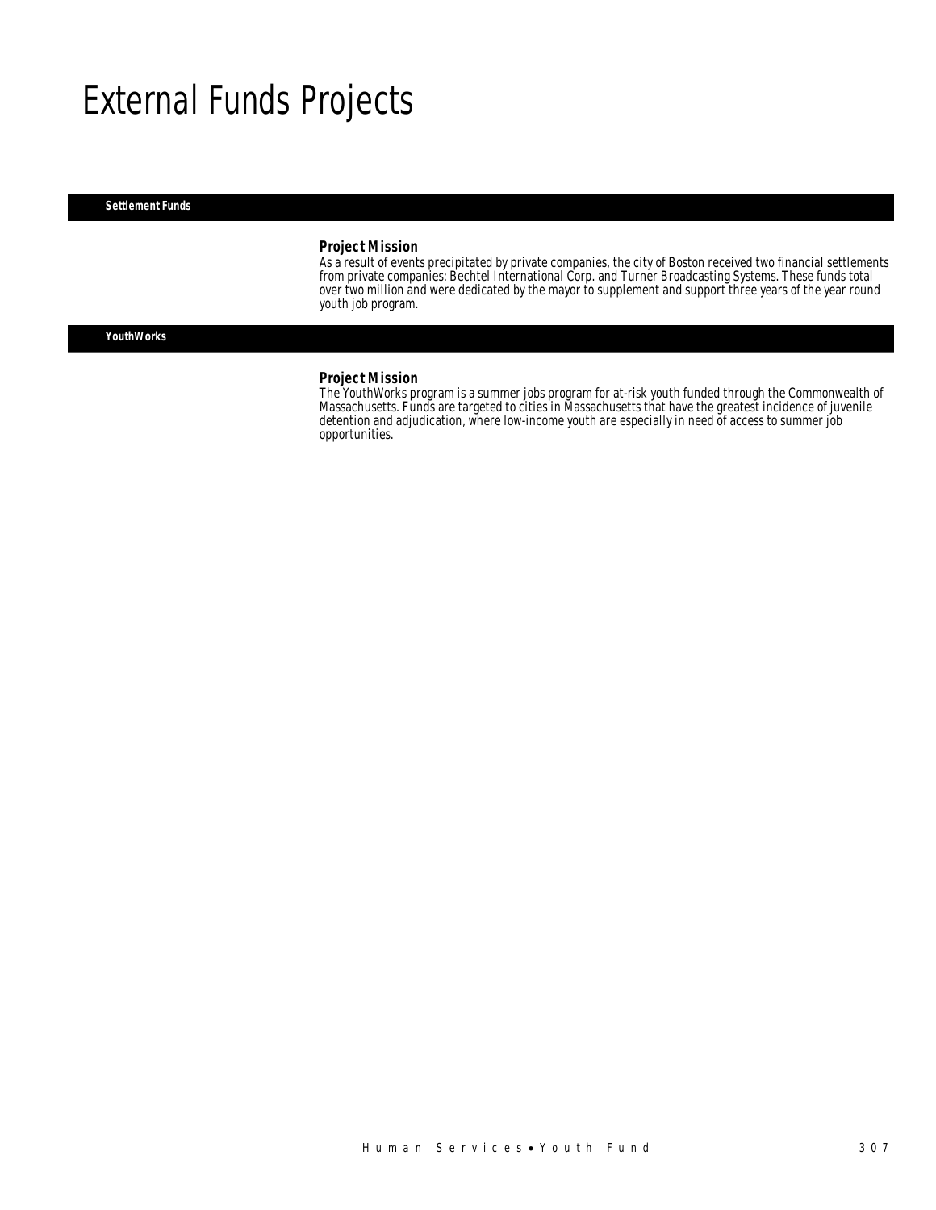// External Funds Projects

## Settlement Funds

### Project Mission

As a result of events precipitated by private companies, the city of Boston received two financial settlements from private companies: Bechtel International Corp. and Turner Broadcasting Systems. These funds total over two million and were dedicated by the mayor to supplement and support three years of the year round youth job program.

## YouthWorks

### Project Mission

The YouthWorks program is a summer jobs program for at-risk youth funded through the Commonwealth of Massachusetts. Funds are targeted to cities in Massachusetts that have the greatest incidence of juvenile detention and adjudication, where low-income youth are especially in need of access to summer job opportunities.

# External Funds Projects

## Settlement Funds

### Project Mission

As a result of events precipitated by private companies, the city of Boston received two financial settlements from private companies: Bechtel International Corp. and Turner Broadcasting Systems. These funds total over two million and were dedicated by the mayor to supplement and support three years of the year round youth job program.

## YouthWorks

### Project Mission

The YouthWorks program is a summer jobs program for at-risk youth funded through the Commonwealth of Massachusetts. Funds are targeted to cities in Massachusetts that have the greatest incidence of juvenile detention and adjudication, where low-income youth are especially in need of access to summer job opportunities.